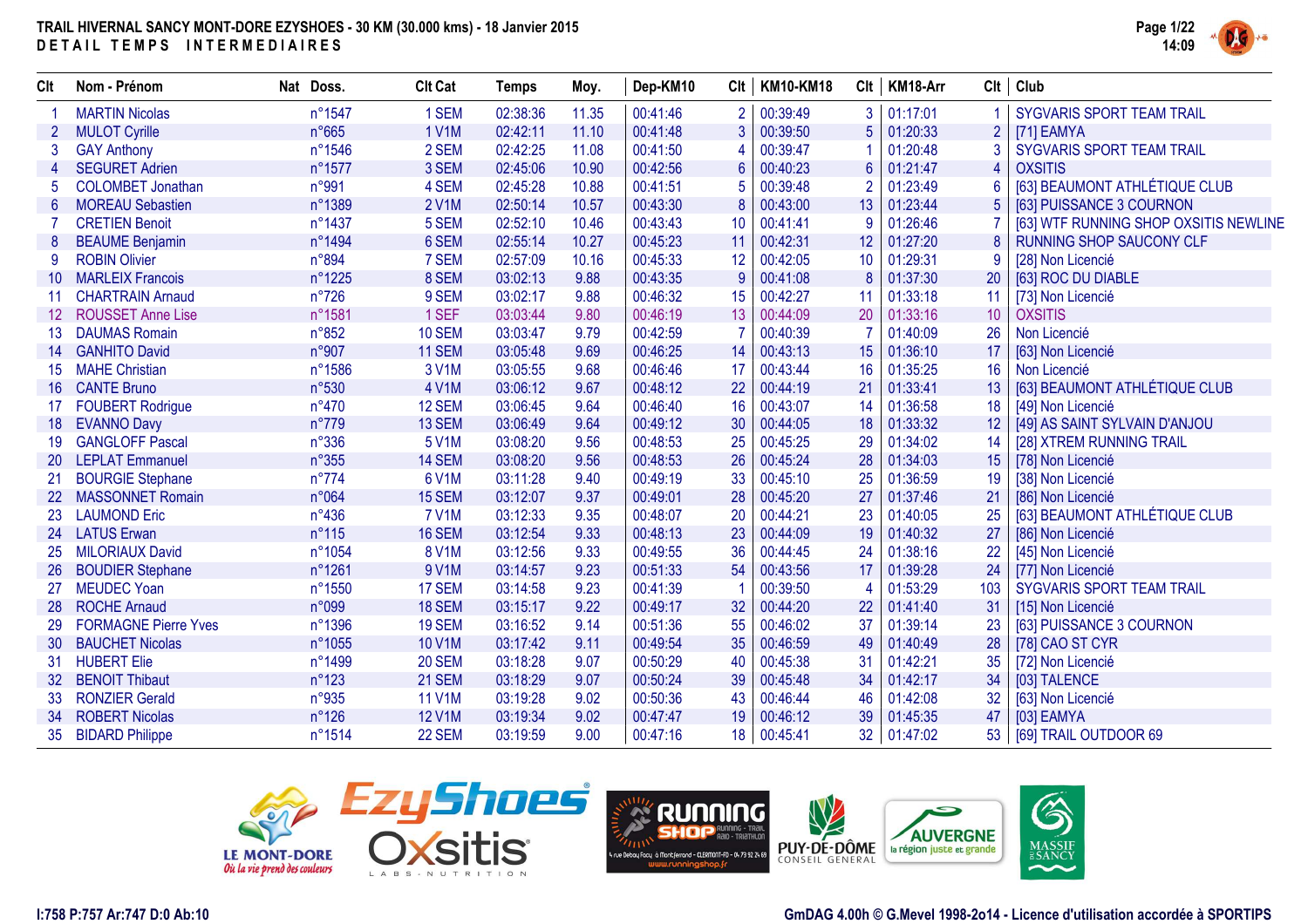# TRAIL HIVERNAL SANCY MONT-DORE EZYSHOES - 30 KM (30.000 kms) - 18 Janvier 2015

## DETAIL TEMPS INTERMEDIAIRES

| Clt | Nom - Prénom | Nat | Doss. | Clt Cat | Temps | Moy. | Dep-KM10 | Clt | KM10-KM18 | Clt | KM18-Arr | Clt | Club |
|---|---|---|---|---|---|---|---|---|---|---|---|---|---|
| 1 | MARTIN Nicolas | | n°1547 | 1 SEM | 02:38:36 | 11.35 | 00:41:46 | 2 | 00:39:49 | 3 | 01:17:01 | 1 | SYGVARIS SPORT TEAM TRAIL |
| 2 | MULOT Cyrille | | n°665 | 1 V1M | 02:42:11 | 11.10 | 00:41:48 | 3 | 00:39:50 | 5 | 01:20:33 | 2 | [71] EAMYA |
| 3 | GAY Anthony | | n°1546 | 2 SEM | 02:42:25 | 11.08 | 00:41:50 | 4 | 00:39:47 | 1 | 01:20:48 | 3 | SYGVARIS SPORT TEAM TRAIL |
| 4 | SEGURET Adrien | | n°1577 | 3 SEM | 02:45:06 | 10.90 | 00:42:56 | 6 | 00:40:23 | 6 | 01:21:47 | 4 | OXSITIS |
| 5 | COLOMBET Jonathan | | n°991 | 4 SEM | 02:45:28 | 10.88 | 00:41:51 | 5 | 00:39:48 | 2 | 01:23:49 | 6 | [63] BEAUMONT ATHLÉTIQUE CLUB |
| 6 | MOREAU Sebastien | | n°1389 | 2 V1M | 02:50:14 | 10.57 | 00:43:30 | 8 | 00:43:00 | 13 | 01:23:44 | 5 | [63] PUISSANCE 3 COURNON |
| 7 | CRETIEN Benoit | | n°1437 | 5 SEM | 02:52:10 | 10.46 | 00:43:43 | 10 | 00:41:41 | 9 | 01:26:46 | 7 | [63] WTF RUNNING SHOP OXSITIS NEWLINE |
| 8 | BEAUME Benjamin | | n°1494 | 6 SEM | 02:55:14 | 10.27 | 00:45:23 | 11 | 00:42:31 | 12 | 01:27:20 | 8 | RUNNING SHOP SAUCONY CLF |
| 9 | ROBIN Olivier | | n°894 | 7 SEM | 02:57:09 | 10.16 | 00:45:33 | 12 | 00:42:05 | 10 | 01:29:31 | 9 | [28] Non Licencié |
| 10 | MARLEIX Francois | | n°1225 | 8 SEM | 03:02:13 | 9.88 | 00:43:35 | 9 | 00:41:08 | 8 | 01:37:30 | 20 | [63] ROC DU DIABLE |
| 11 | CHARTRAIN Arnaud | | n°726 | 9 SEM | 03:02:17 | 9.88 | 00:46:32 | 15 | 00:42:27 | 11 | 01:33:18 | 11 | [73] Non Licencié |
| 12 | ROUSSET Anne Lise | | n°1581 | 1 SEF | 03:03:44 | 9.80 | 00:46:19 | 13 | 00:44:09 | 20 | 01:33:16 | 10 | OXSITIS |
| 13 | DAUMAS Romain | | n°852 | 10 SEM | 03:03:47 | 9.79 | 00:42:59 | 7 | 00:40:39 | 7 | 01:40:09 | 26 | Non Licencié |
| 14 | GANHITO David | | n°907 | 11 SEM | 03:05:48 | 9.69 | 00:46:25 | 14 | 00:43:13 | 15 | 01:36:10 | 17 | [63] Non Licencié |
| 15 | MAHE Christian | | n°1586 | 3 V1M | 03:05:55 | 9.68 | 00:46:46 | 17 | 00:43:44 | 16 | 01:35:25 | 16 | Non Licencié |
| 16 | CANTE Bruno | | n°530 | 4 V1M | 03:06:12 | 9.67 | 00:48:12 | 22 | 00:44:19 | 21 | 01:33:41 | 13 | [63] BEAUMONT ATHLÉTIQUE CLUB |
| 17 | FOUBERT Rodrigue | | n°470 | 12 SEM | 03:06:45 | 9.64 | 00:46:40 | 16 | 00:43:07 | 14 | 01:36:58 | 18 | [49] Non Licencié |
| 18 | EVANNO Davy | | n°779 | 13 SEM | 03:06:49 | 9.64 | 00:49:12 | 30 | 00:44:05 | 18 | 01:33:32 | 12 | [49] AS SAINT SYLVAIN D'ANJOU |
| 19 | GANGLOFF Pascal | | n°336 | 5 V1M | 03:08:20 | 9.56 | 00:48:53 | 25 | 00:45:25 | 29 | 01:34:02 | 14 | [28] XTREM RUNNING TRAIL |
| 20 | LEPLAT Emmanuel | | n°355 | 14 SEM | 03:08:20 | 9.56 | 00:48:53 | 26 | 00:45:24 | 28 | 01:34:03 | 15 | [78] Non Licencié |
| 21 | BOURGIE Stephane | | n°774 | 6 V1M | 03:11:28 | 9.40 | 00:49:19 | 33 | 00:45:10 | 25 | 01:36:59 | 19 | [38] Non Licencié |
| 22 | MASSONNET Romain | | n°064 | 15 SEM | 03:12:07 | 9.37 | 00:49:01 | 28 | 00:45:20 | 27 | 01:37:46 | 21 | [86] Non Licencié |
| 23 | LAUMOND Eric | | n°436 | 7 V1M | 03:12:33 | 9.35 | 00:48:07 | 20 | 00:44:21 | 23 | 01:40:05 | 25 | [63] BEAUMONT ATHLÉTIQUE CLUB |
| 24 | LATUS Erwan | | n°115 | 16 SEM | 03:12:54 | 9.33 | 00:48:13 | 23 | 00:44:09 | 19 | 01:40:32 | 27 | [86] Non Licencié |
| 25 | MILORIAUX David | | n°1054 | 8 V1M | 03:12:56 | 9.33 | 00:49:55 | 36 | 00:44:45 | 24 | 01:38:16 | 22 | [45] Non Licencié |
| 26 | BOUDIER Stephane | | n°1261 | 9 V1M | 03:14:57 | 9.23 | 00:51:33 | 54 | 00:43:56 | 17 | 01:39:28 | 24 | [77] Non Licencié |
| 27 | MEUDEC Yoan | | n°1550 | 17 SEM | 03:14:58 | 9.23 | 00:41:39 | 1 | 00:39:50 | 4 | 01:53:29 | 103 | SYGVARIS SPORT TEAM TRAIL |
| 28 | ROCHE Arnaud | | n°099 | 18 SEM | 03:15:17 | 9.22 | 00:49:17 | 32 | 00:44:20 | 22 | 01:41:40 | 31 | [15] Non Licencié |
| 29 | FORMAGNE Pierre Yves | | n°1396 | 19 SEM | 03:16:52 | 9.14 | 00:51:36 | 55 | 00:46:02 | 37 | 01:39:14 | 23 | [63] PUISSANCE 3 COURNON |
| 30 | BAUCHET Nicolas | | n°1055 | 10 V1M | 03:17:42 | 9.11 | 00:49:54 | 35 | 00:46:59 | 49 | 01:40:49 | 28 | [78] CAO ST CYR |
| 31 | HUBERT Elie | | n°1499 | 20 SEM | 03:18:28 | 9.07 | 00:50:29 | 40 | 00:45:38 | 31 | 01:42:21 | 35 | [72] Non Licencié |
| 32 | BENOIT Thibaut | | n°123 | 21 SEM | 03:18:29 | 9.07 | 00:50:24 | 39 | 00:45:48 | 34 | 01:42:17 | 34 | [03] TALENCE |
| 33 | RONZIER Gerald | | n°935 | 11 V1M | 03:19:28 | 9.02 | 00:50:36 | 43 | 00:46:44 | 46 | 01:42:08 | 32 | [63] Non Licencié |
| 34 | ROBERT Nicolas | | n°126 | 12 V1M | 03:19:34 | 9.02 | 00:47:47 | 19 | 00:46:12 | 39 | 01:45:35 | 47 | [03] EAMYA |
| 35 | BIDARD Philippe | | n°1514 | 22 SEM | 03:19:59 | 9.00 | 00:47:16 | 18 | 00:45:41 | 32 | 01:47:02 | 53 | [69] TRAIL OUTDOOR 69 |

I:758 P:757 Ar:747 D:0 Ab:10

GmDAG 4.00h © G.Mevel 1998-2o14 - Licence d'utilisation accordée à SPORTIPS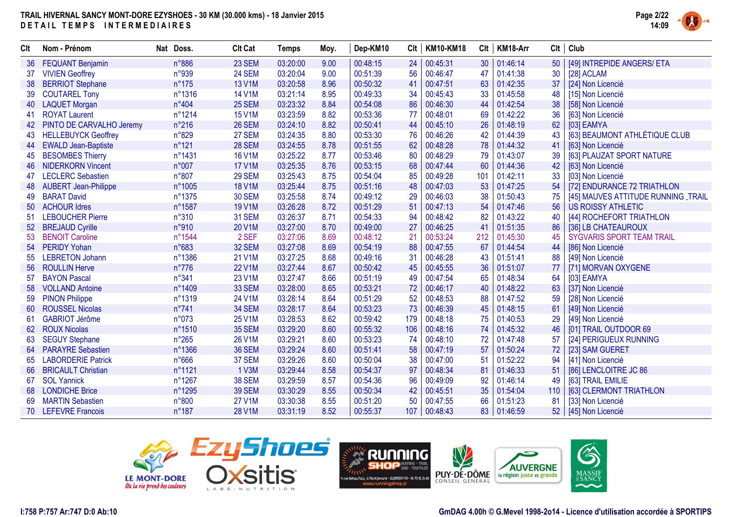# TRAIL HIVERNAL SANCY MONT-DORE EZYSHOES - 30 KM (30.000 kms) - 18 Janvier 2015

## DETAIL TEMPS INTERMEDIAIRES

| Clt | Nom - Prénom | Nat | Doss. | Clt Cat | Temps | Moy. | Dep-KM10 | Clt | KM10-KM18 | Clt | KM18-Arr | Clt | Club |
|---|---|---|---|---|---|---|---|---|---|---|---|---|---|
| 36 | FEQUANT Benjamin | | n°886 | 23 SEM | 03:20:00 | 9.00 | 00:48:15 | 24 | 00:45:31 | 30 | 01:46:14 | 50 | [49] INTREPIDE ANGERS/ ETA |
| 37 | VIVIEN Geoffrey | | n°939 | 24 SEM | 03:20:04 | 9.00 | 00:51:39 | 56 | 00:46:47 | 47 | 01:41:38 | 30 | [28] ACLAM |
| 38 | BERRIOT Stephane | | n°175 | 13 V1M | 03:20:58 | 8.96 | 00:50:32 | 41 | 00:47:51 | 63 | 01:42:35 | 37 | [24] Non Licencié |
| 39 | COUTAREL Tony | | n°1316 | 14 V1M | 03:21:14 | 8.95 | 00:49:33 | 34 | 00:45:43 | 33 | 01:45:58 | 48 | [15] Non Licencié |
| 40 | LAQUET Morgan | | n°404 | 25 SEM | 03:23:32 | 8.84 | 00:54:08 | 86 | 00:46:30 | 44 | 01:42:54 | 38 | [58] Non Licencié |
| 41 | ROYAT Laurent | | n°1214 | 15 V1M | 03:23:59 | 8.82 | 00:53:36 | 77 | 00:48:01 | 69 | 01:42:22 | 36 | [63] Non Licencié |
| 42 | PINTO DE CARVALHO Jeremy | | n°216 | 26 SEM | 03:24:10 | 8.82 | 00:50:41 | 44 | 00:45:10 | 26 | 01:48:19 | 62 | [03] EAMYA |
| 43 | HELLEBUYCK Geoffrey | | n°829 | 27 SEM | 03:24:35 | 8.80 | 00:53:30 | 76 | 00:46:26 | 42 | 01:44:39 | 43 | [63] BEAUMONT ATHLÉTIQUE CLUB |
| 44 | EWALD Jean-Baptiste | | n°121 | 28 SEM | 03:24:55 | 8.78 | 00:51:55 | 62 | 00:48:28 | 78 | 01:44:32 | 41 | [63] Non Licencié |
| 45 | BESOMBES Thierry | | n°1431 | 16 V1M | 03:25:22 | 8.77 | 00:53:46 | 80 | 00:48:29 | 79 | 01:43:07 | 39 | [63] PLAUZAT SPORT NATURE |
| 46 | NIDERKORN Vincent | | n°007 | 17 V1M | 03:25:35 | 8.76 | 00:53:15 | 68 | 00:47:44 | 60 | 01:44:36 | 42 | [63] Non Licencié |
| 47 | LECLERC Sebastien | | n°807 | 29 SEM | 03:25:43 | 8.75 | 00:54:04 | 85 | 00:49:28 | 101 | 01:42:11 | 33 | [03] Non Licencié |
| 48 | AUBERT Jean-Philippe | | n°1005 | 18 V1M | 03:25:44 | 8.75 | 00:51:16 | 48 | 00:47:03 | 53 | 01:47:25 | 54 | [72] ENDURANCE 72 TRIATHLON |
| 49 | BARAT David | | n°1375 | 30 SEM | 03:25:58 | 8.74 | 00:49:12 | 29 | 00:46:03 | 38 | 01:50:43 | 75 | [45] MAUVES ATTITUDE RUNNING _TRAIL |
| 50 | ACHOUR Idres | | n°1587 | 19 V1M | 03:26:28 | 8.72 | 00:51:29 | 51 | 00:47:13 | 54 | 01:47:46 | 56 | US ROISSY ATHLETIC |
| 51 | LEBOUCHER Pierre | | n°310 | 31 SEM | 03:26:37 | 8.71 | 00:54:33 | 94 | 00:48:42 | 82 | 01:43:22 | 40 | [44] ROCHEFORT TRIATHLON |
| 52 | BREJAUD Cyrille | | n°910 | 20 V1M | 03:27:00 | 8.70 | 00:49:00 | 27 | 00:46:25 | 41 | 01:51:35 | 86 | [36] LB CHATEAUROUX |
| 53 | BENOIT Caroline | | n°1544 | 2 SEF | 03:27:06 | 8.69 | 00:48:12 | 21 | 00:53:24 | 212 | 01:45:30 | 45 | SYGVARIS SPORT TEAM TRAIL |
| 54 | PERIDY Yohan | | n°683 | 32 SEM | 03:27:08 | 8.69 | 00:54:19 | 88 | 00:47:55 | 67 | 01:44:54 | 44 | [86] Non Licencié |
| 55 | LEBRETON Johann | | n°1386 | 21 V1M | 03:27:25 | 8.68 | 00:49:16 | 31 | 00:46:28 | 43 | 01:51:41 | 88 | [49] Non Licencié |
| 56 | ROULLIN Herve | | n°776 | 22 V1M | 03:27:44 | 8.67 | 00:50:42 | 45 | 00:45:55 | 36 | 01:51:07 | 77 | [71] MORVAN OXYGENE |
| 57 | BAYON Pascal | | n°341 | 23 V1M | 03:27:47 | 8.66 | 00:51:19 | 49 | 00:47:54 | 65 | 01:48:34 | 64 | [03] EAMYA |
| 58 | VOLLAND Antoine | | n°1409 | 33 SEM | 03:28:00 | 8.65 | 00:53:21 | 72 | 00:46:17 | 40 | 01:48:22 | 63 | [37] Non Licencié |
| 59 | PINON Philippe | | n°1319 | 24 V1M | 03:28:14 | 8.64 | 00:51:29 | 52 | 00:48:53 | 88 | 01:47:52 | 59 | [28] Non Licencié |
| 60 | ROUSSEL Nicolas | | n°741 | 34 SEM | 03:28:17 | 8.64 | 00:53:23 | 73 | 00:46:39 | 45 | 01:48:15 | 61 | [49] Non Licencié |
| 61 | GABRIOT Jérôme | | n°073 | 25 V1M | 03:28:53 | 8.62 | 00:59:42 | 179 | 00:48:18 | 75 | 01:40:53 | 29 | [49] Non Licencié |
| 62 | ROUX Nicolas | | n°1510 | 35 SEM | 03:29:20 | 8.60 | 00:55:32 | 106 | 00:48:16 | 74 | 01:45:32 | 46 | [01] TRAIL OUTDOOR 69 |
| 63 | SEGUY Stephane | | n°265 | 26 V1M | 03:29:21 | 8.60 | 00:53:23 | 74 | 00:48:10 | 72 | 01:47:48 | 57 | [24] PERIGUEUX RUNNING |
| 64 | PARAYRE Sebastien | | n°1366 | 36 SEM | 03:29:24 | 8.60 | 00:51:41 | 58 | 00:47:19 | 57 | 01:50:24 | 72 | [23] SAM GUERET |
| 65 | LABORDERIE Patrick | | n°666 | 37 SEM | 03:29:26 | 8.60 | 00:50:04 | 38 | 00:47:00 | 51 | 01:52:22 | 94 | [41] Non Licencié |
| 66 | BRICAULT Christian | | n°1121 | 1 V3M | 03:29:44 | 8.58 | 00:54:37 | 97 | 00:48:34 | 81 | 01:46:33 | 51 | [86] LENCLOITRE JC 86 |
| 67 | SOL Yannick | | n°1267 | 38 SEM | 03:29:59 | 8.57 | 00:54:36 | 96 | 00:49:09 | 92 | 01:46:14 | 49 | [63] TRAIL EMILIE |
| 68 | LONDICHE Brice | | n°1295 | 39 SEM | 03:30:29 | 8.55 | 00:50:34 | 42 | 00:45:51 | 35 | 01:54:04 | 110 | [63] CLERMONT TRIATHLON |
| 69 | MARTIN Sebastien | | n°800 | 27 V1M | 03:30:38 | 8.55 | 00:51:20 | 50 | 00:47:55 | 66 | 01:51:23 | 81 | [33] Non Licencié |
| 70 | LEFEVRE Francois | | n°187 | 28 V1M | 03:31:19 | 8.52 | 00:55:37 | 107 | 00:48:43 | 83 | 01:46:59 | 52 | [45] Non Licencié |

I:758 P:757 Ar:747 D:0 Ab:10

GmDAG 4.00h © G.Mevel 1998-2014 - Licence d'utilisation accordée à SPORTIPS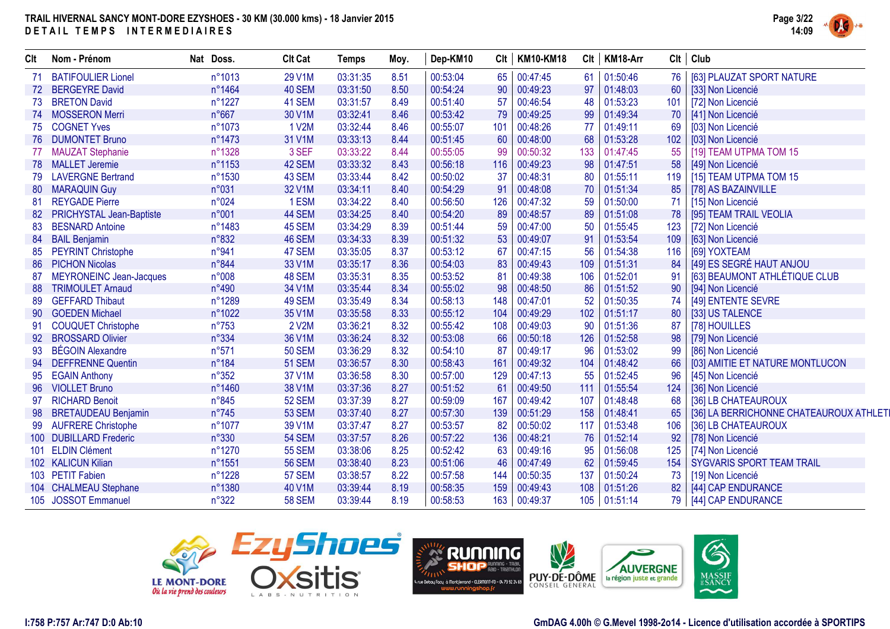**TRAIL HIVERNAL SANCY MONT-DORE EZYSHOES - 30 KM (30.000 kms) - 18 Janvier 2015**
**DETAIL TEMPS INTERMEDIAIRES**

| Clt | Nom - Prénom | Nat | Doss. | Clt Cat | Temps | Moy. | Dep-KM10 | Clt | KM10-KM18 | Clt | KM18-Arr | Clt | Club |
|---|---|---|---|---|---|---|---|---|---|---|---|---|---|
| 71 | BATIFOULIER Lionel | | n°1013 | 29 V1M | 03:31:35 | 8.51 | 00:53:04 | 65 | 00:47:45 | 61 | 01:50:46 | 76 | [63] PLAUZAT SPORT NATURE |
| 72 | BERGEYRE David | | n°1464 | 40 SEM | 03:31:50 | 8.50 | 00:54:24 | 90 | 00:49:23 | 97 | 01:48:03 | 60 | [33] Non Licencié |
| 73 | BRETON David | | n°1227 | 41 SEM | 03:31:57 | 8.49 | 00:51:40 | 57 | 00:46:54 | 48 | 01:53:23 | 101 | [72] Non Licencié |
| 74 | MOSSERON Merri | | n°667 | 30 V1M | 03:32:41 | 8.46 | 00:53:42 | 79 | 00:49:25 | 99 | 01:49:34 | 70 | [41] Non Licencié |
| 75 | COGNET Yves | | n°1073 | 1 V2M | 03:32:44 | 8.46 | 00:55:07 | 101 | 00:48:26 | 77 | 01:49:11 | 69 | [03] Non Licencié |
| 76 | DUMONTET Bruno | | n°1473 | 31 V1M | 03:33:13 | 8.44 | 00:51:45 | 60 | 00:48:00 | 68 | 01:53:28 | 102 | [03] Non Licencié |
| 77 | MAUZAT Stephanie | | n°1328 | 3 SEF | 03:33:22 | 8.44 | 00:55:05 | 99 | 00:50:32 | 133 | 01:47:45 | 55 | [19] TEAM UTPMA TOM 15 |
| 78 | MALLET Jeremie | | n°1153 | 42 SEM | 03:33:32 | 8.43 | 00:56:18 | 116 | 00:49:23 | 98 | 01:47:51 | 58 | [49] Non Licencié |
| 79 | LAVERGNE Bertrand | | n°1530 | 43 SEM | 03:33:44 | 8.42 | 00:50:02 | 37 | 00:48:31 | 80 | 01:55:11 | 119 | [15] TEAM UTPMA TOM 15 |
| 80 | MARAQUIN Guy | | n°031 | 32 V1M | 03:34:11 | 8.40 | 00:54:29 | 91 | 00:48:08 | 70 | 01:51:34 | 85 | [78] AS BAZAINVILLE |
| 81 | REYGADE Pierre | | n°024 | 1 ESM | 03:34:22 | 8.40 | 00:56:50 | 126 | 00:47:32 | 59 | 01:50:00 | 71 | [15] Non Licencié |
| 82 | PRICHYSTAL Jean-Baptiste | | n°001 | 44 SEM | 03:34:25 | 8.40 | 00:54:20 | 89 | 00:48:57 | 89 | 01:51:08 | 78 | [95] TEAM TRAIL VEOLIA |
| 83 | BESNARD Antoine | | n°1483 | 45 SEM | 03:34:29 | 8.39 | 00:51:44 | 59 | 00:47:00 | 50 | 01:55:45 | 123 | [72] Non Licencié |
| 84 | BAIL Benjamin | | n°832 | 46 SEM | 03:34:33 | 8.39 | 00:51:32 | 53 | 00:49:07 | 91 | 01:53:54 | 109 | [63] Non Licencié |
| 85 | PEYRINT Christophe | | n°941 | 47 SEM | 03:35:05 | 8.37 | 00:53:12 | 67 | 00:47:15 | 56 | 01:54:38 | 116 | [69] YOXTEAM |
| 86 | PICHON Nicolas | | n°844 | 33 V1M | 03:35:17 | 8.36 | 00:54:03 | 83 | 00:49:43 | 109 | 01:51:31 | 84 | [49] ES SEGRÉ HAUT ANJOU |
| 87 | MEYRONEINC Jean-Jacques | | n°008 | 48 SEM | 03:35:31 | 8.35 | 00:53:52 | 81 | 00:49:38 | 106 | 01:52:01 | 91 | [63] BEAUMONT ATHLÉTIQUE CLUB |
| 88 | TRIMOULET Arnaud | | n°490 | 34 V1M | 03:35:44 | 8.34 | 00:55:02 | 98 | 00:48:50 | 86 | 01:51:52 | 90 | [94] Non Licencié |
| 89 | GEFFARD Thibaut | | n°1289 | 49 SEM | 03:35:49 | 8.34 | 00:58:13 | 148 | 00:47:01 | 52 | 01:50:35 | 74 | [49] ENTENTE SEVRE |
| 90 | GOEDEN Michael | | n°1022 | 35 V1M | 03:35:58 | 8.33 | 00:55:12 | 104 | 00:49:29 | 102 | 01:51:17 | 80 | [33] US TALENCE |
| 91 | COUQUET Christophe | | n°753 | 2 V2M | 03:36:21 | 8.32 | 00:55:42 | 108 | 00:49:03 | 90 | 01:51:36 | 87 | [78] HOUILLES |
| 92 | BROSSARD Olivier | | n°334 | 36 V1M | 03:36:24 | 8.32 | 00:53:08 | 66 | 00:50:18 | 126 | 01:52:58 | 98 | [79] Non Licencié |
| 93 | BÉGOIN Alexandre | | n°571 | 50 SEM | 03:36:29 | 8.32 | 00:54:10 | 87 | 00:49:17 | 96 | 01:53:02 | 99 | [86] Non Licencié |
| 94 | DEFFRENNE Quentin | | n°184 | 51 SEM | 03:36:57 | 8.30 | 00:58:43 | 161 | 00:49:32 | 104 | 01:48:42 | 66 | [03] AMITIE ET NATURE MONTLUCON |
| 95 | EGAIN Anthony | | n°352 | 37 V1M | 03:36:58 | 8.30 | 00:57:00 | 129 | 00:47:13 | 55 | 01:52:45 | 96 | [45] Non Licencié |
| 96 | VIOLLET Bruno | | n°1460 | 38 V1M | 03:37:36 | 8.27 | 00:51:52 | 61 | 00:49:50 | 111 | 01:55:54 | 124 | [36] Non Licencié |
| 97 | RICHARD Benoit | | n°845 | 52 SEM | 03:37:39 | 8.27 | 00:59:09 | 167 | 00:49:42 | 107 | 01:48:48 | 68 | [36] LB CHATEAUROUX |
| 98 | BRETAUDEAU Benjamin | | n°745 | 53 SEM | 03:37:40 | 8.27 | 00:57:30 | 139 | 00:51:29 | 158 | 01:48:41 | 65 | [36] LA BERRICHONNE CHATEAUROUX ATHLETI |
| 99 | AUFRERE Christophe | | n°1077 | 39 V1M | 03:37:47 | 8.27 | 00:53:57 | 82 | 00:50:02 | 117 | 01:53:48 | 106 | [36] LB CHATEAUROUX |
| 100 | DUBILLARD Frederic | | n°330 | 54 SEM | 03:37:57 | 8.26 | 00:57:22 | 136 | 00:48:21 | 76 | 01:52:14 | 92 | [78] Non Licencié |
| 101 | ELDIN Clément | | n°1270 | 55 SEM | 03:38:06 | 8.25 | 00:52:42 | 63 | 00:49:16 | 95 | 01:56:08 | 125 | [74] Non Licencié |
| 102 | KALICUN Kilian | | n°1551 | 56 SEM | 03:38:40 | 8.23 | 00:51:06 | 46 | 00:47:49 | 62 | 01:59:45 | 154 | SYGVARIS SPORT TEAM TRAIL |
| 103 | PETIT Fabien | | n°1228 | 57 SEM | 03:38:57 | 8.22 | 00:57:58 | 144 | 00:50:35 | 137 | 01:50:24 | 73 | [19] Non Licencié |
| 104 | CHALMEAU Stephane | | n°1380 | 40 V1M | 03:39:44 | 8.19 | 00:58:35 | 159 | 00:49:43 | 108 | 01:51:26 | 82 | [44] CAP ENDURANCE |
| 105 | JOSSOT Emmanuel | | n°322 | 58 SEM | 03:39:44 | 8.19 | 00:58:53 | 163 | 00:49:37 | 105 | 01:51:14 | 79 | [44] CAP ENDURANCE |

I:758 P:757 Ar:747 D:0 Ab:10

GmDAG 4.00h © G.Mevel 1998-2o14 - Licence d'utilisation accordée à SPORTIPS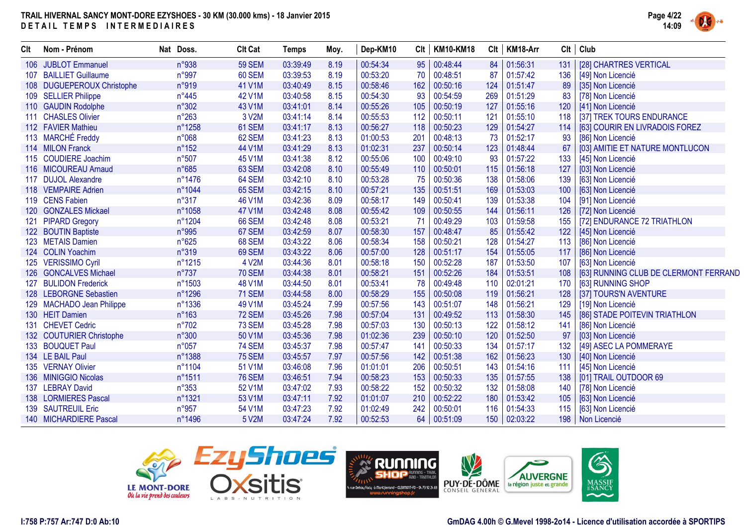# TRAIL HIVERNAL SANCY MONT-DORE EZYSHOES - 30 KM (30.000 kms) - 18 Janvier 2015

**DETAIL TEMPS INTERMEDIAIRES**

| Clt | Nom - Prénom | Nat | Doss. | Clt Cat | Temps | Moy. | Dep-KM10 | Clt | KM10-KM18 | Clt | KM18-Arr | Clt | Club |
|---|---|---|---|---|---|---|---|---|---|---|---|---|---|
| 106 | JUBLOT Emmanuel | | n°938 | 59 SEM | 03:39:49 | 8.19 | 00:54:34 | 95 | 00:48:44 | 84 | 01:56:31 | 131 | [28] CHARTRES VERTICAL |
| 107 | BAILLIET Guillaume | | n°997 | 60 SEM | 03:39:53 | 8.19 | 00:53:20 | 70 | 00:48:51 | 87 | 01:57:42 | 136 | [49] Non Licencié |
| 108 | DUGUEPEROUX Christophe | | n°919 | 41 V1M | 03:40:49 | 8.15 | 00:58:46 | 162 | 00:50:16 | 124 | 01:51:47 | 89 | [35] Non Licencié |
| 109 | SELLIER Philippe | | n°445 | 42 V1M | 03:40:58 | 8.15 | 00:54:30 | 93 | 00:54:59 | 269 | 01:51:29 | 83 | [78] Non Licencié |
| 110 | GAUDIN Rodolphe | | n°302 | 43 V1M | 03:41:01 | 8.14 | 00:55:26 | 105 | 00:50:19 | 127 | 01:55:16 | 120 | [41] Non Licencié |
| 111 | CHASLES Olivier | | n°263 | 3 V2M | 03:41:14 | 8.14 | 00:55:53 | 112 | 00:50:11 | 121 | 01:55:10 | 118 | [37] TREK TOURS ENDURANCE |
| 112 | FAVIER Mathieu | | n°1258 | 61 SEM | 03:41:17 | 8.13 | 00:56:27 | 118 | 00:50:23 | 129 | 01:54:27 | 114 | [63] COURIR EN LIVRADOIS FOREZ |
| 113 | MARCHÉ Freddy | | n°068 | 62 SEM | 03:41:23 | 8.13 | 01:00:53 | 201 | 00:48:13 | 73 | 01:52:17 | 93 | [86] Non Licencié |
| 114 | MILON Franck | | n°152 | 44 V1M | 03:41:29 | 8.13 | 01:02:31 | 237 | 00:50:14 | 123 | 01:48:44 | 67 | [03] AMITIE ET NATURE MONTLUCON |
| 115 | COUDIERE Joachim | | n°507 | 45 V1M | 03:41:38 | 8.12 | 00:55:06 | 100 | 00:49:10 | 93 | 01:57:22 | 133 | [45] Non Licencié |
| 116 | MICOUREAU Arnaud | | n°685 | 63 SEM | 03:42:08 | 8.10 | 00:55:49 | 110 | 00:50:01 | 115 | 01:56:18 | 127 | [03] Non Licencié |
| 117 | DUJOL Alexandre | | n°1476 | 64 SEM | 03:42:10 | 8.10 | 00:53:28 | 75 | 00:50:36 | 138 | 01:58:06 | 139 | [63] Non Licencié |
| 118 | VEMPAIRE Adrien | | n°1044 | 65 SEM | 03:42:15 | 8.10 | 00:57:21 | 135 | 00:51:51 | 169 | 01:53:03 | 100 | [63] Non Licencié |
| 119 | CENS Fabien | | n°317 | 46 V1M | 03:42:36 | 8.09 | 00:58:17 | 149 | 00:50:41 | 139 | 01:53:38 | 104 | [91] Non Licencié |
| 120 | GONZALES Mickael | | n°1058 | 47 V1M | 03:42:48 | 8.08 | 00:55:42 | 109 | 00:50:55 | 144 | 01:56:11 | 126 | [72] Non Licencié |
| 121 | PIPARD Gregory | | n°1204 | 66 SEM | 03:42:48 | 8.08 | 00:53:21 | 71 | 00:49:29 | 103 | 01:59:58 | 155 | [72] ENDURANCE 72 TRIATHLON |
| 122 | BOUTIN Baptiste | | n°995 | 67 SEM | 03:42:59 | 8.07 | 00:58:30 | 157 | 00:48:47 | 85 | 01:55:42 | 122 | [45] Non Licencié |
| 123 | METAIS Damien | | n°625 | 68 SEM | 03:43:22 | 8.06 | 00:58:34 | 158 | 00:50:21 | 128 | 01:54:27 | 113 | [86] Non Licencié |
| 124 | COLIN Yoachim | | n°319 | 69 SEM | 03:43:22 | 8.06 | 00:57:00 | 128 | 00:51:17 | 154 | 01:55:05 | 117 | [86] Non Licencié |
| 125 | VERISSIMO Cyril | | n°1215 | 4 V2M | 03:44:36 | 8.01 | 00:58:18 | 150 | 00:52:28 | 187 | 01:53:50 | 107 | [63] Non Licencié |
| 126 | GONCALVES Michael | | n°737 | 70 SEM | 03:44:38 | 8.01 | 00:58:21 | 151 | 00:52:26 | 184 | 01:53:51 | 108 | [63] RUNNING CLUB DE CLERMONT FERRAND |
| 127 | BULIDON Frederick | | n°1503 | 48 V1M | 03:44:50 | 8.01 | 00:53:41 | 78 | 00:49:48 | 110 | 02:01:21 | 170 | [63] RUNNING SHOP |
| 128 | LEBORGNE Sebastien | | n°1296 | 71 SEM | 03:44:58 | 8.00 | 00:58:29 | 155 | 00:50:08 | 119 | 01:56:21 | 128 | [37] TOURS'N AVENTURE |
| 129 | MACHADO Jean Philippe | | n°1336 | 49 V1M | 03:45:24 | 7.99 | 00:57:56 | 143 | 00:51:07 | 148 | 01:56:21 | 129 | [19] Non Licencié |
| 130 | HEIT Damien | | n°163 | 72 SEM | 03:45:26 | 7.98 | 00:57:04 | 131 | 00:49:52 | 113 | 01:58:30 | 145 | [86] STADE POITEVIN TRIATHLON |
| 131 | CHEVET Cedric | | n°702 | 73 SEM | 03:45:28 | 7.98 | 00:57:03 | 130 | 00:50:13 | 122 | 01:58:12 | 141 | [86] Non Licencié |
| 132 | COUTURIER Christophe | | n°300 | 50 V1M | 03:45:36 | 7.98 | 01:02:36 | 239 | 00:50:10 | 120 | 01:52:50 | 97 | [03] Non Licencié |
| 133 | BOUQUET Paul | | n°057 | 74 SEM | 03:45:37 | 7.98 | 00:57:47 | 141 | 00:50:33 | 134 | 01:57:17 | 132 | [49] ASEC LA POMMERAYE |
| 134 | LE BAIL Paul | | n°1388 | 75 SEM | 03:45:57 | 7.97 | 00:57:56 | 142 | 00:51:38 | 162 | 01:56:23 | 130 | [40] Non Licencié |
| 135 | VERNAY Olivier | | n°1104 | 51 V1M | 03:46:08 | 7.96 | 01:01:01 | 206 | 00:50:51 | 143 | 01:54:16 | 111 | [45] Non Licencié |
| 136 | MINIGGIO Nicolas | | n°1511 | 76 SEM | 03:46:51 | 7.94 | 00:58:23 | 153 | 00:50:33 | 135 | 01:57:55 | 138 | [01] TRAIL OUTDOOR 69 |
| 137 | LEBRAY David | | n°353 | 52 V1M | 03:47:02 | 7.93 | 00:58:22 | 152 | 00:50:32 | 132 | 01:58:08 | 140 | [78] Non Licencié |
| 138 | LORMIERES Pascal | | n°1321 | 53 V1M | 03:47:11 | 7.92 | 01:01:07 | 210 | 00:52:22 | 180 | 01:53:42 | 105 | [63] Non Licencié |
| 139 | SAUTREUIL Eric | | n°957 | 54 V1M | 03:47:23 | 7.92 | 01:02:49 | 242 | 00:50:01 | 116 | 01:54:33 | 115 | [63] Non Licencié |
| 140 | MICHARDIERE Pascal | | n°1496 | 5 V2M | 03:47:24 | 7.92 | 00:52:53 | 64 | 00:51:09 | 150 | 02:03:22 | 198 | Non Licencié |

I:758 P:757 Ar:747 D:0 Ab:10

GmDAG 4.00h © G.Mevel 1998-2o14 - Licence d'utilisation accordée à SPORTIPS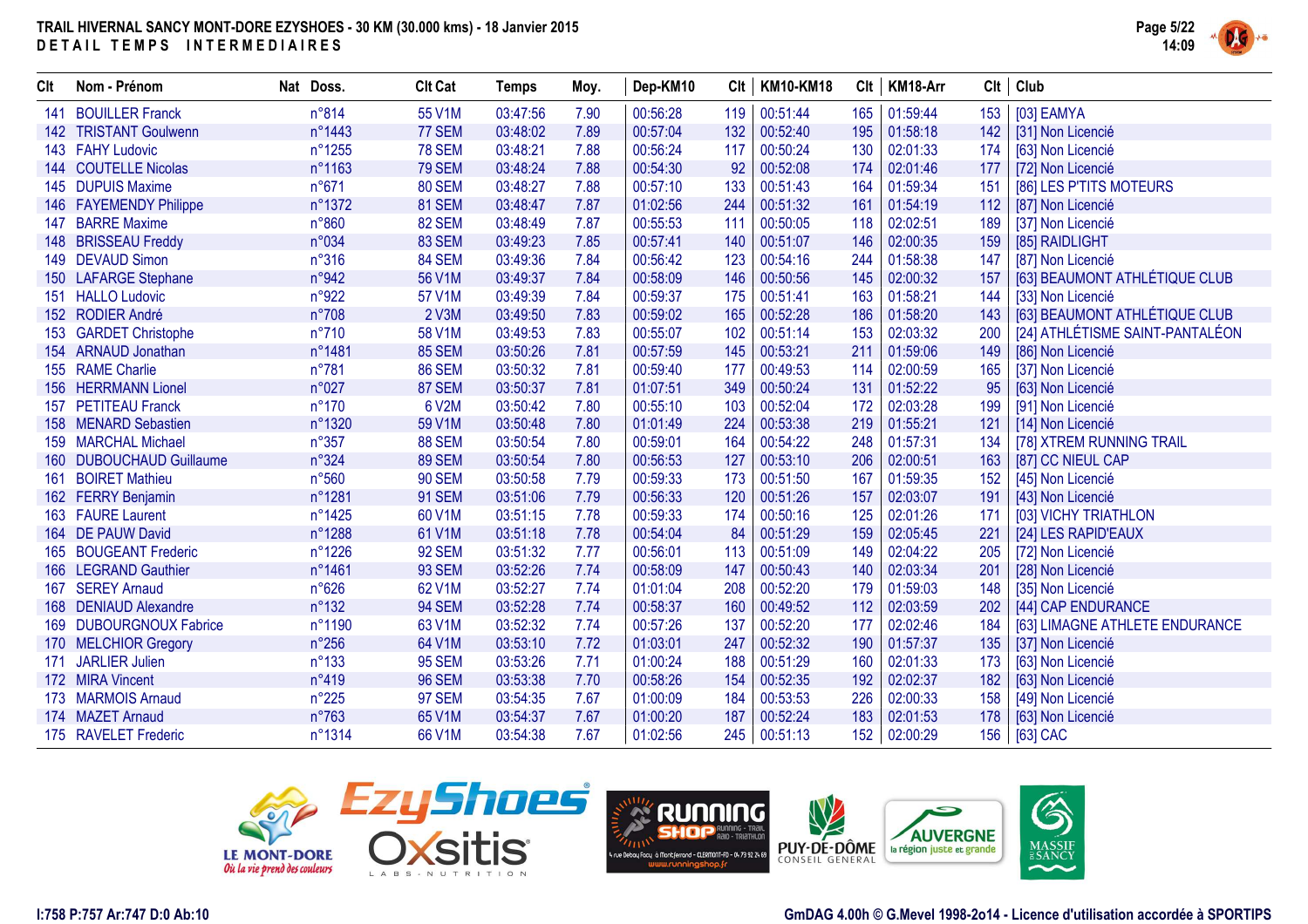**TRAIL HIVERNAL SANCY MONT-DORE EZYSHOES - 30 KM (30.000 kms) - 18 Janvier 2015**
**DETAIL TEMPS INTERMEDIAIRES**

| Clt | Nom - Prénom | Nat | Doss. | Clt Cat | Temps | Moy. | Dep-KM10 | Clt | KM10-KM18 | Clt | KM18-Arr | Clt | Club |
|---|---|---|---|---|---|---|---|---|---|---|---|---|---|
| 141 | BOUILLER Franck | | n°814 | 55 V1M | 03:47:56 | 7.90 | 00:56:28 | 119 | 00:51:44 | 165 | 01:59:44 | 153 | [03] EAMYA |
| 142 | TRISTANT Goulwenn | | n°1443 | 77 SEM | 03:48:02 | 7.89 | 00:57:04 | 132 | 00:52:40 | 195 | 01:58:18 | 142 | [31] Non Licencié |
| 143 | FAHY Ludovic | | n°1255 | 78 SEM | 03:48:21 | 7.88 | 00:56:24 | 117 | 00:50:24 | 130 | 02:01:33 | 174 | [63] Non Licencié |
| 144 | COUTELLE Nicolas | | n°1163 | 79 SEM | 03:48:24 | 7.88 | 00:54:30 | 92 | 00:52:08 | 174 | 02:01:46 | 177 | [72] Non Licencié |
| 145 | DUPUIS Maxime | | n°671 | 80 SEM | 03:48:27 | 7.88 | 00:57:10 | 133 | 00:51:43 | 164 | 01:59:34 | 151 | [86] LES P'TITS MOTEURS |
| 146 | FAYEMENDY Philippe | | n°1372 | 81 SEM | 03:48:47 | 7.87 | 01:02:56 | 244 | 00:51:32 | 161 | 01:54:19 | 112 | [87] Non Licencié |
| 147 | BARRE Maxime | | n°860 | 82 SEM | 03:48:49 | 7.87 | 00:55:53 | 111 | 00:50:05 | 118 | 02:02:51 | 189 | [37] Non Licencié |
| 148 | BRISSEAU Freddy | | n°034 | 83 SEM | 03:49:23 | 7.85 | 00:57:41 | 140 | 00:51:07 | 146 | 02:00:35 | 159 | [85] RAIDLIGHT |
| 149 | DEVAUD Simon | | n°316 | 84 SEM | 03:49:36 | 7.84 | 00:56:42 | 123 | 00:54:16 | 244 | 01:58:38 | 147 | [87] Non Licencié |
| 150 | LAFARGE Stephane | | n°942 | 56 V1M | 03:49:37 | 7.84 | 00:58:09 | 146 | 00:50:56 | 145 | 02:00:32 | 157 | [63] BEAUMONT ATHLÉTIQUE CLUB |
| 151 | HALLO Ludovic | | n°922 | 57 V1M | 03:49:39 | 7.84 | 00:59:37 | 175 | 00:51:41 | 163 | 01:58:21 | 144 | [33] Non Licencié |
| 152 | RODIER André | | n°708 | 2 V3M | 03:49:50 | 7.83 | 00:59:02 | 165 | 00:52:28 | 186 | 01:58:20 | 143 | [63] BEAUMONT ATHLÉTIQUE CLUB |
| 153 | GARDET Christophe | | n°710 | 58 V1M | 03:49:53 | 7.83 | 00:55:07 | 102 | 00:51:14 | 153 | 02:03:32 | 200 | [24] ATHLÉTISME SAINT-PANTALÉON |
| 154 | ARNAUD Jonathan | | n°1481 | 85 SEM | 03:50:26 | 7.81 | 00:57:59 | 145 | 00:53:21 | 211 | 01:59:06 | 149 | [86] Non Licencié |
| 155 | RAME Charlie | | n°781 | 86 SEM | 03:50:32 | 7.81 | 00:59:40 | 177 | 00:49:53 | 114 | 02:00:59 | 165 | [37] Non Licencié |
| 156 | HERRMANN Lionel | | n°027 | 87 SEM | 03:50:37 | 7.81 | 01:07:51 | 349 | 00:50:24 | 131 | 01:52:22 | 95 | [63] Non Licencié |
| 157 | PETITEAU Franck | | n°170 | 6 V2M | 03:50:42 | 7.80 | 00:55:10 | 103 | 00:52:04 | 172 | 02:03:28 | 199 | [91] Non Licencié |
| 158 | MENARD Sebastien | | n°1320 | 59 V1M | 03:50:48 | 7.80 | 01:01:49 | 224 | 00:53:38 | 219 | 01:55:21 | 121 | [14] Non Licencié |
| 159 | MARCHAL Michael | | n°357 | 88 SEM | 03:50:54 | 7.80 | 00:59:01 | 164 | 00:54:22 | 248 | 01:57:31 | 134 | [78] XTREM RUNNING TRAIL |
| 160 | DUBOUCHAUD Guillaume | | n°324 | 89 SEM | 03:50:54 | 7.80 | 00:56:53 | 127 | 00:53:10 | 206 | 02:00:51 | 163 | [87] CC NIEUL CAP |
| 161 | BOIRET Mathieu | | n°560 | 90 SEM | 03:50:58 | 7.79 | 00:59:33 | 173 | 00:51:50 | 167 | 01:59:35 | 152 | [45] Non Licencié |
| 162 | FERRY Benjamin | | n°1281 | 91 SEM | 03:51:06 | 7.79 | 00:56:33 | 120 | 00:51:26 | 157 | 02:03:07 | 191 | [43] Non Licencié |
| 163 | FAURE Laurent | | n°1425 | 60 V1M | 03:51:15 | 7.78 | 00:59:33 | 174 | 00:50:16 | 125 | 02:01:26 | 171 | [03] VICHY TRIATHLON |
| 164 | DE PAUW David | | n°1288 | 61 V1M | 03:51:18 | 7.78 | 00:54:04 | 84 | 00:51:29 | 159 | 02:05:45 | 221 | [24] LES RAPID'EAUX |
| 165 | BOUGEANT Frederic | | n°1226 | 92 SEM | 03:51:32 | 7.77 | 00:56:01 | 113 | 00:51:09 | 149 | 02:04:22 | 205 | [72] Non Licencié |
| 166 | LEGRAND Gauthier | | n°1461 | 93 SEM | 03:52:26 | 7.74 | 00:58:09 | 147 | 00:50:43 | 140 | 02:03:34 | 201 | [28] Non Licencié |
| 167 | SEREY Arnaud | | n°626 | 62 V1M | 03:52:27 | 7.74 | 01:01:04 | 208 | 00:52:20 | 179 | 01:59:03 | 148 | [35] Non Licencié |
| 168 | DENIAUD Alexandre | | n°132 | 94 SEM | 03:52:28 | 7.74 | 00:58:37 | 160 | 00:49:52 | 112 | 02:03:59 | 202 | [44] CAP ENDURANCE |
| 169 | DUBOURGNOUX Fabrice | | n°1190 | 63 V1M | 03:52:32 | 7.74 | 00:57:26 | 137 | 00:52:20 | 177 | 02:02:46 | 184 | [63] LIMAGNE ATHLETE ENDURANCE |
| 170 | MELCHIOR Gregory | | n°256 | 64 V1M | 03:53:10 | 7.72 | 01:03:01 | 247 | 00:52:32 | 190 | 01:57:37 | 135 | [37] Non Licencié |
| 171 | JARLIER Julien | | n°133 | 95 SEM | 03:53:26 | 7.71 | 01:00:24 | 188 | 00:51:29 | 160 | 02:01:33 | 173 | [63] Non Licencié |
| 172 | MIRA Vincent | | n°419 | 96 SEM | 03:53:38 | 7.70 | 00:58:26 | 154 | 00:52:35 | 192 | 02:02:37 | 182 | [63] Non Licencié |
| 173 | MARMOIS Arnaud | | n°225 | 97 SEM | 03:54:35 | 7.67 | 01:00:09 | 184 | 00:53:53 | 226 | 02:00:33 | 158 | [49] Non Licencié |
| 174 | MAZET Arnaud | | n°763 | 65 V1M | 03:54:37 | 7.67 | 01:00:20 | 187 | 00:52:24 | 183 | 02:01:53 | 178 | [63] Non Licencié |
| 175 | RAVELET Frederic | | n°1314 | 66 V1M | 03:54:38 | 7.67 | 01:02:56 | 245 | 00:51:13 | 152 | 02:00:29 | 156 | [63] CAC |

I:758 P:757 Ar:747 D:0 Ab:10

GmDAG 4.00h © G.Mevel 1998-2014 - Licence d'utilisation accordée à SPORTIPS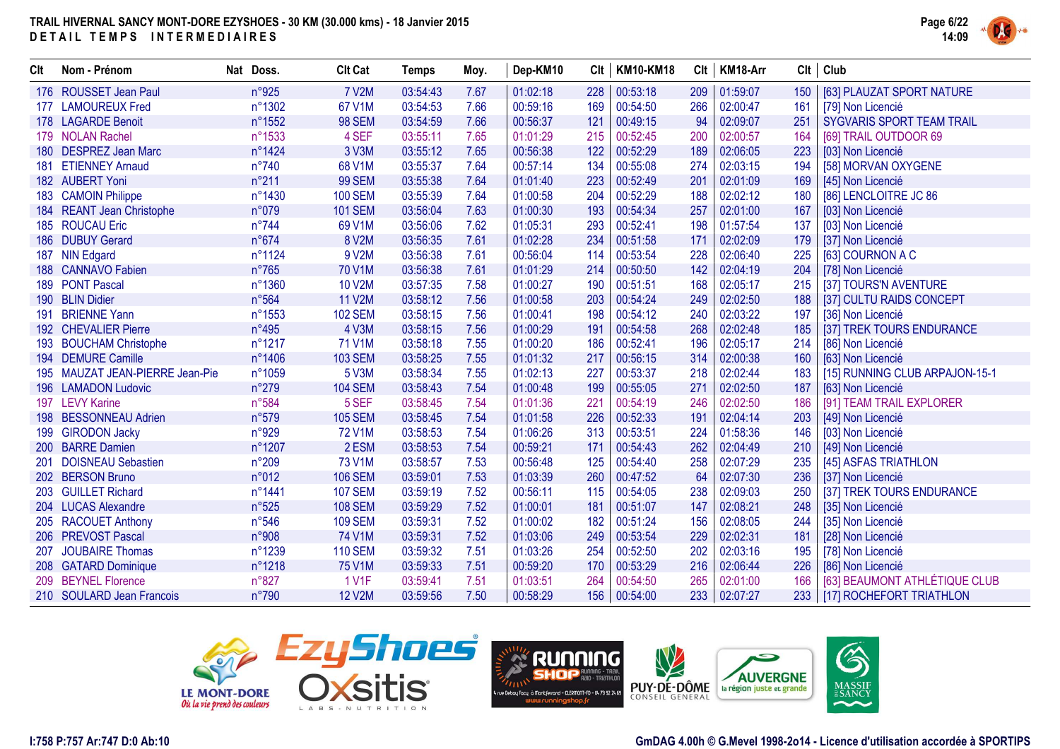# TRAIL HIVERNAL SANCY MONT-DORE EZYSHOES - 30 KM (30.000 kms) - 18 Janvier 2015

## DETAIL TEMPS INTERMEDIAIRES

| Clt | Nom - Prénom | Nat | Doss. | Clt Cat | Temps | Moy. | Dep-KM10 | Clt | KM10-KM18 | Clt | KM18-Arr | Clt | Club |
|---|---|---|---|---|---|---|---|---|---|---|---|---|---|
| 176 | ROUSSET Jean Paul | | n°925 | 7 V2M | 03:54:43 | 7.67 | 01:02:18 | 228 | 00:53:18 | 209 | 01:59:07 | 150 | [63] PLAUZAT SPORT NATURE |
| 177 | LAMOUREUX Fred | | n°1302 | 67 V1M | 03:54:53 | 7.66 | 00:59:16 | 169 | 00:54:50 | 266 | 02:00:47 | 161 | [79] Non Licencié |
| 178 | LAGARDE Benoit | | n°1552 | 98 SEM | 03:54:59 | 7.66 | 00:56:37 | 121 | 00:49:15 | 94 | 02:09:07 | 251 | SYGVARIS SPORT TEAM TRAIL |
| 179 | NOLAN Rachel | | n°1533 | 4 SEF | 03:55:11 | 7.65 | 01:01:29 | 215 | 00:52:45 | 200 | 02:00:57 | 164 | [69] TRAIL OUTDOOR 69 |
| 180 | DESPREZ Jean Marc | | n°1424 | 3 V3M | 03:55:12 | 7.65 | 00:56:38 | 122 | 00:52:29 | 189 | 02:06:05 | 223 | [03] Non Licencié |
| 181 | ETIENNEY Arnaud | | n°740 | 68 V1M | 03:55:37 | 7.64 | 00:57:14 | 134 | 00:55:08 | 274 | 02:03:15 | 194 | [58] MORVAN OXYGENE |
| 182 | AUBERT Yoni | | n°211 | 99 SEM | 03:55:38 | 7.64 | 01:01:40 | 223 | 00:52:49 | 201 | 02:01:09 | 169 | [45] Non Licencié |
| 183 | CAMOIN Philippe | | n°1430 | 100 SEM | 03:55:39 | 7.64 | 01:00:58 | 204 | 00:52:29 | 188 | 02:02:12 | 180 | [86] LENCLOITRE JC 86 |
| 184 | REANT Jean Christophe | | n°079 | 101 SEM | 03:56:04 | 7.63 | 01:00:30 | 193 | 00:54:34 | 257 | 02:01:00 | 167 | [03] Non Licencié |
| 185 | ROUCAU Eric | | n°744 | 69 V1M | 03:56:06 | 7.62 | 01:05:31 | 293 | 00:52:41 | 198 | 01:57:54 | 137 | [03] Non Licencié |
| 186 | DUBUY Gerard | | n°674 | 8 V2M | 03:56:35 | 7.61 | 01:02:28 | 234 | 00:51:58 | 171 | 02:02:09 | 179 | [37] Non Licencié |
| 187 | NIN Edgard | | n°1124 | 9 V2M | 03:56:38 | 7.61 | 00:56:04 | 114 | 00:53:54 | 228 | 02:06:40 | 225 | [63] COURNON A C |
| 188 | CANNAVO Fabien | | n°765 | 70 V1M | 03:56:38 | 7.61 | 01:01:29 | 214 | 00:50:50 | 142 | 02:04:19 | 204 | [78] Non Licencié |
| 189 | PONT Pascal | | n°1360 | 10 V2M | 03:57:35 | 7.58 | 01:00:27 | 190 | 00:51:51 | 168 | 02:05:17 | 215 | [37] TOURS'N AVENTURE |
| 190 | BLIN Didier | | n°564 | 11 V2M | 03:58:12 | 7.56 | 01:00:58 | 203 | 00:54:24 | 249 | 02:02:50 | 188 | [37] CULTU RAIDS CONCEPT |
| 191 | BRIENNE Yann | | n°1553 | 102 SEM | 03:58:15 | 7.56 | 01:00:41 | 198 | 00:54:12 | 240 | 02:03:22 | 197 | [36] Non Licencié |
| 192 | CHEVALIER Pierre | | n°495 | 4 V3M | 03:58:15 | 7.56 | 01:00:29 | 191 | 00:54:58 | 268 | 02:02:48 | 185 | [37] TREK TOURS ENDURANCE |
| 193 | BOUCHAM Christophe | | n°1217 | 71 V1M | 03:58:18 | 7.55 | 01:00:20 | 186 | 00:52:41 | 196 | 02:05:17 | 214 | [86] Non Licencié |
| 194 | DEMURE Camille | | n°1406 | 103 SEM | 03:58:25 | 7.55 | 01:01:32 | 217 | 00:56:15 | 314 | 02:00:38 | 160 | [63] Non Licencié |
| 195 | MAUZAT JEAN-PIERRE Jean-Pie | | n°1059 | 5 V3M | 03:58:34 | 7.55 | 01:02:13 | 227 | 00:53:37 | 218 | 02:02:44 | 183 | [15] RUNNING CLUB ARPAJON-15-1 |
| 196 | LAMADON Ludovic | | n°279 | 104 SEM | 03:58:43 | 7.54 | 01:00:48 | 199 | 00:55:05 | 271 | 02:02:50 | 187 | [63] Non Licencié |
| 197 | LEVY Karine | | n°584 | 5 SEF | 03:58:45 | 7.54 | 01:01:36 | 221 | 00:54:19 | 246 | 02:02:50 | 186 | [91] TEAM TRAIL EXPLORER |
| 198 | BESSONNEAU Adrien | | n°579 | 105 SEM | 03:58:45 | 7.54 | 01:01:58 | 226 | 00:52:33 | 191 | 02:04:14 | 203 | [49] Non Licencié |
| 199 | GIRODON Jacky | | n°929 | 72 V1M | 03:58:53 | 7.54 | 01:06:26 | 313 | 00:53:51 | 224 | 01:58:36 | 146 | [03] Non Licencié |
| 200 | BARRE Damien | | n°1207 | 2 ESM | 03:58:53 | 7.54 | 00:59:21 | 171 | 00:54:43 | 262 | 02:04:49 | 210 | [49] Non Licencié |
| 201 | DOISNEAU Sebastien | | n°209 | 73 V1M | 03:58:57 | 7.53 | 00:56:48 | 125 | 00:54:40 | 258 | 02:07:29 | 235 | [45] ASFAS TRIATHLON |
| 202 | BERSON Bruno | | n°012 | 106 SEM | 03:59:01 | 7.53 | 01:03:39 | 260 | 00:47:52 | 64 | 02:07:30 | 236 | [37] Non Licencié |
| 203 | GUILLET Richard | | n°1441 | 107 SEM | 03:59:19 | 7.52 | 00:56:11 | 115 | 00:54:05 | 238 | 02:09:03 | 250 | [37] TREK TOURS ENDURANCE |
| 204 | LUCAS Alexandre | | n°525 | 108 SEM | 03:59:29 | 7.52 | 01:00:01 | 181 | 00:51:07 | 147 | 02:08:21 | 248 | [35] Non Licencié |
| 205 | RACOUET Anthony | | n°546 | 109 SEM | 03:59:31 | 7.52 | 01:00:02 | 182 | 00:51:24 | 156 | 02:08:05 | 244 | [35] Non Licencié |
| 206 | PREVOST Pascal | | n°908 | 74 V1M | 03:59:31 | 7.52 | 01:03:06 | 249 | 00:53:54 | 229 | 02:02:31 | 181 | [28] Non Licencié |
| 207 | JOUBAIRE Thomas | | n°1239 | 110 SEM | 03:59:32 | 7.51 | 01:03:26 | 254 | 00:52:50 | 202 | 02:03:16 | 195 | [78] Non Licencié |
| 208 | GATARD Dominique | | n°1218 | 75 V1M | 03:59:33 | 7.51 | 00:59:20 | 170 | 00:53:29 | 216 | 02:06:44 | 226 | [86] Non Licencié |
| 209 | BEYNEL Florence | | n°827 | 1 V1F | 03:59:41 | 7.51 | 01:03:51 | 264 | 00:54:50 | 265 | 02:01:00 | 166 | [63] BEAUMONT ATHLÉTIQUE CLUB |
| 210 | SOULARD Jean Francois | | n°790 | 12 V2M | 03:59:56 | 7.50 | 00:58:29 | 156 | 00:54:00 | 233 | 02:07:27 | 233 | [17] ROCHEFORT TRIATHLON |

I:758 P:757 Ar:747 D:0 Ab:10

GmDAG 4.00h © G.Mevel 1998-2014 - Licence d'utilisation accordée à SPORTIPS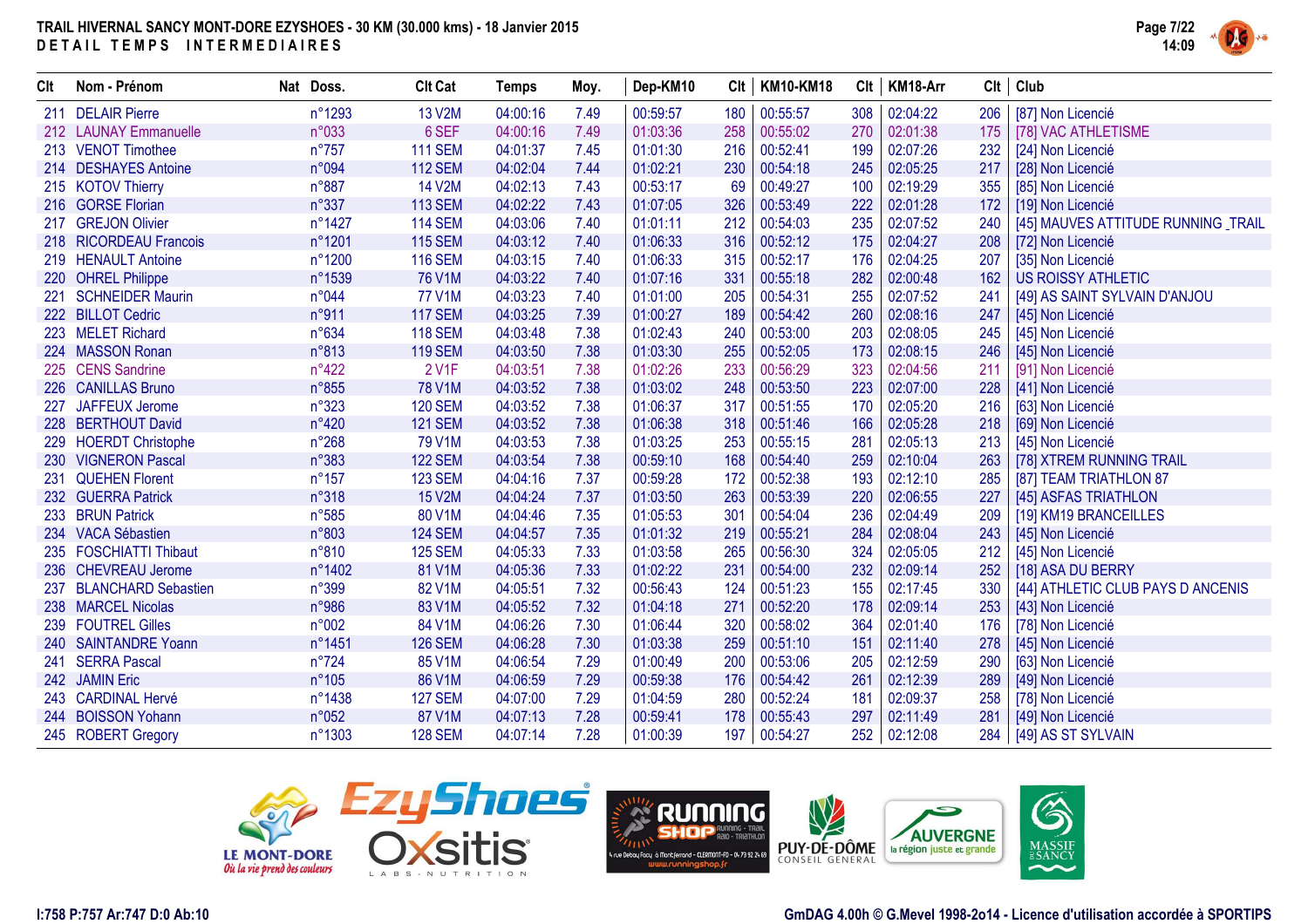**TRAIL HIVERNAL SANCY MONT-DORE EZYSHOES - 30 KM (30.000 kms) - 18 Janvier 2015**
**DETAIL TEMPS INTERMEDIAIRES**

| Clt | Nom - Prénom | Nat | Doss. | Clt Cat | Temps | Moy. | Dep-KM10 | Clt | KM10-KM18 | Clt | KM18-Arr | Clt | Club |
|---|---|---|---|---|---|---|---|---|---|---|---|---|---|
| 211 | DELAIR Pierre | | n°1293 | 13 V2M | 04:00:16 | 7.49 | 00:59:57 | 180 | 00:55:57 | 308 | 02:04:22 | 206 | [87] Non Licencié |
| 212 | LAUNAY Emmanuelle | | n°033 | 6 SEF | 04:00:16 | 7.49 | 01:03:36 | 258 | 00:55:02 | 270 | 02:01:38 | 175 | [78] VAC ATHLETISME |
| 213 | VENOT Timothee | | n°757 | 111 SEM | 04:01:37 | 7.45 | 01:01:30 | 216 | 00:52:41 | 199 | 02:07:26 | 232 | [24] Non Licencié |
| 214 | DESHAYES Antoine | | n°094 | 112 SEM | 04:02:04 | 7.44 | 01:02:21 | 230 | 00:54:18 | 245 | 02:05:25 | 217 | [28] Non Licencié |
| 215 | KOTOV Thierry | | n°887 | 14 V2M | 04:02:13 | 7.43 | 00:53:17 | 69 | 00:49:27 | 100 | 02:19:29 | 355 | [85] Non Licencié |
| 216 | GORSE Florian | | n°337 | 113 SEM | 04:02:22 | 7.43 | 01:07:05 | 326 | 00:53:49 | 222 | 02:01:28 | 172 | [19] Non Licencié |
| 217 | GREJON Olivier | | n°1427 | 114 SEM | 04:03:06 | 7.40 | 01:01:11 | 212 | 00:54:03 | 235 | 02:07:52 | 240 | [45] MAUVES ATTITUDE RUNNING _TRAIL |
| 218 | RICORDEAU Francois | | n°1201 | 115 SEM | 04:03:12 | 7.40 | 01:06:33 | 316 | 00:52:12 | 175 | 02:04:27 | 208 | [72] Non Licencié |
| 219 | HENAULT Antoine | | n°1200 | 116 SEM | 04:03:15 | 7.40 | 01:06:33 | 315 | 00:52:17 | 176 | 02:04:25 | 207 | [35] Non Licencié |
| 220 | OHREL Philippe | | n°1539 | 76 V1M | 04:03:22 | 7.40 | 01:07:16 | 331 | 00:55:18 | 282 | 02:00:48 | 162 | US ROISSY ATHLETIC |
| 221 | SCHNEIDER Maurin | | n°044 | 77 V1M | 04:03:23 | 7.40 | 01:01:00 | 205 | 00:54:31 | 255 | 02:07:52 | 241 | [49] AS SAINT SYLVAIN D'ANJOU |
| 222 | BILLOT Cedric | | n°911 | 117 SEM | 04:03:25 | 7.39 | 01:00:27 | 189 | 00:54:42 | 260 | 02:08:16 | 247 | [45] Non Licencié |
| 223 | MELET Richard | | n°634 | 118 SEM | 04:03:48 | 7.38 | 01:02:43 | 240 | 00:53:00 | 203 | 02:08:05 | 245 | [45] Non Licencié |
| 224 | MASSON Ronan | | n°813 | 119 SEM | 04:03:50 | 7.38 | 01:03:30 | 255 | 00:52:05 | 173 | 02:08:15 | 246 | [45] Non Licencié |
| 225 | CENS Sandrine | | n°422 | 2 V1F | 04:03:51 | 7.38 | 01:02:26 | 233 | 00:56:29 | 323 | 02:04:56 | 211 | [91] Non Licencié |
| 226 | CANILLAS Bruno | | n°855 | 78 V1M | 04:03:52 | 7.38 | 01:03:02 | 248 | 00:53:50 | 223 | 02:07:00 | 228 | [41] Non Licencié |
| 227 | JAFFEUX Jerome | | n°323 | 120 SEM | 04:03:52 | 7.38 | 01:06:37 | 317 | 00:51:55 | 170 | 02:05:20 | 216 | [63] Non Licencié |
| 228 | BERTHOUT David | | n°420 | 121 SEM | 04:03:52 | 7.38 | 01:06:38 | 318 | 00:51:46 | 166 | 02:05:28 | 218 | [69] Non Licencié |
| 229 | HOERDT Christophe | | n°268 | 79 V1M | 04:03:53 | 7.38 | 01:03:25 | 253 | 00:55:15 | 281 | 02:05:13 | 213 | [45] Non Licencié |
| 230 | VIGNERON Pascal | | n°383 | 122 SEM | 04:03:54 | 7.38 | 00:59:10 | 168 | 00:54:40 | 259 | 02:10:04 | 263 | [78] XTREM RUNNING TRAIL |
| 231 | QUEHEN Florent | | n°157 | 123 SEM | 04:04:16 | 7.37 | 00:59:28 | 172 | 00:52:38 | 193 | 02:12:10 | 285 | [87] TEAM TRIATHLON 87 |
| 232 | GUERRA Patrick | | n°318 | 15 V2M | 04:04:24 | 7.37 | 01:03:50 | 263 | 00:53:39 | 220 | 02:06:55 | 227 | [45] ASFAS TRIATHLON |
| 233 | BRUN Patrick | | n°585 | 80 V1M | 04:04:46 | 7.35 | 01:05:53 | 301 | 00:54:04 | 236 | 02:04:49 | 209 | [19] KM19 BRANCEILLES |
| 234 | VACA Sébastien | | n°803 | 124 SEM | 04:04:57 | 7.35 | 01:01:32 | 219 | 00:55:21 | 284 | 02:08:04 | 243 | [45] Non Licencié |
| 235 | FOSCHIATTI Thibaut | | n°810 | 125 SEM | 04:05:33 | 7.33 | 01:03:58 | 265 | 00:56:30 | 324 | 02:05:05 | 212 | [45] Non Licencié |
| 236 | CHEVREAU Jerome | | n°1402 | 81 V1M | 04:05:36 | 7.33 | 01:02:22 | 231 | 00:54:00 | 232 | 02:09:14 | 252 | [18] ASA DU BERRY |
| 237 | BLANCHARD Sebastien | | n°399 | 82 V1M | 04:05:51 | 7.32 | 00:56:43 | 124 | 00:51:23 | 155 | 02:17:45 | 330 | [44] ATHLETIC CLUB PAYS D ANCENIS |
| 238 | MARCEL Nicolas | | n°986 | 83 V1M | 04:05:52 | 7.32 | 01:04:18 | 271 | 00:52:20 | 178 | 02:09:14 | 253 | [43] Non Licencié |
| 239 | FOUTREL Gilles | | n°002 | 84 V1M | 04:06:26 | 7.30 | 01:06:44 | 320 | 00:58:02 | 364 | 02:01:40 | 176 | [78] Non Licencié |
| 240 | SAINTANDRE Yoann | | n°1451 | 126 SEM | 04:06:28 | 7.30 | 01:03:38 | 259 | 00:51:10 | 151 | 02:11:40 | 278 | [45] Non Licencié |
| 241 | SERRA Pascal | | n°724 | 85 V1M | 04:06:54 | 7.29 | 01:00:49 | 200 | 00:53:06 | 205 | 02:12:59 | 290 | [63] Non Licencié |
| 242 | JAMIN Eric | | n°105 | 86 V1M | 04:06:59 | 7.29 | 00:59:38 | 176 | 00:54:42 | 261 | 02:12:39 | 289 | [49] Non Licencié |
| 243 | CARDINAL Hervé | | n°1438 | 127 SEM | 04:07:00 | 7.29 | 01:04:59 | 280 | 00:52:24 | 181 | 02:09:37 | 258 | [78] Non Licencié |
| 244 | BOISSON Yohann | | n°052 | 87 V1M | 04:07:13 | 7.28 | 00:59:41 | 178 | 00:55:43 | 297 | 02:11:49 | 281 | [49] Non Licencié |
| 245 | ROBERT Gregory | | n°1303 | 128 SEM | 04:07:14 | 7.28 | 01:00:39 | 197 | 00:54:27 | 252 | 02:12:08 | 284 | [49] AS ST SYLVAIN |

I:758 P:757 Ar:747 D:0 Ab:10

GmDAG 4.00h © G.Mevel 1998-2014 - Licence d'utilisation accordée à SPORTIPS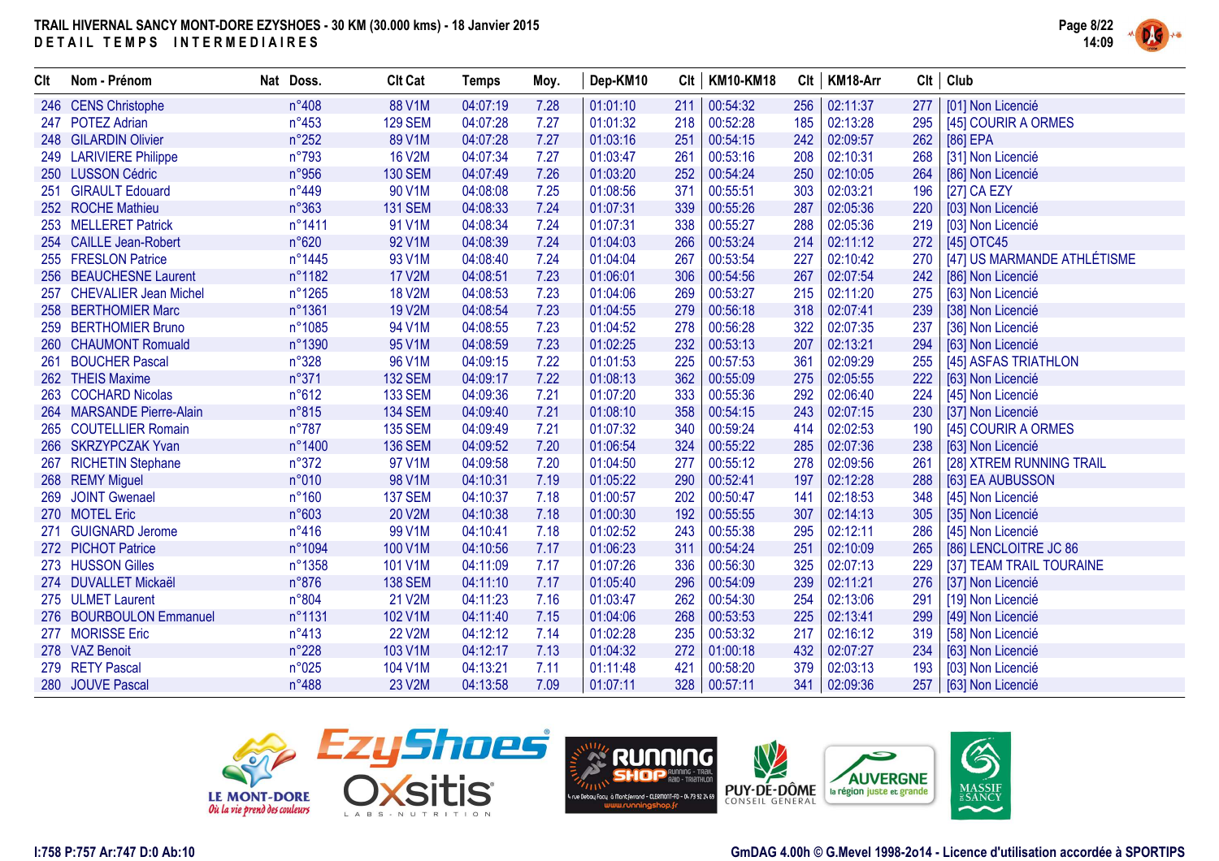**TRAIL HIVERNAL SANCY MONT-DORE EZYSHOES - 30 KM (30.000 kms) - 18 Janvier 2015**

**DETAIL TEMPS INTERMEDIAIRES**

| Clt | Nom - Prénom | Nat | Doss. | Clt Cat | Temps | Moy. | Dep-KM10 | Clt | KM10-KM18 | Clt | KM18-Arr | Clt | Club |
|---|---|---|---|---|---|---|---|---|---|---|---|---|---|
| 246 | CENS Christophe | | n°408 | 88 V1M | 04:07:19 | 7.28 | 01:01:10 | 211 | 00:54:32 | 256 | 02:11:37 | 277 | [01] Non Licencié |
| 247 | POTEZ Adrian | | n°453 | 129 SEM | 04:07:28 | 7.27 | 01:01:32 | 218 | 00:52:28 | 185 | 02:13:28 | 295 | [45] COURIR A ORMES |
| 248 | GILARDIN Olivier | | n°252 | 89 V1M | 04:07:28 | 7.27 | 01:03:16 | 251 | 00:54:15 | 242 | 02:09:57 | 262 | [86] EPA |
| 249 | LARIVIERE Philippe | | n°793 | 16 V2M | 04:07:34 | 7.27 | 01:03:47 | 261 | 00:53:16 | 208 | 02:10:31 | 268 | [31] Non Licencié |
| 250 | LUSSON Cédric | | n°956 | 130 SEM | 04:07:49 | 7.26 | 01:03:20 | 252 | 00:54:24 | 250 | 02:10:05 | 264 | [86] Non Licencié |
| 251 | GIRAULT Edouard | | n°449 | 90 V1M | 04:08:08 | 7.25 | 01:08:56 | 371 | 00:55:51 | 303 | 02:03:21 | 196 | [27] CA EZY |
| 252 | ROCHE Mathieu | | n°363 | 131 SEM | 04:08:33 | 7.24 | 01:07:31 | 339 | 00:55:26 | 287 | 02:05:36 | 220 | [03] Non Licencié |
| 253 | MELLERET Patrick | | n°1411 | 91 V1M | 04:08:34 | 7.24 | 01:07:31 | 338 | 00:55:27 | 288 | 02:05:36 | 219 | [03] Non Licencié |
| 254 | CAILLE Jean-Robert | | n°620 | 92 V1M | 04:08:39 | 7.24 | 01:04:03 | 266 | 00:53:24 | 214 | 02:11:12 | 272 | [45] OTC45 |
| 255 | FRESLON Patrice | | n°1445 | 93 V1M | 04:08:40 | 7.24 | 01:04:04 | 267 | 00:53:54 | 227 | 02:10:42 | 270 | [47] US MARMANDE ATHLÉTISME |
| 256 | BEAUCHESNE Laurent | | n°1182 | 17 V2M | 04:08:51 | 7.23 | 01:06:01 | 306 | 00:54:56 | 267 | 02:07:54 | 242 | [86] Non Licencié |
| 257 | CHEVALIER Jean Michel | | n°1265 | 18 V2M | 04:08:53 | 7.23 | 01:04:06 | 269 | 00:53:27 | 215 | 02:11:20 | 275 | [63] Non Licencié |
| 258 | BERTHOMIER Marc | | n°1361 | 19 V2M | 04:08:54 | 7.23 | 01:04:55 | 279 | 00:56:18 | 318 | 02:07:41 | 239 | [38] Non Licencié |
| 259 | BERTHOMIER Bruno | | n°1085 | 94 V1M | 04:08:55 | 7.23 | 01:04:52 | 278 | 00:56:28 | 322 | 02:07:35 | 237 | [36] Non Licencié |
| 260 | CHAUMONT Romuald | | n°1390 | 95 V1M | 04:08:59 | 7.23 | 01:02:25 | 232 | 00:53:13 | 207 | 02:13:21 | 294 | [63] Non Licencié |
| 261 | BOUCHER Pascal | | n°328 | 96 V1M | 04:09:15 | 7.22 | 01:01:53 | 225 | 00:57:53 | 361 | 02:09:29 | 255 | [45] ASFAS TRIATHLON |
| 262 | THEIS Maxime | | n°371 | 132 SEM | 04:09:17 | 7.22 | 01:08:13 | 362 | 00:55:09 | 275 | 02:05:55 | 222 | [63] Non Licencié |
| 263 | COCHARD Nicolas | | n°612 | 133 SEM | 04:09:36 | 7.21 | 01:07:20 | 333 | 00:55:36 | 292 | 02:06:40 | 224 | [45] Non Licencié |
| 264 | MARSANDE Pierre-Alain | | n°815 | 134 SEM | 04:09:40 | 7.21 | 01:08:10 | 358 | 00:54:15 | 243 | 02:07:15 | 230 | [37] Non Licencié |
| 265 | COUTELLIER Romain | | n°787 | 135 SEM | 04:09:49 | 7.21 | 01:07:32 | 340 | 00:59:24 | 414 | 02:02:53 | 190 | [45] COURIR A ORMES |
| 266 | SKRZYPCZAK Yvan | | n°1400 | 136 SEM | 04:09:52 | 7.20 | 01:06:54 | 324 | 00:55:22 | 285 | 02:07:36 | 238 | [63] Non Licencié |
| 267 | RICHETIN Stephane | | n°372 | 97 V1M | 04:09:58 | 7.20 | 01:04:50 | 277 | 00:55:12 | 278 | 02:09:56 | 261 | [28] XTREM RUNNING TRAIL |
| 268 | REMY Miguel | | n°010 | 98 V1M | 04:10:31 | 7.19 | 01:05:22 | 290 | 00:52:41 | 197 | 02:12:28 | 288 | [63] EA AUBUSSON |
| 269 | JOINT Gwenael | | n°160 | 137 SEM | 04:10:37 | 7.18 | 01:00:57 | 202 | 00:50:47 | 141 | 02:18:53 | 348 | [45] Non Licencié |
| 270 | MOTEL Eric | | n°603 | 20 V2M | 04:10:38 | 7.18 | 01:00:30 | 192 | 00:55:55 | 307 | 02:14:13 | 305 | [35] Non Licencié |
| 271 | GUIGNARD Jerome | | n°416 | 99 V1M | 04:10:41 | 7.18 | 01:02:52 | 243 | 00:55:38 | 295 | 02:12:11 | 286 | [45] Non Licencié |
| 272 | PICHOT Patrice | | n°1094 | 100 V1M | 04:10:56 | 7.17 | 01:06:23 | 311 | 00:54:24 | 251 | 02:10:09 | 265 | [86] LENCLOITRE JC 86 |
| 273 | HUSSON Gilles | | n°1358 | 101 V1M | 04:11:09 | 7.17 | 01:07:26 | 336 | 00:56:30 | 325 | 02:07:13 | 229 | [37] TEAM TRAIL TOURAINE |
| 274 | DUVALLET Mickaël | | n°876 | 138 SEM | 04:11:10 | 7.17 | 01:05:40 | 296 | 00:54:09 | 239 | 02:11:21 | 276 | [37] Non Licencié |
| 275 | ULMET Laurent | | n°804 | 21 V2M | 04:11:23 | 7.16 | 01:03:47 | 262 | 00:54:30 | 254 | 02:13:06 | 291 | [19] Non Licencié |
| 276 | BOURBOULON Emmanuel | | n°1131 | 102 V1M | 04:11:40 | 7.15 | 01:04:06 | 268 | 00:53:53 | 225 | 02:13:41 | 299 | [49] Non Licencié |
| 277 | MORISSE Eric | | n°413 | 22 V2M | 04:12:12 | 7.14 | 01:02:28 | 235 | 00:53:32 | 217 | 02:16:12 | 319 | [58] Non Licencié |
| 278 | VAZ Benoit | | n°228 | 103 V1M | 04:12:17 | 7.13 | 01:04:32 | 272 | 01:00:18 | 432 | 02:07:27 | 234 | [63] Non Licencié |
| 279 | RETY Pascal | | n°025 | 104 V1M | 04:13:21 | 7.11 | 01:11:48 | 421 | 00:58:20 | 379 | 02:03:13 | 193 | [03] Non Licencié |
| 280 | JOUVE Pascal | | n°488 | 23 V2M | 04:13:58 | 7.09 | 01:07:11 | 328 | 00:57:11 | 341 | 02:09:36 | 257 | [63] Non Licencié |

I:758 P:757 Ar:747 D:0 Ab:10

GmDAG 4.00h © G.Mevel 1998-2o14 - Licence d'utilisation accordée à SPORTIPS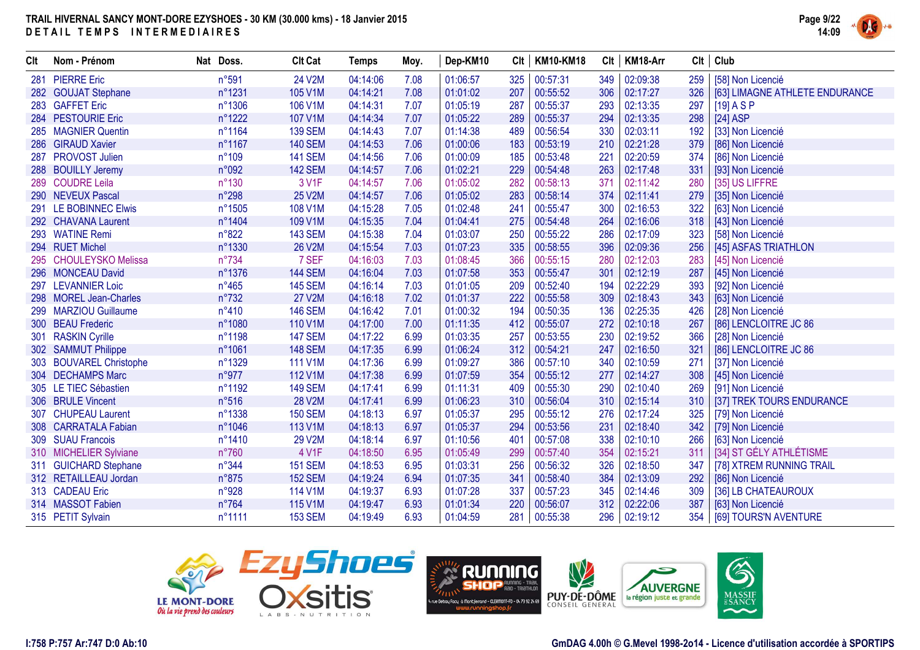# TRAIL HIVERNAL SANCY MONT-DORE EZYSHOES - 30 KM (30.000 kms) - 18 Janvier 2015

## DETAIL TEMPS INTERMEDIAIRES

| Clt | Nom - Prénom | Nat | Doss. | Clt Cat | Temps | Moy. | Dep-KM10 | Clt | KM10-KM18 | Clt | KM18-Arr | Clt | Club |
|---|---|---|---|---|---|---|---|---|---|---|---|---|---|
| 281 | PIERRE Eric | | n°591 | 24 V2M | 04:14:06 | 7.08 | 01:06:57 | 325 | 00:57:31 | 349 | 02:09:38 | 259 | [58] Non Licencié |
| 282 | GOUJAT Stephane | | n°1231 | 105 V1M | 04:14:21 | 7.08 | 01:01:02 | 207 | 00:55:52 | 306 | 02:17:27 | 326 | [63] LIMAGNE ATHLETE ENDURANCE |
| 283 | GAFFET Eric | | n°1306 | 106 V1M | 04:14:31 | 7.07 | 01:05:19 | 287 | 00:55:37 | 293 | 02:13:35 | 297 | [19] A S P |
| 284 | PESTOURIE Eric | | n°1222 | 107 V1M | 04:14:34 | 7.07 | 01:05:22 | 289 | 00:55:37 | 294 | 02:13:35 | 298 | [24] ASP |
| 285 | MAGNIER Quentin | | n°1164 | 139 SEM | 04:14:43 | 7.07 | 01:14:38 | 489 | 00:56:54 | 330 | 02:03:11 | 192 | [33] Non Licencié |
| 286 | GIRAUD Xavier | | n°1167 | 140 SEM | 04:14:53 | 7.06 | 01:00:06 | 183 | 00:53:19 | 210 | 02:21:28 | 379 | [86] Non Licencié |
| 287 | PROVOST Julien | | n°109 | 141 SEM | 04:14:56 | 7.06 | 01:00:09 | 185 | 00:53:48 | 221 | 02:20:59 | 374 | [86] Non Licencié |
| 288 | BOUILLY Jeremy | | n°092 | 142 SEM | 04:14:57 | 7.06 | 01:02:21 | 229 | 00:54:48 | 263 | 02:17:48 | 331 | [93] Non Licencié |
| 289 | COUDRE Leila | | n°130 | 3 V1F | 04:14:57 | 7.06 | 01:05:02 | 282 | 00:58:13 | 371 | 02:11:42 | 280 | [35] US LIFFRE |
| 290 | NEVEUX Pascal | | n°298 | 25 V2M | 04:14:57 | 7.06 | 01:05:02 | 283 | 00:58:14 | 374 | 02:11:41 | 279 | [35] Non Licencié |
| 291 | LE BOBINNEC Elwis | | n°1505 | 108 V1M | 04:15:28 | 7.05 | 01:02:48 | 241 | 00:55:47 | 300 | 02:16:53 | 322 | [63] Non Licencié |
| 292 | CHAVANA Laurent | | n°1404 | 109 V1M | 04:15:35 | 7.04 | 01:04:41 | 275 | 00:54:48 | 264 | 02:16:06 | 318 | [43] Non Licencié |
| 293 | WATINE Remi | | n°822 | 143 SEM | 04:15:38 | 7.04 | 01:03:07 | 250 | 00:55:22 | 286 | 02:17:09 | 323 | [58] Non Licencié |
| 294 | RUET Michel | | n°1330 | 26 V2M | 04:15:54 | 7.03 | 01:07:23 | 335 | 00:58:55 | 396 | 02:09:36 | 256 | [45] ASFAS TRIATHLON |
| 295 | CHOULEYSKO Melissa | | n°734 | 7 SEF | 04:16:03 | 7.03 | 01:08:45 | 366 | 00:55:15 | 280 | 02:12:03 | 283 | [45] Non Licencié |
| 296 | MONCEAU David | | n°1376 | 144 SEM | 04:16:04 | 7.03 | 01:07:58 | 353 | 00:55:47 | 301 | 02:12:19 | 287 | [45] Non Licencié |
| 297 | LEVANNIER Loic | | n°465 | 145 SEM | 04:16:14 | 7.03 | 01:01:05 | 209 | 00:52:40 | 194 | 02:22:29 | 393 | [92] Non Licencié |
| 298 | MOREL Jean-Charles | | n°732 | 27 V2M | 04:16:18 | 7.02 | 01:01:37 | 222 | 00:55:58 | 309 | 02:18:43 | 343 | [63] Non Licencié |
| 299 | MARZIOU Guillaume | | n°410 | 146 SEM | 04:16:42 | 7.01 | 01:00:32 | 194 | 00:50:35 | 136 | 02:25:35 | 426 | [28] Non Licencié |
| 300 | BEAU Frederic | | n°1080 | 110 V1M | 04:17:00 | 7.00 | 01:11:35 | 412 | 00:55:07 | 272 | 02:10:18 | 267 | [86] LENCLOITRE JC 86 |
| 301 | RASKIN Cyrille | | n°1198 | 147 SEM | 04:17:22 | 6.99 | 01:03:35 | 257 | 00:53:55 | 230 | 02:19:52 | 366 | [28] Non Licencié |
| 302 | SAMMUT Philippe | | n°1061 | 148 SEM | 04:17:35 | 6.99 | 01:06:24 | 312 | 00:54:21 | 247 | 02:16:50 | 321 | [86] LENCLOITRE JC 86 |
| 303 | BOUVAREL Christophe | | n°1329 | 111 V1M | 04:17:36 | 6.99 | 01:09:27 | 386 | 00:57:10 | 340 | 02:10:59 | 271 | [37] Non Licencié |
| 304 | DECHAMPS Marc | | n°977 | 112 V1M | 04:17:38 | 6.99 | 01:07:59 | 354 | 00:55:12 | 277 | 02:14:27 | 308 | [45] Non Licencié |
| 305 | LE TIEC Sébastien | | n°1192 | 149 SEM | 04:17:41 | 6.99 | 01:11:31 | 409 | 00:55:30 | 290 | 02:10:40 | 269 | [91] Non Licencié |
| 306 | BRULE Vincent | | n°516 | 28 V2M | 04:17:41 | 6.99 | 01:06:23 | 310 | 00:56:04 | 310 | 02:15:14 | 310 | [37] TREK TOURS ENDURANCE |
| 307 | CHUPEAU Laurent | | n°1338 | 150 SEM | 04:18:13 | 6.97 | 01:05:37 | 295 | 00:55:12 | 276 | 02:17:24 | 325 | [79] Non Licencié |
| 308 | CARRATALA Fabian | | n°1046 | 113 V1M | 04:18:13 | 6.97 | 01:05:37 | 294 | 00:53:56 | 231 | 02:18:40 | 342 | [79] Non Licencié |
| 309 | SUAU Francois | | n°1410 | 29 V2M | 04:18:14 | 6.97 | 01:10:56 | 401 | 00:57:08 | 338 | 02:10:10 | 266 | [63] Non Licencié |
| 310 | MICHELIER Sylviane | | n°760 | 4 V1F | 04:18:50 | 6.95 | 01:05:49 | 299 | 00:57:40 | 354 | 02:15:21 | 311 | [34] ST GÉLY ATHLÉTISME |
| 311 | GUICHARD Stephane | | n°344 | 151 SEM | 04:18:53 | 6.95 | 01:03:31 | 256 | 00:56:32 | 326 | 02:18:50 | 347 | [78] XTREM RUNNING TRAIL |
| 312 | RETAILLEAU Jordan | | n°875 | 152 SEM | 04:19:24 | 6.94 | 01:07:35 | 341 | 00:58:40 | 384 | 02:13:09 | 292 | [86] Non Licencié |
| 313 | CADEAU Eric | | n°928 | 114 V1M | 04:19:37 | 6.93 | 01:07:28 | 337 | 00:57:23 | 345 | 02:14:46 | 309 | [36] LB CHATEAUROUX |
| 314 | MASSOT Fabien | | n°764 | 115 V1M | 04:19:47 | 6.93 | 01:01:34 | 220 | 00:56:07 | 312 | 02:22:06 | 387 | [63] Non Licencié |
| 315 | PETIT Sylvain | | n°1111 | 153 SEM | 04:19:49 | 6.93 | 01:04:59 | 281 | 00:55:38 | 296 | 02:19:12 | 354 | [69] TOURS'N AVENTURE |

I:758 P:757 Ar:747 D:0 Ab:10

GmDAG 4.00h © G.Mevel 1998-2o14 - Licence d'utilisation accordée à SPORTIPS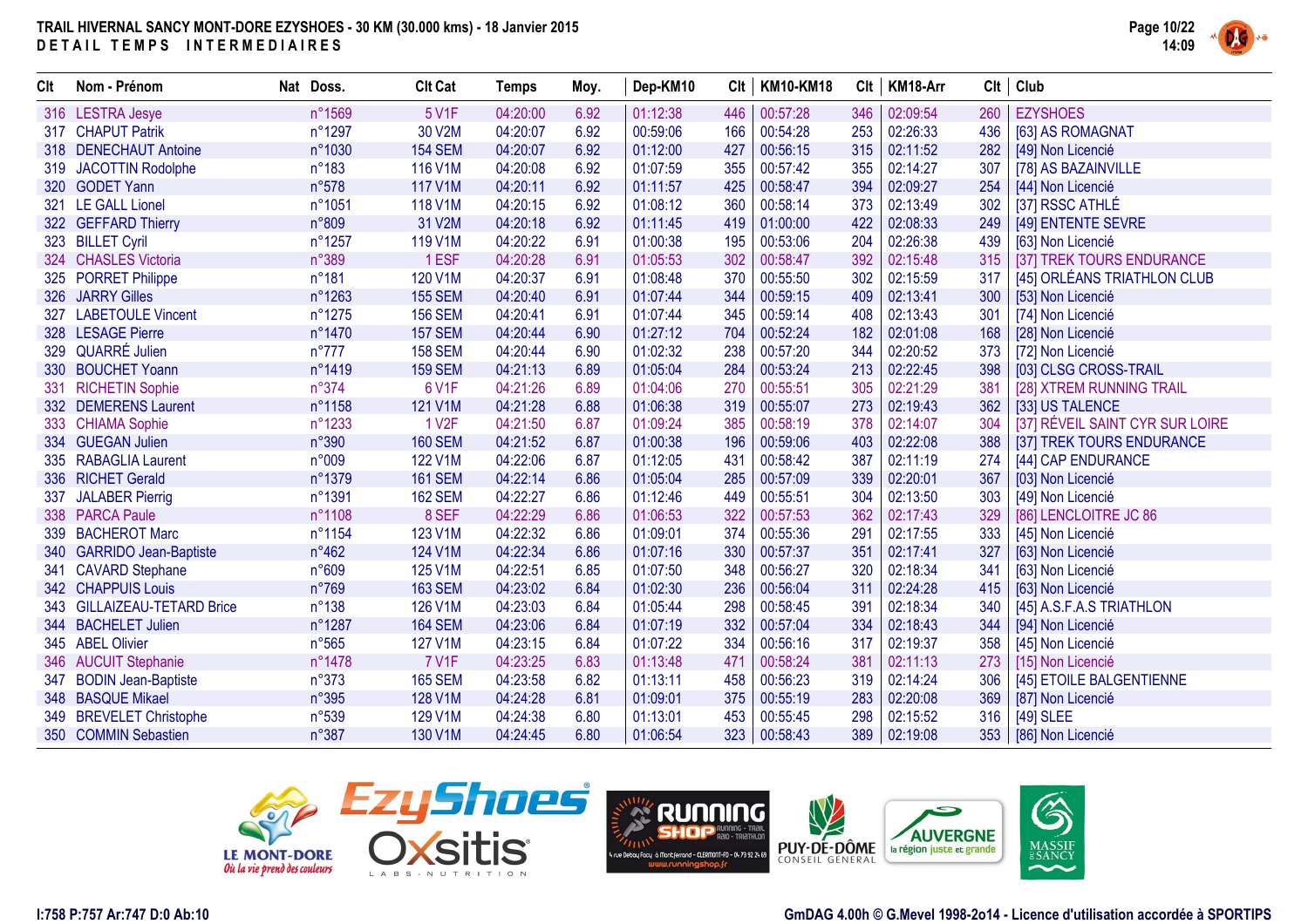# TRAIL HIVERNAL SANCY MONT-DORE EZYSHOES - 30 KM (30.000 kms) - 18 Janvier 2015

**DETAIL TEMPS INTERMEDIAIRES**

| Clt | Nom - Prénom | Nat | Doss. | Clt Cat | Temps | Moy. | Dep-KM10 | Clt | KM10-KM18 | Clt | KM18-Arr | Clt | Club |
|---|---|---|---|---|---|---|---|---|---|---|---|---|---|
| 316 | LESTRA Jesye | | n°1569 | 5 V1F | 04:20:00 | 6.92 | 01:12:38 | 446 | 00:57:28 | 346 | 02:09:54 | 260 | EZYSHOES |
| 317 | CHAPUT Patrik | | n°1297 | 30 V2M | 04:20:07 | 6.92 | 00:59:06 | 166 | 00:54:28 | 253 | 02:26:33 | 436 | [63] AS ROMAGNAT |
| 318 | DENECHAUT Antoine | | n°1030 | 154 SEM | 04:20:07 | 6.92 | 01:12:00 | 427 | 00:56:15 | 315 | 02:11:52 | 282 | [49] Non Licencié |
| 319 | JACOTTIN Rodolphe | | n°183 | 116 V1M | 04:20:08 | 6.92 | 01:07:59 | 355 | 00:57:42 | 355 | 02:14:27 | 307 | [78] AS BAZAINVILLE |
| 320 | GODET Yann | | n°578 | 117 V1M | 04:20:11 | 6.92 | 01:11:57 | 425 | 00:58:47 | 394 | 02:09:27 | 254 | [44] Non Licencié |
| 321 | LE GALL Lionel | | n°1051 | 118 V1M | 04:20:15 | 6.92 | 01:08:12 | 360 | 00:58:14 | 373 | 02:13:49 | 302 | [37] RSSC ATHLÉ |
| 322 | GEFFARD Thierry | | n°809 | 31 V2M | 04:20:18 | 6.92 | 01:11:45 | 419 | 01:00:00 | 422 | 02:08:33 | 249 | [49] ENTENTE SEVRE |
| 323 | BILLET Cyril | | n°1257 | 119 V1M | 04:20:22 | 6.91 | 01:00:38 | 195 | 00:53:06 | 204 | 02:26:38 | 439 | [63] Non Licencié |
| 324 | CHASLES Victoria | | n°389 | 1 ESF | 04:20:28 | 6.91 | 01:05:53 | 302 | 00:58:47 | 392 | 02:15:48 | 315 | [37] TREK TOURS ENDURANCE |
| 325 | PORRET Philippe | | n°181 | 120 V1M | 04:20:37 | 6.91 | 01:08:48 | 370 | 00:55:50 | 302 | 02:15:59 | 317 | [45] ORLÉANS TRIATHLON CLUB |
| 326 | JARRY Gilles | | n°1263 | 155 SEM | 04:20:40 | 6.91 | 01:07:44 | 344 | 00:59:15 | 409 | 02:13:41 | 300 | [53] Non Licencié |
| 327 | LABETOULE Vincent | | n°1275 | 156 SEM | 04:20:41 | 6.91 | 01:07:44 | 345 | 00:59:14 | 408 | 02:13:43 | 301 | [74] Non Licencié |
| 328 | LESAGE Pierre | | n°1470 | 157 SEM | 04:20:44 | 6.90 | 01:27:12 | 704 | 00:52:24 | 182 | 02:01:08 | 168 | [28] Non Licencié |
| 329 | QUARRÉ Julien | | n°777 | 158 SEM | 04:20:44 | 6.90 | 01:02:32 | 238 | 00:57:20 | 344 | 02:20:52 | 373 | [72] Non Licencié |
| 330 | BOUCHET Yoann | | n°1419 | 159 SEM | 04:21:13 | 6.89 | 01:05:04 | 284 | 00:53:24 | 213 | 02:22:45 | 398 | [03] CLSG CROSS-TRAIL |
| 331 | RICHETIN Sophie | | n°374 | 6 V1F | 04:21:26 | 6.89 | 01:04:06 | 270 | 00:55:51 | 305 | 02:21:29 | 381 | [28] XTREM RUNNING TRAIL |
| 332 | DEMERENS Laurent | | n°1158 | 121 V1M | 04:21:28 | 6.88 | 01:06:38 | 319 | 00:55:07 | 273 | 02:19:43 | 362 | [33] US TALENCE |
| 333 | CHIAMA Sophie | | n°1233 | 1 V2F | 04:21:50 | 6.87 | 01:09:24 | 385 | 00:58:19 | 378 | 02:14:07 | 304 | [37] RÉVEIL SAINT CYR SUR LOIRE |
| 334 | GUEGAN Julien | | n°390 | 160 SEM | 04:21:52 | 6.87 | 01:00:38 | 196 | 00:59:06 | 403 | 02:22:08 | 388 | [37] TREK TOURS ENDURANCE |
| 335 | RABAGLIA Laurent | | n°009 | 122 V1M | 04:22:06 | 6.87 | 01:12:05 | 431 | 00:58:42 | 387 | 02:11:19 | 274 | [44] CAP ENDURANCE |
| 336 | RICHET Gerald | | n°1379 | 161 SEM | 04:22:14 | 6.86 | 01:05:04 | 285 | 00:57:09 | 339 | 02:20:01 | 367 | [03] Non Licencié |
| 337 | JALABER Pierrig | | n°1391 | 162 SEM | 04:22:27 | 6.86 | 01:12:46 | 449 | 00:55:51 | 304 | 02:13:50 | 303 | [49] Non Licencié |
| 338 | PARCA Paule | | n°1108 | 8 SEF | 04:22:29 | 6.86 | 01:06:53 | 322 | 00:57:53 | 362 | 02:17:43 | 329 | [86] LENCLOITRE JC 86 |
| 339 | BACHEROT Marc | | n°1154 | 123 V1M | 04:22:32 | 6.86 | 01:09:01 | 374 | 00:55:36 | 291 | 02:17:55 | 333 | [45] Non Licencié |
| 340 | GARRIDO Jean-Baptiste | | n°462 | 124 V1M | 04:22:34 | 6.86 | 01:07:16 | 330 | 00:57:37 | 351 | 02:17:41 | 327 | [63] Non Licencié |
| 341 | CAVARD Stephane | | n°609 | 125 V1M | 04:22:51 | 6.85 | 01:07:50 | 348 | 00:56:27 | 320 | 02:18:34 | 341 | [63] Non Licencié |
| 342 | CHAPPUIS Louis | | n°769 | 163 SEM | 04:23:02 | 6.84 | 01:02:30 | 236 | 00:56:04 | 311 | 02:24:28 | 415 | [63] Non Licencié |
| 343 | GILLAIZEAU-TETARD Brice | | n°138 | 126 V1M | 04:23:03 | 6.84 | 01:05:44 | 298 | 00:58:45 | 391 | 02:18:34 | 340 | [45] A.S.F.A.S TRIATHLON |
| 344 | BACHELET Julien | | n°1287 | 164 SEM | 04:23:06 | 6.84 | 01:07:19 | 332 | 00:57:04 | 334 | 02:18:43 | 344 | [94] Non Licencié |
| 345 | ABEL Olivier | | n°565 | 127 V1M | 04:23:15 | 6.84 | 01:07:22 | 334 | 00:56:16 | 317 | 02:19:37 | 358 | [45] Non Licencié |
| 346 | AUCUIT Stephanie | | n°1478 | 7 V1F | 04:23:25 | 6.83 | 01:13:48 | 471 | 00:58:24 | 381 | 02:11:13 | 273 | [15] Non Licencié |
| 347 | BODIN Jean-Baptiste | | n°373 | 165 SEM | 04:23:58 | 6.82 | 01:13:11 | 458 | 00:56:23 | 319 | 02:14:24 | 306 | [45] ETOILE BALGENTIENNE |
| 348 | BASQUE Mikael | | n°395 | 128 V1M | 04:24:28 | 6.81 | 01:09:01 | 375 | 00:55:19 | 283 | 02:20:08 | 369 | [87] Non Licencié |
| 349 | BREVELET Christophe | | n°539 | 129 V1M | 04:24:38 | 6.80 | 01:13:01 | 453 | 00:55:45 | 298 | 02:15:52 | 316 | [49] SLEE |
| 350 | COMMIN Sebastien | | n°387 | 130 V1M | 04:24:45 | 6.80 | 01:06:54 | 323 | 00:58:43 | 389 | 02:19:08 | 353 | [86] Non Licencié |

I:758 P:757 Ar:747 D:0 Ab:10

GmDAG 4.00h © G.Mevel 1998-2014 - Licence d'utilisation accordée à SPORTIPS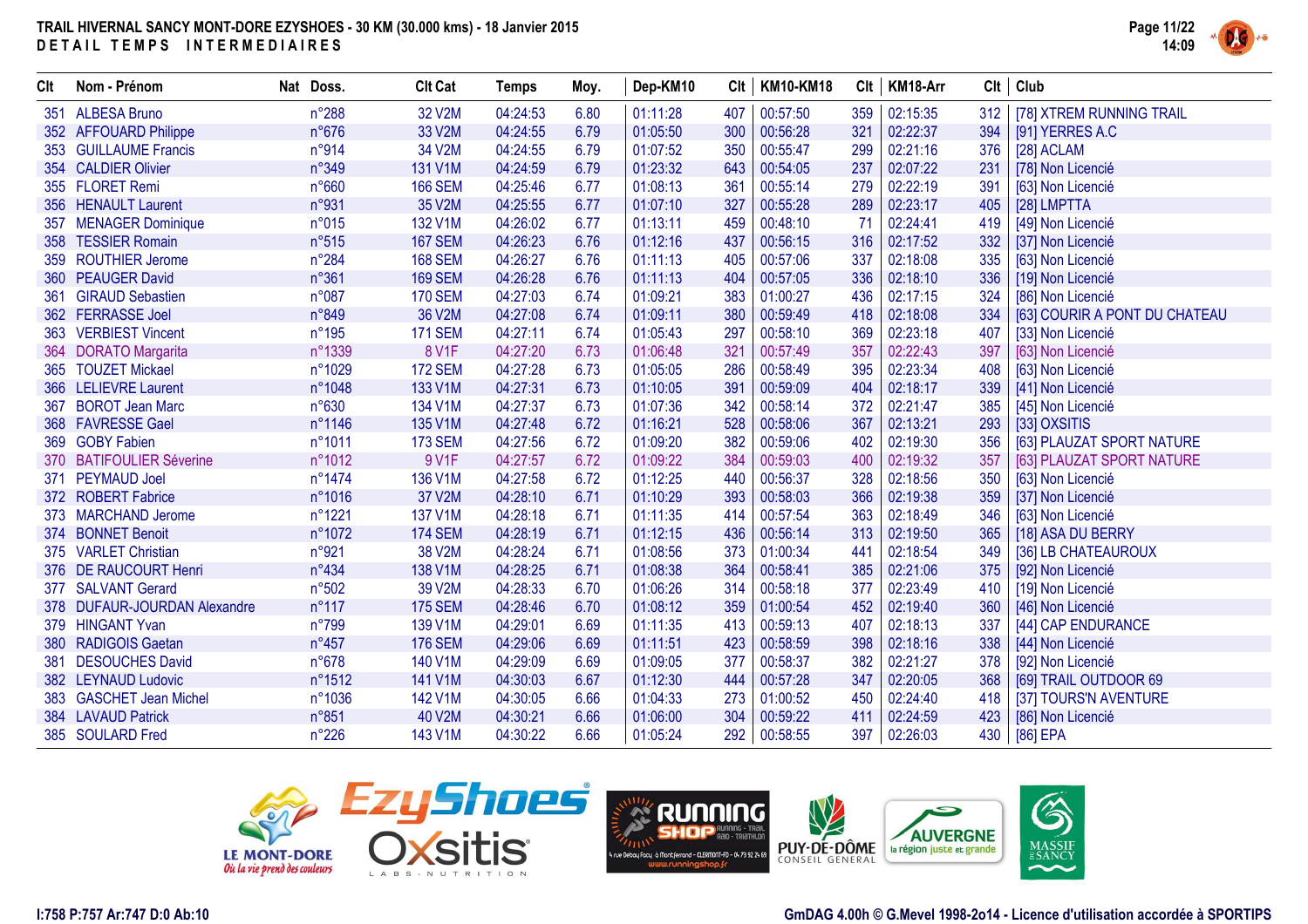# TRAIL HIVERNAL SANCY MONT-DORE EZYSHOES - 30 KM (30.000 kms) - 18 Janvier 2015

## DETAIL TEMPS INTERMEDIAIRES

| Clt | Nom - Prénom | Nat | Doss. | Clt Cat | Temps | Moy. | Dep-KM10 | Clt | KM10-KM18 | Clt | KM18-Arr | Clt | Club |
|---|---|---|---|---|---|---|---|---|---|---|---|---|---|
| 351 | ALBESA Bruno | | n°288 | 32 V2M | 04:24:53 | 6.80 | 01:11:28 | 407 | 00:57:50 | 359 | 02:15:35 | 312 | [78] XTREM RUNNING TRAIL |
| 352 | AFFOUARD Philippe | | n°676 | 33 V2M | 04:24:55 | 6.79 | 01:05:50 | 300 | 00:56:28 | 321 | 02:22:37 | 394 | [91] YERRES A.C |
| 353 | GUILLAUME Francis | | n°914 | 34 V2M | 04:24:55 | 6.79 | 01:07:52 | 350 | 00:55:47 | 299 | 02:21:16 | 376 | [28] ACLAM |
| 354 | CALDIER Olivier | | n°349 | 131 V1M | 04:24:59 | 6.79 | 01:23:32 | 643 | 00:54:05 | 237 | 02:07:22 | 231 | [78] Non Licencié |
| 355 | FLORET Remi | | n°660 | 166 SEM | 04:25:46 | 6.77 | 01:08:13 | 361 | 00:55:14 | 279 | 02:22:19 | 391 | [63] Non Licencié |
| 356 | HENAULT Laurent | | n°931 | 35 V2M | 04:25:55 | 6.77 | 01:07:10 | 327 | 00:55:28 | 289 | 02:23:17 | 405 | [28] LMPTTA |
| 357 | MENAGER Dominique | | n°015 | 132 V1M | 04:26:02 | 6.77 | 01:13:11 | 459 | 00:48:10 | 71 | 02:24:41 | 419 | [49] Non Licencié |
| 358 | TESSIER Romain | | n°515 | 167 SEM | 04:26:23 | 6.76 | 01:12:16 | 437 | 00:56:15 | 316 | 02:17:52 | 332 | [37] Non Licencié |
| 359 | ROUTHIER Jerome | | n°284 | 168 SEM | 04:26:27 | 6.76 | 01:11:13 | 405 | 00:57:06 | 337 | 02:18:08 | 335 | [63] Non Licencié |
| 360 | PEAUGER David | | n°361 | 169 SEM | 04:26:28 | 6.76 | 01:11:13 | 404 | 00:57:05 | 336 | 02:18:10 | 336 | [19] Non Licencié |
| 361 | GIRAUD Sebastien | | n°087 | 170 SEM | 04:27:03 | 6.74 | 01:09:21 | 383 | 01:00:27 | 436 | 02:17:15 | 324 | [86] Non Licencié |
| 362 | FERRASSE Joel | | n°849 | 36 V2M | 04:27:08 | 6.74 | 01:09:11 | 380 | 00:59:49 | 418 | 02:18:08 | 334 | [63] COURIR A PONT DU CHATEAU |
| 363 | VERBIEST Vincent | | n°195 | 171 SEM | 04:27:11 | 6.74 | 01:05:43 | 297 | 00:58:10 | 369 | 02:23:18 | 407 | [33] Non Licencié |
| 364 | DORATO Margarita | | n°1339 | 8 V1F | 04:27:20 | 6.73 | 01:06:48 | 321 | 00:57:49 | 357 | 02:22:43 | 397 | [63] Non Licencié |
| 365 | TOUZET Mickael | | n°1029 | 172 SEM | 04:27:28 | 6.73 | 01:05:05 | 286 | 00:58:49 | 395 | 02:23:34 | 408 | [63] Non Licencié |
| 366 | LELIEVRE Laurent | | n°1048 | 133 V1M | 04:27:31 | 6.73 | 01:10:05 | 391 | 00:59:09 | 404 | 02:18:17 | 339 | [41] Non Licencié |
| 367 | BOROT Jean Marc | | n°630 | 134 V1M | 04:27:37 | 6.73 | 01:07:36 | 342 | 00:58:14 | 372 | 02:21:47 | 385 | [45] Non Licencié |
| 368 | FAVRESSE Gael | | n°1146 | 135 V1M | 04:27:48 | 6.72 | 01:16:21 | 528 | 00:58:06 | 367 | 02:13:21 | 293 | [33] OXSITIS |
| 369 | GOBY Fabien | | n°1011 | 173 SEM | 04:27:56 | 6.72 | 01:09:20 | 382 | 00:59:06 | 402 | 02:19:30 | 356 | [63] PLAUZAT SPORT NATURE |
| 370 | BATIFOULIER Séverine | | n°1012 | 9 V1F | 04:27:57 | 6.72 | 01:09:22 | 384 | 00:59:03 | 400 | 02:19:32 | 357 | [63] PLAUZAT SPORT NATURE |
| 371 | PEYMAUD Joel | | n°1474 | 136 V1M | 04:27:58 | 6.72 | 01:12:25 | 440 | 00:56:37 | 328 | 02:18:56 | 350 | [63] Non Licencié |
| 372 | ROBERT Fabrice | | n°1016 | 37 V2M | 04:28:10 | 6.71 | 01:10:29 | 393 | 00:58:03 | 366 | 02:19:38 | 359 | [37] Non Licencié |
| 373 | MARCHAND Jerome | | n°1221 | 137 V1M | 04:28:18 | 6.71 | 01:11:35 | 414 | 00:57:54 | 363 | 02:18:49 | 346 | [63] Non Licencié |
| 374 | BONNET Benoit | | n°1072 | 174 SEM | 04:28:19 | 6.71 | 01:12:15 | 436 | 00:56:14 | 313 | 02:19:50 | 365 | [18] ASA DU BERRY |
| 375 | VARLET Christian | | n°921 | 38 V2M | 04:28:24 | 6.71 | 01:08:56 | 373 | 01:00:34 | 441 | 02:18:54 | 349 | [36] LB CHATEAUROUX |
| 376 | DE RAUCOURT Henri | | n°434 | 138 V1M | 04:28:25 | 6.71 | 01:08:38 | 364 | 00:58:41 | 385 | 02:21:06 | 375 | [92] Non Licencié |
| 377 | SALVANT Gerard | | n°502 | 39 V2M | 04:28:33 | 6.70 | 01:06:26 | 314 | 00:58:18 | 377 | 02:23:49 | 410 | [19] Non Licencié |
| 378 | DUFAUR-JOURDAN Alexandre | | n°117 | 175 SEM | 04:28:46 | 6.70 | 01:08:12 | 359 | 01:00:54 | 452 | 02:19:40 | 360 | [46] Non Licencié |
| 379 | HINGANT Yvan | | n°799 | 139 V1M | 04:29:01 | 6.69 | 01:11:35 | 413 | 00:59:13 | 407 | 02:18:13 | 337 | [44] CAP ENDURANCE |
| 380 | RADIGOIS Gaetan | | n°457 | 176 SEM | 04:29:06 | 6.69 | 01:11:51 | 423 | 00:58:59 | 398 | 02:18:16 | 338 | [44] Non Licencié |
| 381 | DESOUCHES David | | n°678 | 140 V1M | 04:29:09 | 6.69 | 01:09:05 | 377 | 00:58:37 | 382 | 02:21:27 | 378 | [92] Non Licencié |
| 382 | LEYNAUD Ludovic | | n°1512 | 141 V1M | 04:30:03 | 6.67 | 01:12:30 | 444 | 00:57:28 | 347 | 02:20:05 | 368 | [69] TRAIL OUTDOOR 69 |
| 383 | GASCHET Jean Michel | | n°1036 | 142 V1M | 04:30:05 | 6.66 | 01:04:33 | 273 | 01:00:52 | 450 | 02:24:40 | 418 | [37] TOURS'N AVENTURE |
| 384 | LAVAUD Patrick | | n°851 | 40 V2M | 04:30:21 | 6.66 | 01:06:00 | 304 | 00:59:22 | 411 | 02:24:59 | 423 | [86] Non Licencié |
| 385 | SOULARD Fred | | n°226 | 143 V1M | 04:30:22 | 6.66 | 01:05:24 | 292 | 00:58:55 | 397 | 02:26:03 | 430 | [86] EPA |

I:758 P:757 Ar:747 D:0 Ab:10

GmDAG 4.00h © G.Mevel 1998-2014 - Licence d'utilisation accordée à SPORTIPS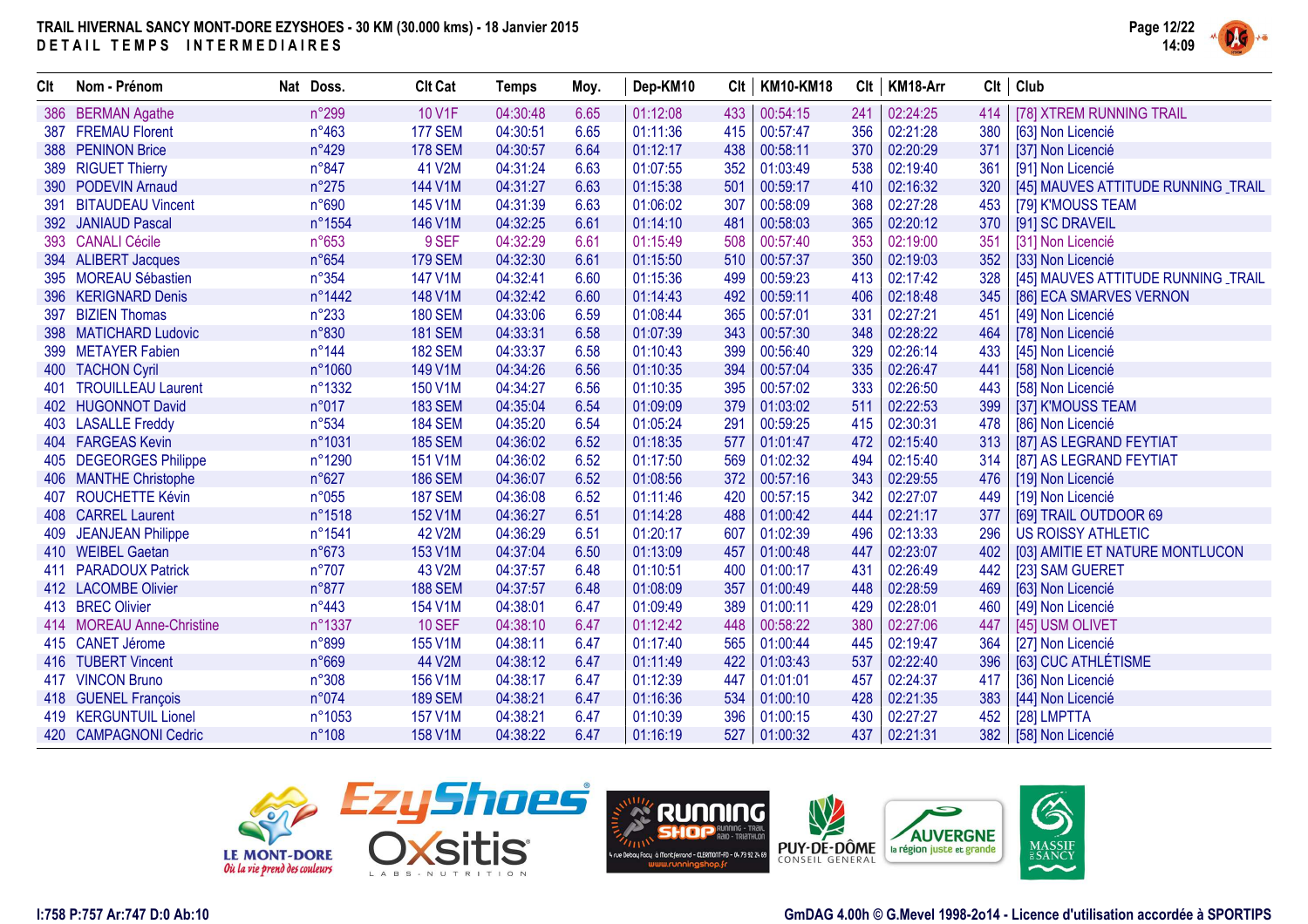# TRAIL HIVERNAL SANCY MONT-DORE EZYSHOES - 30 KM (30.000 kms) - 18 Janvier 2015

## DETAIL TEMPS INTERMEDIAIRES

| Clt | Nom - Prénom | Nat | Doss. | Clt Cat | Temps | Moy. | Dep-KM10 | Clt | KM10-KM18 | Clt | KM18-Arr | Clt | Club |
|---|---|---|---|---|---|---|---|---|---|---|---|---|---|
| 386 | BERMAN Agathe | | n°299 | 10 V1F | 04:30:48 | 6.65 | 01:12:08 | 433 | 00:54:15 | 241 | 02:24:25 | 414 | [78] XTREM RUNNING TRAIL |
| 387 | FREMAU Florent | | n°463 | 177 SEM | 04:30:51 | 6.65 | 01:11:36 | 415 | 00:57:47 | 356 | 02:21:28 | 380 | [63] Non Licencié |
| 388 | PENINON Brice | | n°429 | 178 SEM | 04:30:57 | 6.64 | 01:12:17 | 438 | 00:58:11 | 370 | 02:20:29 | 371 | [37] Non Licencié |
| 389 | RIGUET Thierry | | n°847 | 41 V2M | 04:31:24 | 6.63 | 01:07:55 | 352 | 01:03:49 | 538 | 02:19:40 | 361 | [91] Non Licencié |
| 390 | PODEVIN Arnaud | | n°275 | 144 V1M | 04:31:27 | 6.63 | 01:15:38 | 501 | 00:59:17 | 410 | 02:16:32 | 320 | [45] MAUVES ATTITUDE RUNNING _TRAIL |
| 391 | BITAUDEAU Vincent | | n°690 | 145 V1M | 04:31:39 | 6.63 | 01:06:02 | 307 | 00:58:09 | 368 | 02:27:28 | 453 | [79] K'MOUSS TEAM |
| 392 | JANIAUD Pascal | | n°1554 | 146 V1M | 04:32:25 | 6.61 | 01:14:10 | 481 | 00:58:03 | 365 | 02:20:12 | 370 | [91] SC DRAVEIL |
| 393 | CANALI Cécile | | n°653 | 9 SEF | 04:32:29 | 6.61 | 01:15:49 | 508 | 00:57:40 | 353 | 02:19:00 | 351 | [31] Non Licencié |
| 394 | ALIBERT Jacques | | n°654 | 179 SEM | 04:32:30 | 6.61 | 01:15:50 | 510 | 00:57:37 | 350 | 02:19:03 | 352 | [33] Non Licencié |
| 395 | MOREAU Sébastien | | n°354 | 147 V1M | 04:32:41 | 6.60 | 01:15:36 | 499 | 00:59:23 | 413 | 02:17:42 | 328 | [45] MAUVES ATTITUDE RUNNING _TRAIL |
| 396 | KERIGNARD Denis | | n°1442 | 148 V1M | 04:32:42 | 6.60 | 01:14:43 | 492 | 00:59:11 | 406 | 02:18:48 | 345 | [86] ECA SMARVES VERNON |
| 397 | BIZIEN Thomas | | n°233 | 180 SEM | 04:33:06 | 6.59 | 01:08:44 | 365 | 00:57:01 | 331 | 02:27:21 | 451 | [49] Non Licencié |
| 398 | MATICHARD Ludovic | | n°830 | 181 SEM | 04:33:31 | 6.58 | 01:07:39 | 343 | 00:57:30 | 348 | 02:28:22 | 464 | [78] Non Licencié |
| 399 | METAYER Fabien | | n°144 | 182 SEM | 04:33:37 | 6.58 | 01:10:43 | 399 | 00:56:40 | 329 | 02:26:14 | 433 | [45] Non Licencié |
| 400 | TACHON Cyril | | n°1060 | 149 V1M | 04:34:26 | 6.56 | 01:10:35 | 394 | 00:57:04 | 335 | 02:26:47 | 441 | [58] Non Licencié |
| 401 | TROUILLEAU Laurent | | n°1332 | 150 V1M | 04:34:27 | 6.56 | 01:10:35 | 395 | 00:57:02 | 333 | 02:26:50 | 443 | [58] Non Licencié |
| 402 | HUGONNOT David | | n°017 | 183 SEM | 04:35:04 | 6.54 | 01:09:09 | 379 | 01:03:02 | 511 | 02:22:53 | 399 | [37] K'MOUSS TEAM |
| 403 | LASALLE Freddy | | n°534 | 184 SEM | 04:35:20 | 6.54 | 01:05:24 | 291 | 00:59:25 | 415 | 02:30:31 | 478 | [86] Non Licencié |
| 404 | FARGEAS Kevin | | n°1031 | 185 SEM | 04:36:02 | 6.52 | 01:18:35 | 577 | 01:01:47 | 472 | 02:15:40 | 313 | [87] AS LEGRAND FEYTIAT |
| 405 | DEGEORGES Philippe | | n°1290 | 151 V1M | 04:36:02 | 6.52 | 01:17:50 | 569 | 01:02:32 | 494 | 02:15:40 | 314 | [87] AS LEGRAND FEYTIAT |
| 406 | MANTHE Christophe | | n°627 | 186 SEM | 04:36:07 | 6.52 | 01:08:56 | 372 | 00:57:16 | 343 | 02:29:55 | 476 | [19] Non Licencié |
| 407 | ROUCHETTE Kévin | | n°055 | 187 SEM | 04:36:08 | 6.52 | 01:11:46 | 420 | 00:57:15 | 342 | 02:27:07 | 449 | [19] Non Licencié |
| 408 | CARREL Laurent | | n°1518 | 152 V1M | 04:36:27 | 6.51 | 01:14:28 | 488 | 01:00:42 | 444 | 02:21:17 | 377 | [69] TRAIL OUTDOOR 69 |
| 409 | JEANJEAN Philippe | | n°1541 | 42 V2M | 04:36:29 | 6.51 | 01:20:17 | 607 | 01:02:39 | 496 | 02:13:33 | 296 | US ROISSY ATHLETIC |
| 410 | WEIBEL Gaetan | | n°673 | 153 V1M | 04:37:04 | 6.50 | 01:13:09 | 457 | 01:00:48 | 447 | 02:23:07 | 402 | [03] AMITIE ET NATURE MONTLUCON |
| 411 | PARADOUX Patrick | | n°707 | 43 V2M | 04:37:57 | 6.48 | 01:10:51 | 400 | 01:00:17 | 431 | 02:26:49 | 442 | [23] SAM GUERET |
| 412 | LACOMBE Olivier | | n°877 | 188 SEM | 04:37:57 | 6.48 | 01:08:09 | 357 | 01:00:49 | 448 | 02:28:59 | 469 | [63] Non Licencié |
| 413 | BREC Olivier | | n°443 | 154 V1M | 04:38:01 | 6.47 | 01:09:49 | 389 | 01:00:11 | 429 | 02:28:01 | 460 | [49] Non Licencié |
| 414 | MOREAU Anne-Christine | | n°1337 | 10 SEF | 04:38:10 | 6.47 | 01:12:42 | 448 | 00:58:22 | 380 | 02:27:06 | 447 | [45] USM OLIVET |
| 415 | CANET Jérome | | n°899 | 155 V1M | 04:38:11 | 6.47 | 01:17:40 | 565 | 01:00:44 | 445 | 02:19:47 | 364 | [27] Non Licencié |
| 416 | TUBERT Vincent | | n°669 | 44 V2M | 04:38:12 | 6.47 | 01:11:49 | 422 | 01:03:43 | 537 | 02:22:40 | 396 | [63] CUC ATHLÉTISME |
| 417 | VINCON Bruno | | n°308 | 156 V1M | 04:38:17 | 6.47 | 01:12:39 | 447 | 01:01:01 | 457 | 02:24:37 | 417 | [36] Non Licencié |
| 418 | GUENEL François | | n°074 | 189 SEM | 04:38:21 | 6.47 | 01:16:36 | 534 | 01:00:10 | 428 | 02:21:35 | 383 | [44] Non Licencié |
| 419 | KERGUNTUIL Lionel | | n°1053 | 157 V1M | 04:38:21 | 6.47 | 01:10:39 | 396 | 01:00:15 | 430 | 02:27:27 | 452 | [28] LMPTTA |
| 420 | CAMPAGNONI Cedric | | n°108 | 158 V1M | 04:38:22 | 6.47 | 01:16:19 | 527 | 01:00:32 | 437 | 02:21:31 | 382 | [58] Non Licencié |

I:758 P:757 Ar:747 D:0 Ab:10

GmDAG 4.00h © G.Mevel 1998-2o14 - Licence d'utilisation accordée à SPORTIPS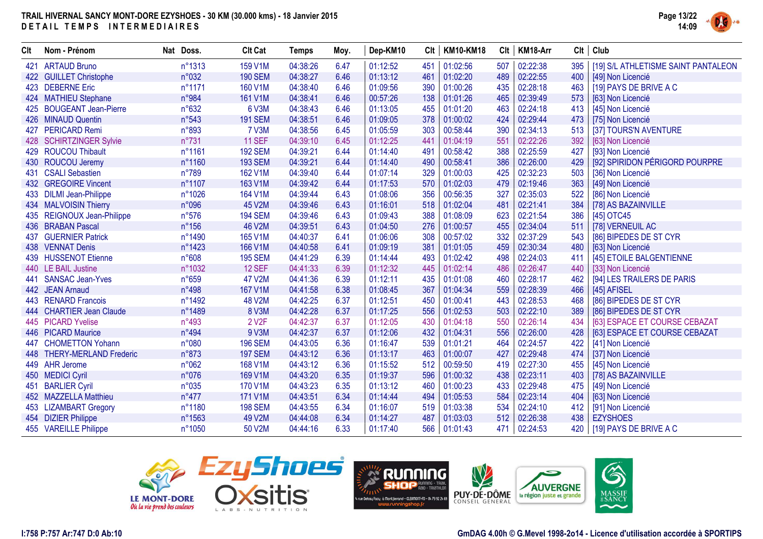**TRAIL HIVERNAL SANCY MONT-DORE EZYSHOES - 30 KM (30.000 kms) - 18 Janvier 2015**

**DETAIL TEMPS INTERMEDIAIRES**

| Clt | Nom - Prénom | Nat | Doss. | Clt Cat | Temps | Moy. | Dep-KM10 | Clt | KM10-KM18 | Clt | KM18-Arr | Clt | Club |
|---|---|---|---|---|---|---|---|---|---|---|---|---|---|
| 421 | ARTAUD Bruno | | n°1313 | 159 V1M | 04:38:26 | 6.47 | 01:12:52 | 451 | 01:02:56 | 507 | 02:22:38 | 395 | [19] S/L ATHLETISME SAINT PANTALEON |
| 422 | GUILLET Christophe | | n°032 | 190 SEM | 04:38:27 | 6.46 | 01:13:12 | 461 | 01:02:20 | 489 | 02:22:55 | 400 | [49] Non Licencié |
| 423 | DEBERNE Eric | | n°1171 | 160 V1M | 04:38:40 | 6.46 | 01:09:56 | 390 | 01:00:26 | 435 | 02:28:18 | 463 | [19] PAYS DE BRIVE A C |
| 424 | MATHIEU Stephane | | n°984 | 161 V1M | 04:38:41 | 6.46 | 00:57:26 | 138 | 01:01:26 | 465 | 02:39:49 | 573 | [63] Non Licencié |
| 425 | BOUGEANT Jean-Pierre | | n°632 | 6 V3M | 04:38:43 | 6.46 | 01:13:05 | 455 | 01:01:20 | 463 | 02:24:18 | 413 | [45] Non Licencié |
| 426 | MINAUD Quentin | | n°543 | 191 SEM | 04:38:51 | 6.46 | 01:09:05 | 378 | 01:00:02 | 424 | 02:29:44 | 473 | [75] Non Licencié |
| 427 | PERICARD Remi | | n°893 | 7 V3M | 04:38:56 | 6.45 | 01:05:59 | 303 | 00:58:44 | 390 | 02:34:13 | 513 | [37] TOURS'N AVENTURE |
| 428 | SCHIRTZINGER Sylvie | | n°731 | 11 SEF | 04:39:10 | 6.45 | 01:12:25 | 441 | 01:04:19 | 551 | 02:22:26 | 392 | [63] Non Licencié |
| 429 | ROUCOU Thibault | | n°1161 | 192 SEM | 04:39:21 | 6.44 | 01:14:40 | 491 | 00:58:42 | 388 | 02:25:59 | 427 | [93] Non Licencié |
| 430 | ROUCOU Jeremy | | n°1160 | 193 SEM | 04:39:21 | 6.44 | 01:14:40 | 490 | 00:58:41 | 386 | 02:26:00 | 429 | [92] SPIRIDON PÉRIGORD POURPRE |
| 431 | CSALI Sebastien | | n°789 | 162 V1M | 04:39:40 | 6.44 | 01:07:14 | 329 | 01:00:03 | 425 | 02:32:23 | 503 | [36] Non Licencié |
| 432 | GREGOIRE Vincent | | n°1107 | 163 V1M | 04:39:42 | 6.44 | 01:17:53 | 570 | 01:02:03 | 479 | 02:19:46 | 363 | [49] Non Licencié |
| 433 | DILMI Jean-Philippe | | n°1026 | 164 V1M | 04:39:44 | 6.43 | 01:08:06 | 356 | 00:56:35 | 327 | 02:35:03 | 522 | [86] Non Licencié |
| 434 | MALVOISIN Thierry | | n°096 | 45 V2M | 04:39:46 | 6.43 | 01:16:01 | 518 | 01:02:04 | 481 | 02:21:41 | 384 | [78] AS BAZAINVILLE |
| 435 | REIGNOUX Jean-Philippe | | n°576 | 194 SEM | 04:39:46 | 6.43 | 01:09:43 | 388 | 01:08:09 | 623 | 02:21:54 | 386 | [45] OTC45 |
| 436 | BRABAN Pascal | | n°156 | 46 V2M | 04:39:51 | 6.43 | 01:04:50 | 276 | 01:00:57 | 455 | 02:34:04 | 511 | [78] VERNEUIL AC |
| 437 | GUERNIER Patrick | | n°1490 | 165 V1M | 04:40:37 | 6.41 | 01:06:06 | 308 | 00:57:02 | 332 | 02:37:29 | 543 | [86] BIPEDES DE ST CYR |
| 438 | VENNAT Denis | | n°1423 | 166 V1M | 04:40:58 | 6.41 | 01:09:19 | 381 | 01:01:05 | 459 | 02:30:34 | 480 | [63] Non Licencié |
| 439 | HUSSENOT Etienne | | n°608 | 195 SEM | 04:41:29 | 6.39 | 01:14:44 | 493 | 01:02:42 | 498 | 02:24:03 | 411 | [45] ETOILE BALGENTIENNE |
| 440 | LE BAIL Justine | | n°1032 | 12 SEF | 04:41:33 | 6.39 | 01:12:32 | 445 | 01:02:14 | 486 | 02:26:47 | 440 | [33] Non Licencié |
| 441 | SANSAC Jean-Yves | | n°659 | 47 V2M | 04:41:36 | 6.39 | 01:12:11 | 435 | 01:01:08 | 460 | 02:28:17 | 462 | [94] LES TRAILERS DE PARIS |
| 442 | JEAN Arnaud | | n°498 | 167 V1M | 04:41:58 | 6.38 | 01:08:45 | 367 | 01:04:34 | 559 | 02:28:39 | 466 | [45] AFISEL |
| 443 | RENARD Francois | | n°1492 | 48 V2M | 04:42:25 | 6.37 | 01:12:51 | 450 | 01:00:41 | 443 | 02:28:53 | 468 | [86] BIPEDES DE ST CYR |
| 444 | CHARTIER Jean Claude | | n°1489 | 8 V3M | 04:42:28 | 6.37 | 01:17:25 | 556 | 01:02:53 | 503 | 02:22:10 | 389 | [86] BIPEDES DE ST CYR |
| 445 | PICARD Yvelise | | n°493 | 2 V2F | 04:42:37 | 6.37 | 01:12:05 | 430 | 01:04:18 | 550 | 02:26:14 | 434 | [63] ESPACE ET COURSE CEBAZAT |
| 446 | PICARD Maurice | | n°494 | 9 V3M | 04:42:37 | 6.37 | 01:12:06 | 432 | 01:04:31 | 556 | 02:26:00 | 428 | [63] ESPACE ET COURSE CEBAZAT |
| 447 | CHOMETTON Yohann | | n°080 | 196 SEM | 04:43:05 | 6.36 | 01:16:47 | 539 | 01:01:21 | 464 | 02:24:57 | 422 | [41] Non Licencié |
| 448 | THERY-MERLAND Frederic | | n°873 | 197 SEM | 04:43:12 | 6.36 | 01:13:17 | 463 | 01:00:07 | 427 | 02:29:48 | 474 | [37] Non Licencié |
| 449 | AHR Jerome | | n°062 | 168 V1M | 04:43:12 | 6.36 | 01:15:52 | 512 | 00:59:50 | 419 | 02:27:30 | 455 | [45] Non Licencié |
| 450 | MEDICI Cyril | | n°076 | 169 V1M | 04:43:20 | 6.35 | 01:19:37 | 596 | 01:00:32 | 438 | 02:23:11 | 403 | [78] AS BAZAINVILLE |
| 451 | BARLIER Cyril | | n°035 | 170 V1M | 04:43:23 | 6.35 | 01:13:12 | 460 | 01:00:23 | 433 | 02:29:48 | 475 | [49] Non Licencié |
| 452 | MAZZELLA Matthieu | | n°477 | 171 V1M | 04:43:51 | 6.34 | 01:14:44 | 494 | 01:05:53 | 584 | 02:23:14 | 404 | [63] Non Licencié |
| 453 | LIZAMBART Gregory | | n°1180 | 198 SEM | 04:43:55 | 6.34 | 01:16:07 | 519 | 01:03:38 | 534 | 02:24:10 | 412 | [91] Non Licencié |
| 454 | DIZIER Philippe | | n°1563 | 49 V2M | 04:44:08 | 6.34 | 01:14:27 | 487 | 01:03:03 | 512 | 02:26:38 | 438 | EZYSHOES |
| 455 | VAREILLE Philippe | | n°1050 | 50 V2M | 04:44:16 | 6.33 | 01:17:40 | 566 | 01:01:43 | 471 | 02:24:53 | 420 | [19] PAYS DE BRIVE A C |

I:758 P:757 Ar:747 D:0 Ab:10

GmDAG 4.00h © G.Mevel 1998-2014 - Licence d'utilisation accordée à SPORTIPS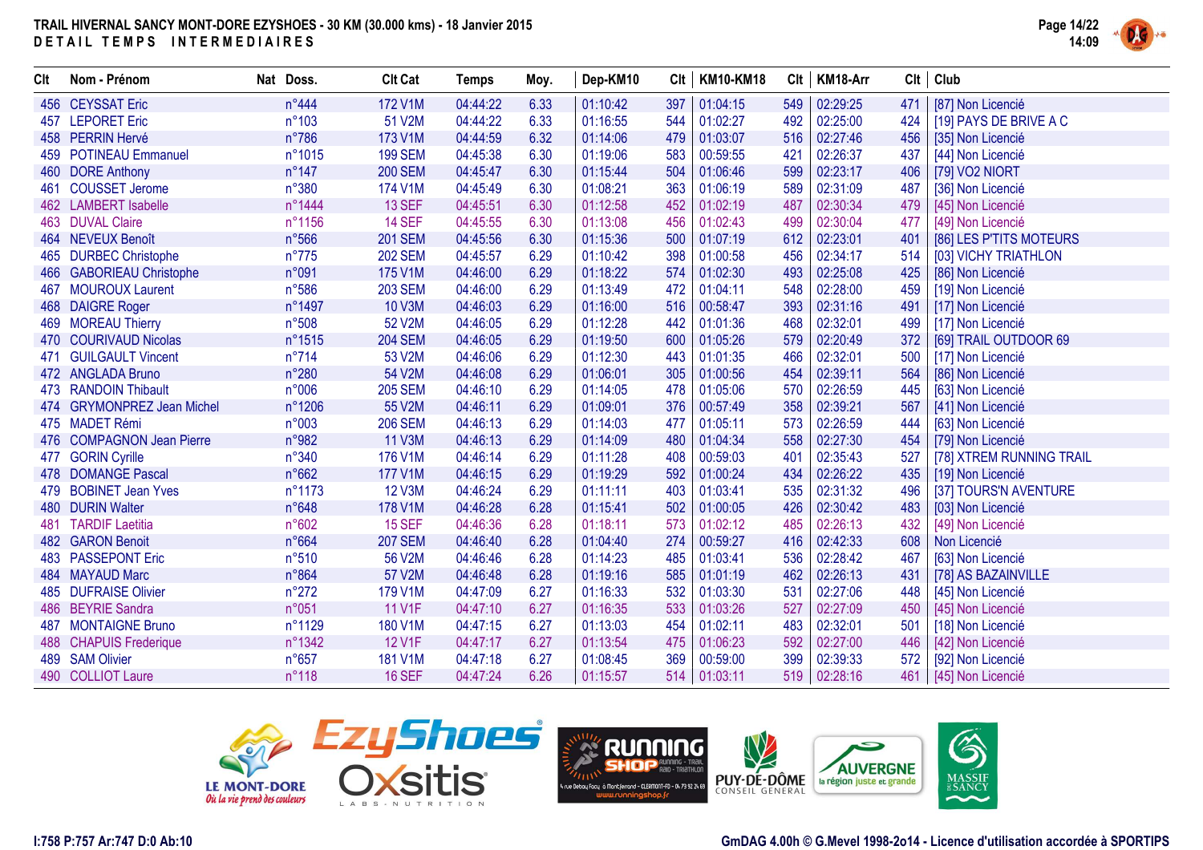TRAIL HIVERNAL SANCY MONT-DORE EZYSHOES - 30 KM (30.000 kms) - 18 Janvier 2015

DETAIL TEMPS INTERMEDIAIRES

| Clt | Nom - Prénom | Nat | Doss. | Clt Cat | Temps | Moy. | Dep-KM10 | Clt | KM10-KM18 | Clt | KM18-Arr | Clt | Club |
|---|---|---|---|---|---|---|---|---|---|---|---|---|---|
| 456 | CEYSSAT Eric | | n°444 | 172 V1M | 04:44:22 | 6.33 | 01:10:42 | 397 | 01:04:15 | 549 | 02:29:25 | 471 | [87] Non Licencié |
| 457 | LEPORET Eric | | n°103 | 51 V2M | 04:44:22 | 6.33 | 01:16:55 | 544 | 01:02:27 | 492 | 02:25:00 | 424 | [19] PAYS DE BRIVE A C |
| 458 | PERRIN Hervé | | n°786 | 173 V1M | 04:44:59 | 6.32 | 01:14:06 | 479 | 01:03:07 | 516 | 02:27:46 | 456 | [35] Non Licencié |
| 459 | POTINEAU Emmanuel | | n°1015 | 199 SEM | 04:45:38 | 6.30 | 01:19:06 | 583 | 00:59:55 | 421 | 02:26:37 | 437 | [44] Non Licencié |
| 460 | DORE Anthony | | n°147 | 200 SEM | 04:45:47 | 6.30 | 01:15:44 | 504 | 01:06:46 | 599 | 02:23:17 | 406 | [79] VO2 NIORT |
| 461 | COUSSET Jerome | | n°380 | 174 V1M | 04:45:49 | 6.30 | 01:08:21 | 363 | 01:06:19 | 589 | 02:31:09 | 487 | [36] Non Licencié |
| 462 | LAMBERT Isabelle | | n°1444 | 13 SEF | 04:45:51 | 6.30 | 01:12:58 | 452 | 01:02:19 | 487 | 02:30:34 | 479 | [45] Non Licencié |
| 463 | DUVAL Claire | | n°1156 | 14 SEF | 04:45:55 | 6.30 | 01:13:08 | 456 | 01:02:43 | 499 | 02:30:04 | 477 | [49] Non Licencié |
| 464 | NEVEUX Benoît | | n°566 | 201 SEM | 04:45:56 | 6.30 | 01:15:36 | 500 | 01:07:19 | 612 | 02:23:01 | 401 | [86] LES P'TITS MOTEURS |
| 465 | DURBEC Christophe | | n°775 | 202 SEM | 04:45:57 | 6.29 | 01:10:42 | 398 | 01:00:58 | 456 | 02:34:17 | 514 | [03] VICHY TRIATHLON |
| 466 | GABORIEAU Christophe | | n°091 | 175 V1M | 04:46:00 | 6.29 | 01:18:22 | 574 | 01:02:30 | 493 | 02:25:08 | 425 | [86] Non Licencié |
| 467 | MOUROUX Laurent | | n°586 | 203 SEM | 04:46:00 | 6.29 | 01:13:49 | 472 | 01:04:11 | 548 | 02:28:00 | 459 | [19] Non Licencié |
| 468 | DAIGRE Roger | | n°1497 | 10 V3M | 04:46:03 | 6.29 | 01:16:00 | 516 | 00:58:47 | 393 | 02:31:16 | 491 | [17] Non Licencié |
| 469 | MOREAU Thierry | | n°508 | 52 V2M | 04:46:05 | 6.29 | 01:12:28 | 442 | 01:01:36 | 468 | 02:32:01 | 499 | [17] Non Licencié |
| 470 | COURIVAUD Nicolas | | n°1515 | 204 SEM | 04:46:05 | 6.29 | 01:19:50 | 600 | 01:05:26 | 579 | 02:20:49 | 372 | [69] TRAIL OUTDOOR 69 |
| 471 | GUILGAULT Vincent | | n°714 | 53 V2M | 04:46:06 | 6.29 | 01:12:30 | 443 | 01:01:35 | 466 | 02:32:01 | 500 | [17] Non Licencié |
| 472 | ANGLADA Bruno | | n°280 | 54 V2M | 04:46:08 | 6.29 | 01:06:01 | 305 | 01:00:56 | 454 | 02:39:11 | 564 | [86] Non Licencié |
| 473 | RANDOIN Thibault | | n°006 | 205 SEM | 04:46:10 | 6.29 | 01:14:05 | 478 | 01:05:06 | 570 | 02:26:59 | 445 | [63] Non Licencié |
| 474 | GRYMONPREZ Jean Michel | | n°1206 | 55 V2M | 04:46:11 | 6.29 | 01:09:01 | 376 | 00:57:49 | 358 | 02:39:21 | 567 | [41] Non Licencié |
| 475 | MADET Rémi | | n°003 | 206 SEM | 04:46:13 | 6.29 | 01:14:03 | 477 | 01:05:11 | 573 | 02:26:59 | 444 | [63] Non Licencié |
| 476 | COMPAGNON Jean Pierre | | n°982 | 11 V3M | 04:46:13 | 6.29 | 01:14:09 | 480 | 01:04:34 | 558 | 02:27:30 | 454 | [79] Non Licencié |
| 477 | GORIN Cyrille | | n°340 | 176 V1M | 04:46:14 | 6.29 | 01:11:28 | 408 | 00:59:03 | 401 | 02:35:43 | 527 | [78] XTREM RUNNING TRAIL |
| 478 | DOMANGE Pascal | | n°662 | 177 V1M | 04:46:15 | 6.29 | 01:19:29 | 592 | 01:00:24 | 434 | 02:26:22 | 435 | [19] Non Licencié |
| 479 | BOBINET Jean Yves | | n°1173 | 12 V3M | 04:46:24 | 6.29 | 01:11:11 | 403 | 01:03:41 | 535 | 02:31:32 | 496 | [37] TOURS'N AVENTURE |
| 480 | DURIN Walter | | n°648 | 178 V1M | 04:46:28 | 6.28 | 01:15:41 | 502 | 01:00:05 | 426 | 02:30:42 | 483 | [03] Non Licencié |
| 481 | TARDIF Laetitia | | n°602 | 15 SEF | 04:46:36 | 6.28 | 01:18:11 | 573 | 01:02:12 | 485 | 02:26:13 | 432 | [49] Non Licencié |
| 482 | GARON Benoit | | n°664 | 207 SEM | 04:46:40 | 6.28 | 01:04:40 | 274 | 00:59:27 | 416 | 02:42:33 | 608 | Non Licencié |
| 483 | PASSEPONT Eric | | n°510 | 56 V2M | 04:46:46 | 6.28 | 01:14:23 | 485 | 01:03:41 | 536 | 02:28:42 | 467 | [63] Non Licencié |
| 484 | MAYAUD Marc | | n°864 | 57 V2M | 04:46:48 | 6.28 | 01:19:16 | 585 | 01:01:19 | 462 | 02:26:13 | 431 | [78] AS BAZAINVILLE |
| 485 | DUFRAISE Olivier | | n°272 | 179 V1M | 04:47:09 | 6.27 | 01:16:33 | 532 | 01:03:30 | 531 | 02:27:06 | 448 | [45] Non Licencié |
| 486 | BEYRIE Sandra | | n°051 | 11 V1F | 04:47:10 | 6.27 | 01:16:35 | 533 | 01:03:26 | 527 | 02:27:09 | 450 | [45] Non Licencié |
| 487 | MONTAIGNE Bruno | | n°1129 | 180 V1M | 04:47:15 | 6.27 | 01:13:03 | 454 | 01:02:11 | 483 | 02:32:01 | 501 | [18] Non Licencié |
| 488 | CHAPUIS Frederique | | n°1342 | 12 V1F | 04:47:17 | 6.27 | 01:13:54 | 475 | 01:06:23 | 592 | 02:27:00 | 446 | [42] Non Licencié |
| 489 | SAM Olivier | | n°657 | 181 V1M | 04:47:18 | 6.27 | 01:08:45 | 369 | 00:59:00 | 399 | 02:39:33 | 572 | [92] Non Licencié |
| 490 | COLLIOT Laure | | n°118 | 16 SEF | 04:47:24 | 6.26 | 01:15:57 | 514 | 01:03:11 | 519 | 02:28:16 | 461 | [45] Non Licencié |

I:758 P:757 Ar:747 D:0 Ab:10

GmDAG 4.00h © G.Mevel 1998-2014 - Licence d'utilisation accordée à SPORTIPS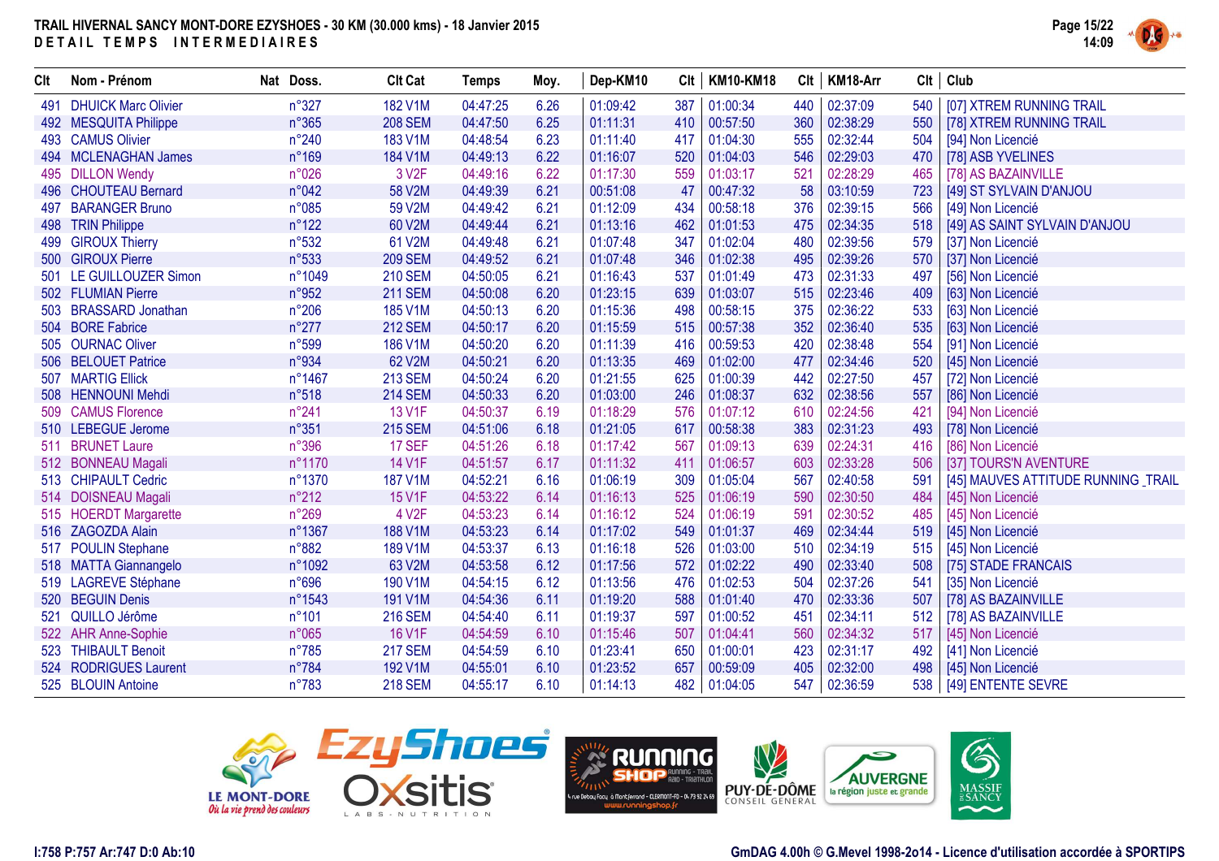**TRAIL HIVERNAL SANCY MONT-DORE EZYSHOES - 30 KM (30.000 kms) - 18 Janvier 2015**

**DETAIL TEMPS INTERMEDIAIRES**

| Clt | Nom - Prénom | Nat | Doss. | Clt Cat | Temps | Moy. | Dep-KM10 | Clt | KM10-KM18 | Clt | KM18-Arr | Clt | Club |
|---|---|---|---|---|---|---|---|---|---|---|---|---|---|
| 491 | DHUICK Marc Olivier | | n°327 | 182 V1M | 04:47:25 | 6.26 | 01:09:42 | 387 | 01:00:34 | 440 | 02:37:09 | 540 | [07] XTREM RUNNING TRAIL |
| 492 | MESQUITA Philippe | | n°365 | 208 SEM | 04:47:50 | 6.25 | 01:11:31 | 410 | 00:57:50 | 360 | 02:38:29 | 550 | [78] XTREM RUNNING TRAIL |
| 493 | CAMUS Olivier | | n°240 | 183 V1M | 04:48:54 | 6.23 | 01:11:40 | 417 | 01:04:30 | 555 | 02:32:44 | 504 | [94] Non Licencié |
| 494 | MCLENAGHAN James | | n°169 | 184 V1M | 04:49:13 | 6.22 | 01:16:07 | 520 | 01:04:03 | 546 | 02:29:03 | 470 | [78] ASB YVELINES |
| 495 | DILLON Wendy | | n°026 | 3 V2F | 04:49:16 | 6.22 | 01:17:30 | 559 | 01:03:17 | 521 | 02:28:29 | 465 | [78] AS BAZAINVILLE |
| 496 | CHOUTEAU Bernard | | n°042 | 58 V2M | 04:49:39 | 6.21 | 00:51:08 | 47 | 00:47:32 | 58 | 03:10:59 | 723 | [49] ST SYLVAIN D'ANJOU |
| 497 | BARANGER Bruno | | n°085 | 59 V2M | 04:49:42 | 6.21 | 01:12:09 | 434 | 00:58:18 | 376 | 02:39:15 | 566 | [49] Non Licencié |
| 498 | TRIN Philippe | | n°122 | 60 V2M | 04:49:44 | 6.21 | 01:13:16 | 462 | 01:01:53 | 475 | 02:34:35 | 518 | [49] AS SAINT SYLVAIN D'ANJOU |
| 499 | GIROUX Thierry | | n°532 | 61 V2M | 04:49:48 | 6.21 | 01:07:48 | 347 | 01:02:04 | 480 | 02:39:56 | 579 | [37] Non Licencié |
| 500 | GIROUX Pierre | | n°533 | 209 SEM | 04:49:52 | 6.21 | 01:07:48 | 346 | 01:02:38 | 495 | 02:39:26 | 570 | [37] Non Licencié |
| 501 | LE GUILLOUZER Simon | | n°1049 | 210 SEM | 04:50:05 | 6.21 | 01:16:43 | 537 | 01:01:49 | 473 | 02:31:33 | 497 | [56] Non Licencié |
| 502 | FLUMIAN Pierre | | n°952 | 211 SEM | 04:50:08 | 6.20 | 01:23:15 | 639 | 01:03:07 | 515 | 02:23:46 | 409 | [63] Non Licencié |
| 503 | BRASSARD Jonathan | | n°206 | 185 V1M | 04:50:13 | 6.20 | 01:15:36 | 498 | 00:58:15 | 375 | 02:36:22 | 533 | [63] Non Licencié |
| 504 | BORE Fabrice | | n°277 | 212 SEM | 04:50:17 | 6.20 | 01:15:59 | 515 | 00:57:38 | 352 | 02:36:40 | 535 | [63] Non Licencié |
| 505 | OURNAC Oliver | | n°599 | 186 V1M | 04:50:20 | 6.20 | 01:11:39 | 416 | 00:59:53 | 420 | 02:38:48 | 554 | [91] Non Licencié |
| 506 | BELOUET Patrice | | n°934 | 62 V2M | 04:50:21 | 6.20 | 01:13:35 | 469 | 01:02:00 | 477 | 02:34:46 | 520 | [45] Non Licencié |
| 507 | MARTIG Ellick | | n°1467 | 213 SEM | 04:50:24 | 6.20 | 01:21:55 | 625 | 01:00:39 | 442 | 02:27:50 | 457 | [72] Non Licencié |
| 508 | HENNOUNI Mehdi | | n°518 | 214 SEM | 04:50:33 | 6.20 | 01:03:00 | 246 | 01:08:37 | 632 | 02:38:56 | 557 | [86] Non Licencié |
| 509 | CAMUS Florence | | n°241 | 13 V1F | 04:50:37 | 6.19 | 01:18:29 | 576 | 01:07:12 | 610 | 02:24:56 | 421 | [94] Non Licencié |
| 510 | LEBEGUE Jerome | | n°351 | 215 SEM | 04:51:06 | 6.18 | 01:21:05 | 617 | 00:58:38 | 383 | 02:31:23 | 493 | [78] Non Licencié |
| 511 | BRUNET Laure | | n°396 | 17 SEF | 04:51:26 | 6.18 | 01:17:42 | 567 | 01:09:13 | 639 | 02:24:31 | 416 | [86] Non Licencié |
| 512 | BONNEAU Magali | | n°1170 | 14 V1F | 04:51:57 | 6.17 | 01:11:32 | 411 | 01:06:57 | 603 | 02:33:28 | 506 | [37] TOURS'N AVENTURE |
| 513 | CHIPAULT Cedric | | n°1370 | 187 V1M | 04:52:21 | 6.16 | 01:06:19 | 309 | 01:05:04 | 567 | 02:40:58 | 591 | [45] MAUVES ATTITUDE RUNNING _TRAIL |
| 514 | DOISNEAU Magali | | n°212 | 15 V1F | 04:53:22 | 6.14 | 01:16:13 | 525 | 01:06:19 | 590 | 02:30:50 | 484 | [45] Non Licencié |
| 515 | HOERDT Margarette | | n°269 | 4 V2F | 04:53:23 | 6.14 | 01:16:12 | 524 | 01:06:19 | 591 | 02:30:52 | 485 | [45] Non Licencié |
| 516 | ZAGOZDA Alain | | n°1367 | 188 V1M | 04:53:23 | 6.14 | 01:17:02 | 549 | 01:01:37 | 469 | 02:34:44 | 519 | [45] Non Licencié |
| 517 | POULIN Stephane | | n°882 | 189 V1M | 04:53:37 | 6.13 | 01:16:18 | 526 | 01:03:00 | 510 | 02:34:19 | 515 | [45] Non Licencié |
| 518 | MATTA Giannangelo | | n°1092 | 63 V2M | 04:53:58 | 6.12 | 01:17:56 | 572 | 01:02:22 | 490 | 02:33:40 | 508 | [75] STADE FRANCAIS |
| 519 | LAGREVE Stéphane | | n°696 | 190 V1M | 04:54:15 | 6.12 | 01:13:56 | 476 | 01:02:53 | 504 | 02:37:26 | 541 | [35] Non Licencié |
| 520 | BEGUIN Denis | | n°1543 | 191 V1M | 04:54:36 | 6.11 | 01:19:20 | 588 | 01:01:40 | 470 | 02:33:36 | 507 | [78] AS BAZAINVILLE |
| 521 | QUILLO Jérôme | | n°101 | 216 SEM | 04:54:40 | 6.11 | 01:19:37 | 597 | 01:00:52 | 451 | 02:34:11 | 512 | [78] AS BAZAINVILLE |
| 522 | AHR Anne-Sophie | | n°065 | 16 V1F | 04:54:59 | 6.10 | 01:15:46 | 507 | 01:04:41 | 560 | 02:34:32 | 517 | [45] Non Licencié |
| 523 | THIBAULT Benoit | | n°785 | 217 SEM | 04:54:59 | 6.10 | 01:23:41 | 650 | 01:00:01 | 423 | 02:31:17 | 492 | [41] Non Licencié |
| 524 | RODRIGUES Laurent | | n°784 | 192 V1M | 04:55:01 | 6.10 | 01:23:52 | 657 | 00:59:09 | 405 | 02:32:00 | 498 | [45] Non Licencié |
| 525 | BLOUIN Antoine | | n°783 | 218 SEM | 04:55:17 | 6.10 | 01:14:13 | 482 | 01:04:05 | 547 | 02:36:59 | 538 | [49] ENTENTE SEVRE |

I:758 P:757 Ar:747 D:0 Ab:10

GmDAG 4.00h © G.Mevel 1998-2014 - Licence d'utilisation accordée à SPORTIPS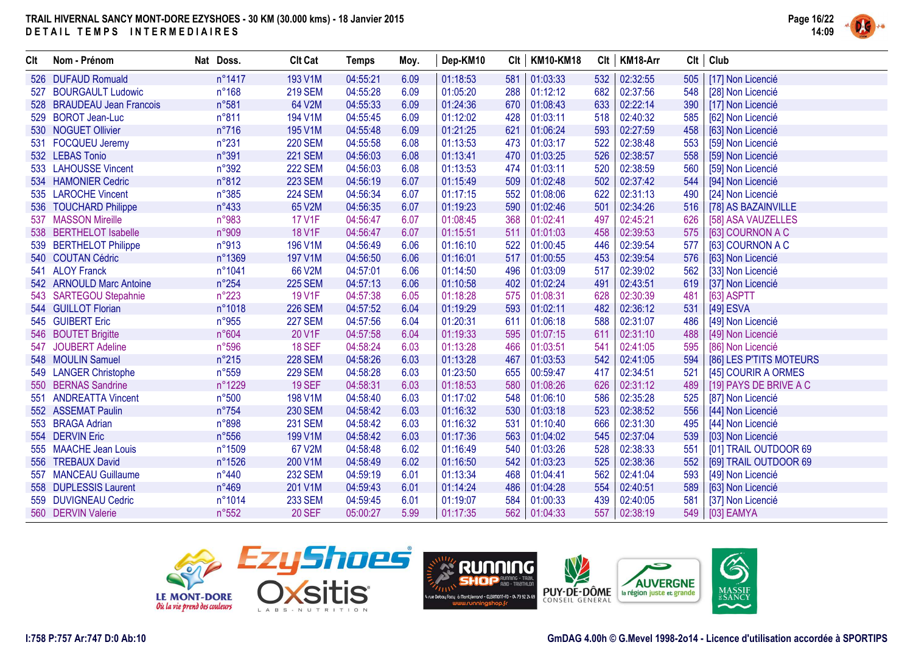# TRAIL HIVERNAL SANCY MONT-DORE EZYSHOES - 30 KM (30.000 kms) - 18 Janvier 2015

## DETAIL TEMPS INTERMEDIAIRES

| Clt | Nom - Prénom | Nat | Doss. | Clt Cat | Temps | Moy. | Dep-KM10 | Clt | KM10-KM18 | Clt | KM18-Arr | Clt | Club |
|---|---|---|---|---|---|---|---|---|---|---|---|---|---|
| 526 | DUFAUD Romuald | | n°1417 | 193 V1M | 04:55:21 | 6.09 | 01:18:53 | 581 | 01:03:33 | 532 | 02:32:55 | 505 | [17] Non Licencié |
| 527 | BOURGAULT Ludovic | | n°168 | 219 SEM | 04:55:28 | 6.09 | 01:05:20 | 288 | 01:12:12 | 682 | 02:37:56 | 548 | [28] Non Licencié |
| 528 | BRAUDEAU Jean Francois | | n°581 | 64 V2M | 04:55:33 | 6.09 | 01:24:36 | 670 | 01:08:43 | 633 | 02:22:14 | 390 | [17] Non Licencié |
| 529 | BOROT Jean-Luc | | n°811 | 194 V1M | 04:55:45 | 6.09 | 01:12:02 | 428 | 01:03:11 | 518 | 02:40:32 | 585 | [62] Non Licencié |
| 530 | NOGUET Ollivier | | n°716 | 195 V1M | 04:55:48 | 6.09 | 01:21:25 | 621 | 01:06:24 | 593 | 02:27:59 | 458 | [63] Non Licencié |
| 531 | FOCQUEU Jeremy | | n°231 | 220 SEM | 04:55:58 | 6.08 | 01:13:53 | 473 | 01:03:17 | 522 | 02:38:48 | 553 | [59] Non Licencié |
| 532 | LEBAS Tonio | | n°391 | 221 SEM | 04:56:03 | 6.08 | 01:13:41 | 470 | 01:03:25 | 526 | 02:38:57 | 558 | [59] Non Licencié |
| 533 | LAHOUSSE Vincent | | n°392 | 222 SEM | 04:56:03 | 6.08 | 01:13:53 | 474 | 01:03:11 | 520 | 02:38:59 | 560 | [59] Non Licencié |
| 534 | HAMONIER Cedric | | n°812 | 223 SEM | 04:56:19 | 6.07 | 01:15:49 | 509 | 01:02:48 | 502 | 02:37:42 | 544 | [94] Non Licencié |
| 535 | LAROCHE Vincent | | n°385 | 224 SEM | 04:56:34 | 6.07 | 01:17:15 | 552 | 01:08:06 | 622 | 02:31:13 | 490 | [24] Non Licencié |
| 536 | TOUCHARD Philippe | | n°433 | 65 V2M | 04:56:35 | 6.07 | 01:19:23 | 590 | 01:02:46 | 501 | 02:34:26 | 516 | [78] AS BAZAINVILLE |
| 537 | MASSON Mireille | | n°983 | 17 V1F | 04:56:47 | 6.07 | 01:08:45 | 368 | 01:02:41 | 497 | 02:45:21 | 626 | [58] ASA VAUZELLES |
| 538 | BERTHELOT Isabelle | | n°909 | 18 V1F | 04:56:47 | 6.07 | 01:15:51 | 511 | 01:01:03 | 458 | 02:39:53 | 575 | [63] COURNON A C |
| 539 | BERTHELOT Philippe | | n°913 | 196 V1M | 04:56:49 | 6.06 | 01:16:10 | 522 | 01:00:45 | 446 | 02:39:54 | 577 | [63] COURNON A C |
| 540 | COUTAN Cédric | | n°1369 | 197 V1M | 04:56:50 | 6.06 | 01:16:01 | 517 | 01:00:55 | 453 | 02:39:54 | 576 | [63] Non Licencié |
| 541 | ALOY Franck | | n°1041 | 66 V2M | 04:57:01 | 6.06 | 01:14:50 | 496 | 01:03:09 | 517 | 02:39:02 | 562 | [33] Non Licencié |
| 542 | ARNOULD Marc Antoine | | n°254 | 225 SEM | 04:57:13 | 6.06 | 01:10:58 | 402 | 01:02:24 | 491 | 02:43:51 | 619 | [37] Non Licencié |
| 543 | SARTEGOU Stepahnie | | n°223 | 19 V1F | 04:57:38 | 6.05 | 01:18:28 | 575 | 01:08:31 | 628 | 02:30:39 | 481 | [63] ASPTT |
| 544 | GUILLOT Florian | | n°1018 | 226 SEM | 04:57:52 | 6.04 | 01:19:29 | 593 | 01:02:11 | 482 | 02:36:12 | 531 | [49] ESVA |
| 545 | GUIBERT Eric | | n°955 | 227 SEM | 04:57:56 | 6.04 | 01:20:31 | 611 | 01:06:18 | 588 | 02:31:07 | 486 | [49] Non Licencié |
| 546 | BOUTET Brigitte | | n°604 | 20 V1F | 04:57:58 | 6.04 | 01:19:33 | 595 | 01:07:15 | 611 | 02:31:10 | 488 | [49] Non Licencié |
| 547 | JOUBERT Adeline | | n°596 | 18 SEF | 04:58:24 | 6.03 | 01:13:28 | 466 | 01:03:51 | 541 | 02:41:05 | 595 | [86] Non Licencié |
| 548 | MOULIN Samuel | | n°215 | 228 SEM | 04:58:26 | 6.03 | 01:13:28 | 467 | 01:03:53 | 542 | 02:41:05 | 594 | [86] LES P'TITS MOTEURS |
| 549 | LANGER Christophe | | n°559 | 229 SEM | 04:58:28 | 6.03 | 01:23:50 | 655 | 00:59:47 | 417 | 02:34:51 | 521 | [45] COURIR A ORMES |
| 550 | BERNAS Sandrine | | n°1229 | 19 SEF | 04:58:31 | 6.03 | 01:18:53 | 580 | 01:08:26 | 626 | 02:31:12 | 489 | [19] PAYS DE BRIVE A C |
| 551 | ANDREATTA Vincent | | n°500 | 198 V1M | 04:58:40 | 6.03 | 01:17:02 | 548 | 01:06:10 | 586 | 02:35:28 | 525 | [87] Non Licencié |
| 552 | ASSEMAT Paulin | | n°754 | 230 SEM | 04:58:42 | 6.03 | 01:16:32 | 530 | 01:03:18 | 523 | 02:38:52 | 556 | [44] Non Licencié |
| 553 | BRAGA Adrian | | n°898 | 231 SEM | 04:58:42 | 6.03 | 01:16:32 | 531 | 01:10:40 | 666 | 02:31:30 | 495 | [44] Non Licencié |
| 554 | DERVIN Eric | | n°556 | 199 V1M | 04:58:42 | 6.03 | 01:17:36 | 563 | 01:04:02 | 545 | 02:37:04 | 539 | [03] Non Licencié |
| 555 | MAACHE Jean Louis | | n°1509 | 67 V2M | 04:58:48 | 6.02 | 01:16:49 | 540 | 01:03:26 | 528 | 02:38:33 | 551 | [01] TRAIL OUTDOOR 69 |
| 556 | TREBAUX David | | n°1526 | 200 V1M | 04:58:49 | 6.02 | 01:16:50 | 542 | 01:03:23 | 525 | 02:38:36 | 552 | [69] TRAIL OUTDOOR 69 |
| 557 | MANCEAU Guillaume | | n°440 | 232 SEM | 04:59:19 | 6.01 | 01:13:34 | 468 | 01:04:41 | 562 | 02:41:04 | 593 | [49] Non Licencié |
| 558 | DUPLESSIS Laurent | | n°469 | 201 V1M | 04:59:43 | 6.01 | 01:14:24 | 486 | 01:04:28 | 554 | 02:40:51 | 589 | [63] Non Licencié |
| 559 | DUVIGNEAU Cedric | | n°1014 | 233 SEM | 04:59:45 | 6.01 | 01:19:07 | 584 | 01:00:33 | 439 | 02:40:05 | 581 | [37] Non Licencié |
| 560 | DERVIN Valerie | | n°552 | 20 SEF | 05:00:27 | 5.99 | 01:17:35 | 562 | 01:04:33 | 557 | 02:38:19 | 549 | [03] EAMYA |

I:758 P:757 Ar:747 D:0 Ab:10

GmDAG 4.00h © G.Mevel 1998-2o14 - Licence d'utilisation accordée à SPORTIPS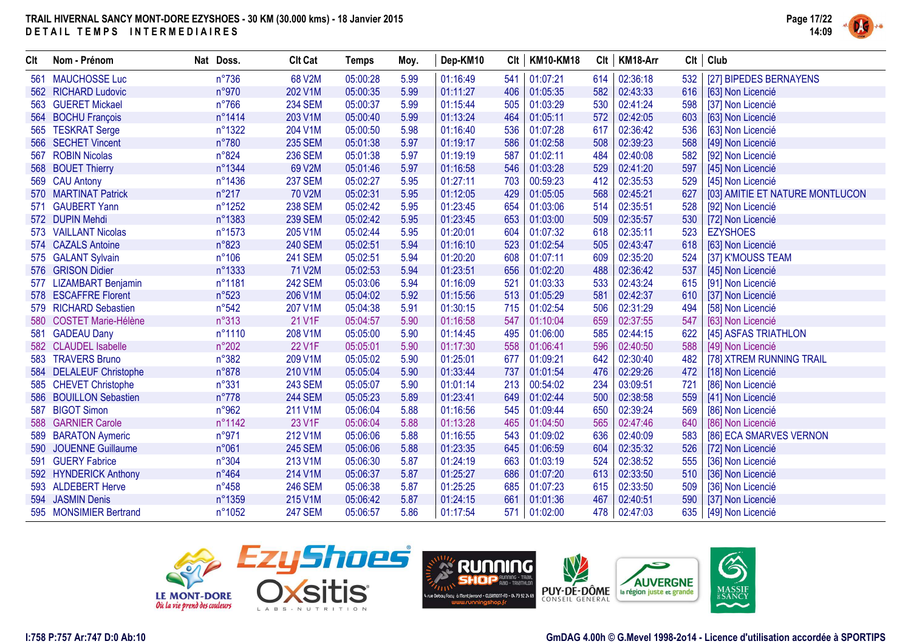# TRAIL HIVERNAL SANCY MONT-DORE EZYSHOES - 30 KM (30.000 kms) - 18 Janvier 2015

DETAIL TEMPS INTERMEDIAIRES

| Clt | Nom - Prénom | Nat | Doss. | Clt Cat | Temps | Moy. | Dep-KM10 | Clt | KM10-KM18 | Clt | KM18-Arr | Clt | Club |
|---|---|---|---|---|---|---|---|---|---|---|---|---|---|
| 561 | MAUCHOSSE Luc | | n°736 | 68 V2M | 05:00:28 | 5.99 | 01:16:49 | 541 | 01:07:21 | 614 | 02:36:18 | 532 | [27] BIPEDES BERNAYENS |
| 562 | RICHARD Ludovic | | n°970 | 202 V1M | 05:00:35 | 5.99 | 01:11:27 | 406 | 01:05:35 | 582 | 02:43:33 | 616 | [63] Non Licencié |
| 563 | GUERET Mickael | | n°766 | 234 SEM | 05:00:37 | 5.99 | 01:15:44 | 505 | 01:03:29 | 530 | 02:41:24 | 598 | [37] Non Licencié |
| 564 | BOCHU François | | n°1414 | 203 V1M | 05:00:40 | 5.99 | 01:13:24 | 464 | 01:05:11 | 572 | 02:42:05 | 603 | [63] Non Licencié |
| 565 | TESKRAT Serge | | n°1322 | 204 V1M | 05:00:50 | 5.98 | 01:16:40 | 536 | 01:07:28 | 617 | 02:36:42 | 536 | [63] Non Licencié |
| 566 | SECHET Vincent | | n°780 | 235 SEM | 05:01:38 | 5.97 | 01:19:17 | 586 | 01:02:58 | 508 | 02:39:23 | 568 | [49] Non Licencié |
| 567 | ROBIN Nicolas | | n°824 | 236 SEM | 05:01:38 | 5.97 | 01:19:19 | 587 | 01:02:11 | 484 | 02:40:08 | 582 | [92] Non Licencié |
| 568 | BOUET Thierry | | n°1344 | 69 V2M | 05:01:46 | 5.97 | 01:16:58 | 546 | 01:03:28 | 529 | 02:41:20 | 597 | [45] Non Licencié |
| 569 | CAU Antony | | n°1436 | 237 SEM | 05:02:27 | 5.95 | 01:27:11 | 703 | 00:59:23 | 412 | 02:35:53 | 529 | [45] Non Licencié |
| 570 | MARTINAT Patrick | | n°217 | 70 V2M | 05:02:31 | 5.95 | 01:12:05 | 429 | 01:05:05 | 568 | 02:45:21 | 627 | [03] AMITIE ET NATURE MONTLUCON |
| 571 | GAUBERT Yann | | n°1252 | 238 SEM | 05:02:42 | 5.95 | 01:23:45 | 654 | 01:03:06 | 514 | 02:35:51 | 528 | [92] Non Licencié |
| 572 | DUPIN Mehdi | | n°1383 | 239 SEM | 05:02:42 | 5.95 | 01:23:45 | 653 | 01:03:00 | 509 | 02:35:57 | 530 | [72] Non Licencié |
| 573 | VAILLANT Nicolas | | n°1573 | 205 V1M | 05:02:44 | 5.95 | 01:20:01 | 604 | 01:07:32 | 618 | 02:35:11 | 523 | EZYSHOES |
| 574 | CAZALS Antoine | | n°823 | 240 SEM | 05:02:51 | 5.94 | 01:16:10 | 523 | 01:02:54 | 505 | 02:43:47 | 618 | [63] Non Licencié |
| 575 | GALANT Sylvain | | n°106 | 241 SEM | 05:02:51 | 5.94 | 01:20:20 | 608 | 01:07:11 | 609 | 02:35:20 | 524 | [37] K'MOUSS TEAM |
| 576 | GRISON Didier | | n°1333 | 71 V2M | 05:02:53 | 5.94 | 01:23:51 | 656 | 01:02:20 | 488 | 02:36:42 | 537 | [45] Non Licencié |
| 577 | LIZAMBART Benjamin | | n°1181 | 242 SEM | 05:03:06 | 5.94 | 01:16:09 | 521 | 01:03:33 | 533 | 02:43:24 | 615 | [91] Non Licencié |
| 578 | ESCAFFRE Florent | | n°523 | 206 V1M | 05:04:02 | 5.92 | 01:15:56 | 513 | 01:05:29 | 581 | 02:42:37 | 610 | [37] Non Licencié |
| 579 | RICHARD Sebastien | | n°542 | 207 V1M | 05:04:38 | 5.91 | 01:30:15 | 715 | 01:02:54 | 506 | 02:31:29 | 494 | [58] Non Licencié |
| 580 | COSTET Marie-Hélène | | n°313 | 21 V1F | 05:04:57 | 5.90 | 01:16:58 | 547 | 01:10:04 | 659 | 02:37:55 | 547 | [63] Non Licencié |
| 581 | GADEAU Dany | | n°1110 | 208 V1M | 05:05:00 | 5.90 | 01:14:45 | 495 | 01:06:00 | 585 | 02:44:15 | 622 | [45] ASFAS TRIATHLON |
| 582 | CLAUDEL Isabelle | | n°202 | 22 V1F | 05:05:01 | 5.90 | 01:17:30 | 558 | 01:06:41 | 596 | 02:40:50 | 588 | [49] Non Licencié |
| 583 | TRAVERS Bruno | | n°382 | 209 V1M | 05:05:02 | 5.90 | 01:25:01 | 677 | 01:09:21 | 642 | 02:30:40 | 482 | [78] XTREM RUNNING TRAIL |
| 584 | DELALEUF Christophe | | n°878 | 210 V1M | 05:05:04 | 5.90 | 01:33:44 | 737 | 01:01:54 | 476 | 02:29:26 | 472 | [18] Non Licencié |
| 585 | CHEVET Christophe | | n°331 | 243 SEM | 05:05:07 | 5.90 | 01:01:14 | 213 | 00:54:02 | 234 | 03:09:51 | 721 | [86] Non Licencié |
| 586 | BOUILLON Sebastien | | n°778 | 244 SEM | 05:05:23 | 5.89 | 01:23:41 | 649 | 01:02:44 | 500 | 02:38:58 | 559 | [41] Non Licencié |
| 587 | BIGOT Simon | | n°962 | 211 V1M | 05:06:04 | 5.88 | 01:16:56 | 545 | 01:09:44 | 650 | 02:39:24 | 569 | [86] Non Licencié |
| 588 | GARNIER Carole | | n°1142 | 23 V1F | 05:06:04 | 5.88 | 01:13:28 | 465 | 01:04:50 | 565 | 02:47:46 | 640 | [86] Non Licencié |
| 589 | BARATON Aymeric | | n°971 | 212 V1M | 05:06:06 | 5.88 | 01:16:55 | 543 | 01:09:02 | 636 | 02:40:09 | 583 | [86] ECA SMARVES VERNON |
| 590 | JOUENNE Guillaume | | n°061 | 245 SEM | 05:06:06 | 5.88 | 01:23:35 | 645 | 01:06:59 | 604 | 02:35:32 | 526 | [72] Non Licencié |
| 591 | GUERY Fabrice | | n°304 | 213 V1M | 05:06:30 | 5.87 | 01:24:19 | 663 | 01:03:19 | 524 | 02:38:52 | 555 | [36] Non Licencié |
| 592 | HYNDERICK Anthony | | n°464 | 214 V1M | 05:06:37 | 5.87 | 01:25:27 | 686 | 01:07:20 | 613 | 02:33:50 | 510 | [36] Non Licencié |
| 593 | ALDEBERT Herve | | n°458 | 246 SEM | 05:06:38 | 5.87 | 01:25:25 | 685 | 01:07:23 | 615 | 02:33:50 | 509 | [36] Non Licencié |
| 594 | JASMIN Denis | | n°1359 | 215 V1M | 05:06:42 | 5.87 | 01:24:15 | 661 | 01:01:36 | 467 | 02:40:51 | 590 | [37] Non Licencié |
| 595 | MONSIMIER Bertrand | | n°1052 | 247 SEM | 05:06:57 | 5.86 | 01:17:54 | 571 | 01:02:00 | 478 | 02:47:03 | 635 | [49] Non Licencié |

I:758 P:757 Ar:747 D:0 Ab:10

GmDAG 4.00h © G.Mevel 1998-2014 - Licence d'utilisation accordée à SPORTIPS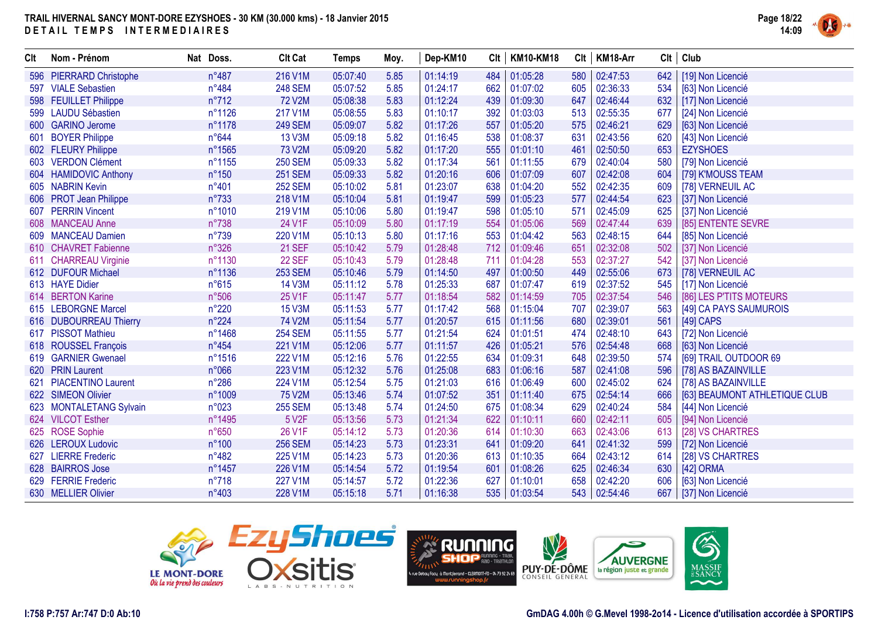**TRAIL HIVERNAL SANCY MONT-DORE EZYSHOES - 30 KM (30.000 kms) - 18 Janvier 2015**

**DETAIL TEMPS INTERMEDIAIRES**

| Clt | Nom - Prénom | Nat | Doss. | Clt Cat | Temps | Moy. | Dep-KM10 | Clt | KM10-KM18 | Clt | KM18-Arr | Clt | Club |
|---|---|---|---|---|---|---|---|---|---|---|---|---|---|
| 596 | PIERRARD Christophe | | n°487 | 216 V1M | 05:07:40 | 5.85 | 01:14:19 | 484 | 01:05:28 | 580 | 02:47:53 | 642 | [19] Non Licencié |
| 597 | VIALE Sebastien | | n°484 | 248 SEM | 05:07:52 | 5.85 | 01:24:17 | 662 | 01:07:02 | 605 | 02:36:33 | 534 | [63] Non Licencié |
| 598 | FEUILLET Philippe | | n°712 | 72 V2M | 05:08:38 | 5.83 | 01:12:24 | 439 | 01:09:30 | 647 | 02:46:44 | 632 | [17] Non Licencié |
| 599 | LAUDU Sébastien | | n°1126 | 217 V1M | 05:08:55 | 5.83 | 01:10:17 | 392 | 01:03:03 | 513 | 02:55:35 | 677 | [24] Non Licencié |
| 600 | GARINO Jerome | | n°1178 | 249 SEM | 05:09:07 | 5.82 | 01:17:26 | 557 | 01:05:20 | 575 | 02:46:21 | 629 | [63] Non Licencié |
| 601 | BOYER Philippe | | n°644 | 13 V3M | 05:09:18 | 5.82 | 01:16:45 | 538 | 01:08:37 | 631 | 02:43:56 | 620 | [43] Non Licencié |
| 602 | FLEURY Philippe | | n°1565 | 73 V2M | 05:09:20 | 5.82 | 01:17:20 | 555 | 01:01:10 | 461 | 02:50:50 | 653 | EZYSHOES |
| 603 | VERDON Clément | | n°1155 | 250 SEM | 05:09:33 | 5.82 | 01:17:34 | 561 | 01:11:55 | 679 | 02:40:04 | 580 | [79] Non Licencié |
| 604 | HAMIDOVIC Anthony | | n°150 | 251 SEM | 05:09:33 | 5.82 | 01:20:16 | 606 | 01:07:09 | 607 | 02:42:08 | 604 | [79] K'MOUSS TEAM |
| 605 | NABRIN Kevin | | n°401 | 252 SEM | 05:10:02 | 5.81 | 01:23:07 | 638 | 01:04:20 | 552 | 02:42:35 | 609 | [78] VERNEUIL AC |
| 606 | PROT Jean Philippe | | n°733 | 218 V1M | 05:10:04 | 5.81 | 01:19:47 | 599 | 01:05:23 | 577 | 02:44:54 | 623 | [37] Non Licencié |
| 607 | PERRIN Vincent | | n°1010 | 219 V1M | 05:10:06 | 5.80 | 01:19:47 | 598 | 01:05:10 | 571 | 02:45:09 | 625 | [37] Non Licencié |
| 608 | MANCEAU Anne | | n°738 | 24 V1F | 05:10:09 | 5.80 | 01:17:19 | 554 | 01:05:06 | 569 | 02:47:44 | 639 | [85] ENTENTE SEVRE |
| 609 | MANCEAU Damien | | n°739 | 220 V1M | 05:10:13 | 5.80 | 01:17:16 | 553 | 01:04:42 | 563 | 02:48:15 | 644 | [85] Non Licencié |
| 610 | CHAVRET Fabienne | | n°326 | 21 SEF | 05:10:42 | 5.79 | 01:28:48 | 712 | 01:09:46 | 651 | 02:32:08 | 502 | [37] Non Licencié |
| 611 | CHARREAU Virginie | | n°1130 | 22 SEF | 05:10:43 | 5.79 | 01:28:48 | 711 | 01:04:28 | 553 | 02:37:27 | 542 | [37] Non Licencié |
| 612 | DUFOUR Michael | | n°1136 | 253 SEM | 05:10:46 | 5.79 | 01:14:50 | 497 | 01:00:50 | 449 | 02:55:06 | 673 | [78] VERNEUIL AC |
| 613 | HAYE Didier | | n°615 | 14 V3M | 05:11:12 | 5.78 | 01:25:33 | 687 | 01:07:47 | 619 | 02:37:52 | 545 | [17] Non Licencié |
| 614 | BERTON Karine | | n°506 | 25 V1F | 05:11:47 | 5.77 | 01:18:54 | 582 | 01:14:59 | 705 | 02:37:54 | 546 | [86] LES P'TITS MOTEURS |
| 615 | LEBORGNE Marcel | | n°220 | 15 V3M | 05:11:53 | 5.77 | 01:17:42 | 568 | 01:15:04 | 707 | 02:39:07 | 563 | [49] CA PAYS SAUMUROIS |
| 616 | DUBOURREAU Thierry | | n°224 | 74 V2M | 05:11:54 | 5.77 | 01:20:57 | 615 | 01:11:56 | 680 | 02:39:01 | 561 | [49] CAPS |
| 617 | PISSOT Mathieu | | n°1468 | 254 SEM | 05:11:55 | 5.77 | 01:21:54 | 624 | 01:01:51 | 474 | 02:48:10 | 643 | [72] Non Licencié |
| 618 | ROUSSEL François | | n°454 | 221 V1M | 05:12:06 | 5.77 | 01:11:57 | 426 | 01:05:21 | 576 | 02:54:48 | 668 | [63] Non Licencié |
| 619 | GARNIER Gwenael | | n°1516 | 222 V1M | 05:12:16 | 5.76 | 01:22:55 | 634 | 01:09:31 | 648 | 02:39:50 | 574 | [69] TRAIL OUTDOOR 69 |
| 620 | PRIN Laurent | | n°066 | 223 V1M | 05:12:32 | 5.76 | 01:25:08 | 683 | 01:06:16 | 587 | 02:41:08 | 596 | [78] AS BAZAINVILLE |
| 621 | PIACENTINO Laurent | | n°286 | 224 V1M | 05:12:54 | 5.75 | 01:21:03 | 616 | 01:06:49 | 600 | 02:45:02 | 624 | [78] AS BAZAINVILLE |
| 622 | SIMEON Olivier | | n°1009 | 75 V2M | 05:13:46 | 5.74 | 01:07:52 | 351 | 01:11:40 | 675 | 02:54:14 | 666 | [63] BEAUMONT ATHLETIQUE CLUB |
| 623 | MONTALETANG Sylvain | | n°023 | 255 SEM | 05:13:48 | 5.74 | 01:24:50 | 675 | 01:08:34 | 629 | 02:40:24 | 584 | [44] Non Licencié |
| 624 | VILCOT Esther | | n°1495 | 5 V2F | 05:13:56 | 5.73 | 01:21:34 | 622 | 01:10:11 | 660 | 02:42:11 | 605 | [94] Non Licencié |
| 625 | ROSE Sophie | | n°650 | 26 V1F | 05:14:12 | 5.73 | 01:20:36 | 614 | 01:10:30 | 663 | 02:43:06 | 613 | [28] VS CHARTRES |
| 626 | LEROUX Ludovic | | n°100 | 256 SEM | 05:14:23 | 5.73 | 01:23:31 | 641 | 01:09:20 | 641 | 02:41:32 | 599 | [72] Non Licencié |
| 627 | LIERRE Frederic | | n°482 | 225 V1M | 05:14:23 | 5.73 | 01:20:36 | 613 | 01:10:35 | 664 | 02:43:12 | 614 | [28] VS CHARTRES |
| 628 | BAIRROS Jose | | n°1457 | 226 V1M | 05:14:54 | 5.72 | 01:19:54 | 601 | 01:08:26 | 625 | 02:46:34 | 630 | [42] ORMA |
| 629 | FERRIE Frederic | | n°718 | 227 V1M | 05:14:57 | 5.72 | 01:22:36 | 627 | 01:10:01 | 658 | 02:42:20 | 606 | [63] Non Licencié |
| 630 | MELLIER Olivier | | n°403 | 228 V1M | 05:15:18 | 5.71 | 01:16:38 | 535 | 01:03:54 | 543 | 02:54:46 | 667 | [37] Non Licencié |

I:758 P:757 Ar:747 D:0 Ab:10

GmDAG 4.00h © G.Mevel 1998-2o14 - Licence d'utilisation accordée à SPORTIPS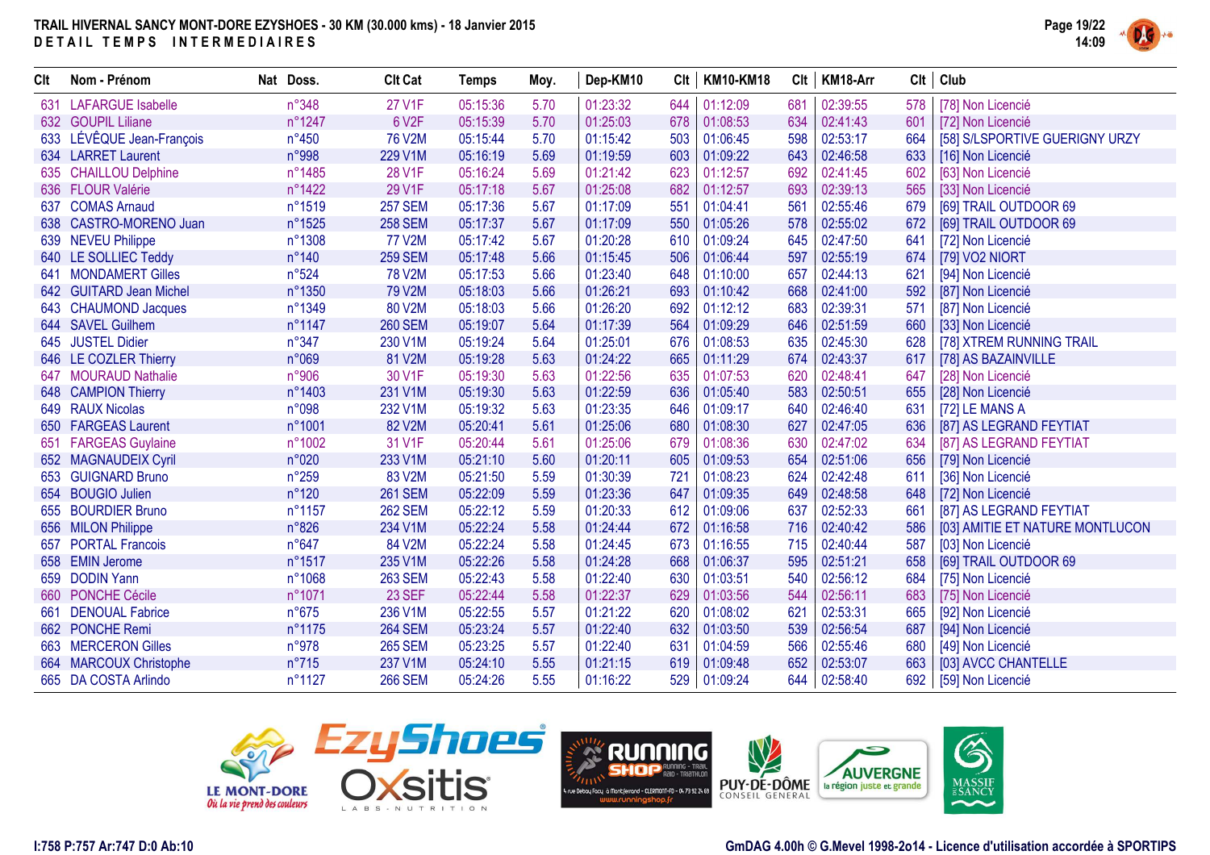**TRAIL HIVERNAL SANCY MONT-DORE EZYSHOES - 30 KM (30.000 kms) - 18 Janvier 2015**

**DETAIL TEMPS INTERMEDIAIRES**

| Clt | Nom - Prénom | Nat | Doss. | Clt Cat | Temps | Moy. | Dep-KM10 | Clt | KM10-KM18 | Clt | KM18-Arr | Clt | Club |
|---|---|---|---|---|---|---|---|---|---|---|---|---|---|
| 631 | LAFARGUE Isabelle | | n°348 | 27 V1F | 05:15:36 | 5.70 | 01:23:32 | 644 | 01:12:09 | 681 | 02:39:55 | 578 | [78] Non Licencié |
| 632 | GOUPIL Liliane | | n°1247 | 6 V2F | 05:15:39 | 5.70 | 01:25:03 | 678 | 01:08:53 | 634 | 02:41:43 | 601 | [72] Non Licencié |
| 633 | LÉVÊQUE Jean-François | | n°450 | 76 V2M | 05:15:44 | 5.70 | 01:15:42 | 503 | 01:06:45 | 598 | 02:53:17 | 664 | [58] S/LSPORTIVE GUERIGNY URZY |
| 634 | LARRET Laurent | | n°998 | 229 V1M | 05:16:19 | 5.69 | 01:19:59 | 603 | 01:09:22 | 643 | 02:46:58 | 633 | [16] Non Licencié |
| 635 | CHAILLOU Delphine | | n°1485 | 28 V1F | 05:16:24 | 5.69 | 01:21:42 | 623 | 01:12:57 | 692 | 02:41:45 | 602 | [63] Non Licencié |
| 636 | FLOUR Valérie | | n°1422 | 29 V1F | 05:17:18 | 5.67 | 01:25:08 | 682 | 01:12:57 | 693 | 02:39:13 | 565 | [33] Non Licencié |
| 637 | COMAS Arnaud | | n°1519 | 257 SEM | 05:17:36 | 5.67 | 01:17:09 | 551 | 01:04:41 | 561 | 02:55:46 | 679 | [69] TRAIL OUTDOOR 69 |
| 638 | CASTRO-MORENO Juan | | n°1525 | 258 SEM | 05:17:37 | 5.67 | 01:17:09 | 550 | 01:05:26 | 578 | 02:55:02 | 672 | [69] TRAIL OUTDOOR 69 |
| 639 | NEVEU Philippe | | n°1308 | 77 V2M | 05:17:42 | 5.67 | 01:20:28 | 610 | 01:09:24 | 645 | 02:47:50 | 641 | [72] Non Licencié |
| 640 | LE SOLLIEC Teddy | | n°140 | 259 SEM | 05:17:48 | 5.66 | 01:15:45 | 506 | 01:06:44 | 597 | 02:55:19 | 674 | [79] VO2 NIORT |
| 641 | MONDAMERT Gilles | | n°524 | 78 V2M | 05:17:53 | 5.66 | 01:23:40 | 648 | 01:10:00 | 657 | 02:44:13 | 621 | [94] Non Licencié |
| 642 | GUITARD Jean Michel | | n°1350 | 79 V2M | 05:18:03 | 5.66 | 01:26:21 | 693 | 01:10:42 | 668 | 02:41:00 | 592 | [87] Non Licencié |
| 643 | CHAUMOND Jacques | | n°1349 | 80 V2M | 05:18:03 | 5.66 | 01:26:20 | 692 | 01:12:12 | 683 | 02:39:31 | 571 | [87] Non Licencié |
| 644 | SAVEL Guilhem | | n°1147 | 260 SEM | 05:19:07 | 5.64 | 01:17:39 | 564 | 01:09:29 | 646 | 02:51:59 | 660 | [33] Non Licencié |
| 645 | JUSTEL Didier | | n°347 | 230 V1M | 05:19:24 | 5.64 | 01:25:01 | 676 | 01:08:53 | 635 | 02:45:30 | 628 | [78] XTREM RUNNING TRAIL |
| 646 | LE COZLER Thierry | | n°069 | 81 V2M | 05:19:28 | 5.63 | 01:24:22 | 665 | 01:11:29 | 674 | 02:43:37 | 617 | [78] AS BAZAINVILLE |
| 647 | MOURAUD Nathalie | | n°906 | 30 V1F | 05:19:30 | 5.63 | 01:22:56 | 635 | 01:07:53 | 620 | 02:48:41 | 647 | [28] Non Licencié |
| 648 | CAMPION Thierry | | n°1403 | 231 V1M | 05:19:30 | 5.63 | 01:22:59 | 636 | 01:05:40 | 583 | 02:50:51 | 655 | [28] Non Licencié |
| 649 | RAUX Nicolas | | n°098 | 232 V1M | 05:19:32 | 5.63 | 01:23:35 | 646 | 01:09:17 | 640 | 02:46:40 | 631 | [72] LE MANS A |
| 650 | FARGEAS Laurent | | n°1001 | 82 V2M | 05:20:41 | 5.61 | 01:25:06 | 680 | 01:08:30 | 627 | 02:47:05 | 636 | [87] AS LEGRAND FEYTIAT |
| 651 | FARGEAS Guylaine | | n°1002 | 31 V1F | 05:20:44 | 5.61 | 01:25:06 | 679 | 01:08:36 | 630 | 02:47:02 | 634 | [87] AS LEGRAND FEYTIAT |
| 652 | MAGNAUDEIX Cyril | | n°020 | 233 V1M | 05:21:10 | 5.60 | 01:20:11 | 605 | 01:09:53 | 654 | 02:51:06 | 656 | [79] Non Licencié |
| 653 | GUIGNARD Bruno | | n°259 | 83 V2M | 05:21:50 | 5.59 | 01:30:39 | 721 | 01:08:23 | 624 | 02:42:48 | 611 | [36] Non Licencié |
| 654 | BOUGIO Julien | | n°120 | 261 SEM | 05:22:09 | 5.59 | 01:23:36 | 647 | 01:09:35 | 649 | 02:48:58 | 648 | [72] Non Licencié |
| 655 | BOURDIER Bruno | | n°1157 | 262 SEM | 05:22:12 | 5.59 | 01:20:33 | 612 | 01:09:06 | 637 | 02:52:33 | 661 | [87] AS LEGRAND FEYTIAT |
| 656 | MILON Philippe | | n°826 | 234 V1M | 05:22:24 | 5.58 | 01:24:44 | 672 | 01:16:58 | 716 | 02:40:42 | 586 | [03] AMITIE ET NATURE MONTLUCON |
| 657 | PORTAL Francois | | n°647 | 84 V2M | 05:22:24 | 5.58 | 01:24:45 | 673 | 01:16:55 | 715 | 02:40:44 | 587 | [03] Non Licencié |
| 658 | EMIN Jerome | | n°1517 | 235 V1M | 05:22:26 | 5.58 | 01:24:28 | 668 | 01:06:37 | 595 | 02:51:21 | 658 | [69] TRAIL OUTDOOR 69 |
| 659 | DODIN Yann | | n°1068 | 263 SEM | 05:22:43 | 5.58 | 01:22:40 | 630 | 01:03:51 | 540 | 02:56:12 | 684 | [75] Non Licencié |
| 660 | PONCHE Cécile | | n°1071 | 23 SEF | 05:22:44 | 5.58 | 01:22:37 | 629 | 01:03:56 | 544 | 02:56:11 | 683 | [75] Non Licencié |
| 661 | DENOUAL Fabrice | | n°675 | 236 V1M | 05:22:55 | 5.57 | 01:21:22 | 620 | 01:08:02 | 621 | 02:53:31 | 665 | [92] Non Licencié |
| 662 | PONCHE Remi | | n°1175 | 264 SEM | 05:23:24 | 5.57 | 01:22:40 | 632 | 01:03:50 | 539 | 02:56:54 | 687 | [94] Non Licencié |
| 663 | MERCERON Gilles | | n°978 | 265 SEM | 05:23:25 | 5.57 | 01:22:40 | 631 | 01:04:59 | 566 | 02:55:46 | 680 | [49] Non Licencié |
| 664 | MARCOUX Christophe | | n°715 | 237 V1M | 05:24:10 | 5.55 | 01:21:15 | 619 | 01:09:48 | 652 | 02:53:07 | 663 | [03] AVCC CHANTELLE |
| 665 | DA COSTA Arlindo | | n°1127 | 266 SEM | 05:24:26 | 5.55 | 01:16:22 | 529 | 01:09:24 | 644 | 02:58:40 | 692 | [59] Non Licencié |

I:758 P:757 Ar:747 D:0 Ab:10

GmDAG 4.00h © G.Mevel 1998-2o14 - Licence d'utilisation accordée à SPORTIPS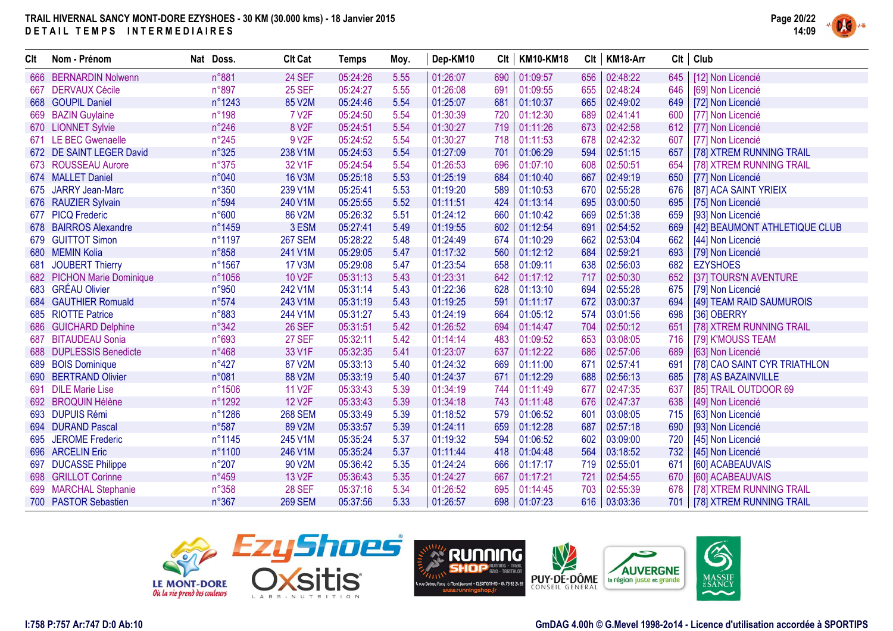# TRAIL HIVERNAL SANCY MONT-DORE EZYSHOES - 30 KM (30.000 kms) - 18 Janvier 2015

## DETAIL TEMPS INTERMEDIAIRES

| Clt | Nom - Prénom | Nat | Doss. | Clt Cat | Temps | Moy. | Dep-KM10 | Clt | KM10-KM18 | Clt | KM18-Arr | Clt | Club |
|---|---|---|---|---|---|---|---|---|---|---|---|---|---|
| 666 | BERNARDIN Nolwenn | | n°881 | 24 SEF | 05:24:26 | 5.55 | 01:26:07 | 690 | 01:09:57 | 656 | 02:48:22 | 645 | [12] Non Licencié |
| 667 | DERVAUX Cécile | | n°897 | 25 SEF | 05:24:27 | 5.55 | 01:26:08 | 691 | 01:09:55 | 655 | 02:48:24 | 646 | [69] Non Licencié |
| 668 | GOUPIL Daniel | | n°1243 | 85 V2M | 05:24:46 | 5.54 | 01:25:07 | 681 | 01:10:37 | 665 | 02:49:02 | 649 | [72] Non Licencié |
| 669 | BAZIN Guylaine | | n°198 | 7 V2F | 05:24:50 | 5.54 | 01:30:39 | 720 | 01:12:30 | 689 | 02:41:41 | 600 | [77] Non Licencié |
| 670 | LIONNET Sylvie | | n°246 | 8 V2F | 05:24:51 | 5.54 | 01:30:27 | 719 | 01:11:26 | 673 | 02:42:58 | 612 | [77] Non Licencié |
| 671 | LE BEC Gwenaelle | | n°245 | 9 V2F | 05:24:52 | 5.54 | 01:30:27 | 718 | 01:11:53 | 678 | 02:42:32 | 607 | [77] Non Licencié |
| 672 | DE SAINT LEGER David | | n°325 | 238 V1M | 05:24:53 | 5.54 | 01:27:09 | 701 | 01:06:29 | 594 | 02:51:15 | 657 | [78] XTREM RUNNING TRAIL |
| 673 | ROUSSEAU Aurore | | n°375 | 32 V1F | 05:24:54 | 5.54 | 01:26:53 | 696 | 01:07:10 | 608 | 02:50:51 | 654 | [78] XTREM RUNNING TRAIL |
| 674 | MALLET Daniel | | n°040 | 16 V3M | 05:25:18 | 5.53 | 01:25:19 | 684 | 01:10:40 | 667 | 02:49:19 | 650 | [77] Non Licencié |
| 675 | JARRY Jean-Marc | | n°350 | 239 V1M | 05:25:41 | 5.53 | 01:19:20 | 589 | 01:10:53 | 670 | 02:55:28 | 676 | [87] ACA SAINT YRIEIX |
| 676 | RAUZIER Sylvain | | n°594 | 240 V1M | 05:25:55 | 5.52 | 01:11:51 | 424 | 01:13:14 | 695 | 03:00:50 | 695 | [75] Non Licencié |
| 677 | PICQ Frederic | | n°600 | 86 V2M | 05:26:32 | 5.51 | 01:24:12 | 660 | 01:10:42 | 669 | 02:51:38 | 659 | [93] Non Licencié |
| 678 | BAIRROS Alexandre | | n°1459 | 3 ESM | 05:27:41 | 5.49 | 01:19:55 | 602 | 01:12:54 | 691 | 02:54:52 | 669 | [42] BEAUMONT ATHLETIQUE CLUB |
| 679 | GUITTOT Simon | | n°1197 | 267 SEM | 05:28:22 | 5.48 | 01:24:49 | 674 | 01:10:29 | 662 | 02:53:04 | 662 | [44] Non Licencié |
| 680 | MEMIN Kolia | | n°858 | 241 V1M | 05:29:05 | 5.47 | 01:17:32 | 560 | 01:12:12 | 684 | 02:59:21 | 693 | [79] Non Licencié |
| 681 | JOUBERT Thierry | | n°1567 | 17 V3M | 05:29:08 | 5.47 | 01:23:54 | 658 | 01:09:11 | 638 | 02:56:03 | 682 | EZYSHOES |
| 682 | PICHON Marie Dominique | | n°1056 | 10 V2F | 05:31:13 | 5.43 | 01:23:31 | 642 | 01:17:12 | 717 | 02:50:30 | 652 | [37] TOURS'N AVENTURE |
| 683 | GRÉAU Olivier | | n°950 | 242 V1M | 05:31:14 | 5.43 | 01:22:36 | 628 | 01:13:10 | 694 | 02:55:28 | 675 | [79] Non Licencié |
| 684 | GAUTHIER Romuald | | n°574 | 243 V1M | 05:31:19 | 5.43 | 01:19:25 | 591 | 01:11:17 | 672 | 03:00:37 | 694 | [49] TEAM RAID SAUMUROIS |
| 685 | RIOTTE Patrice | | n°883 | 244 V1M | 05:31:27 | 5.43 | 01:24:19 | 664 | 01:05:12 | 574 | 03:01:56 | 698 | [36] OBERRY |
| 686 | GUICHARD Delphine | | n°342 | 26 SEF | 05:31:51 | 5.42 | 01:26:52 | 694 | 01:14:47 | 704 | 02:50:12 | 651 | [78] XTREM RUNNING TRAIL |
| 687 | BITAUDEAU Sonia | | n°693 | 27 SEF | 05:32:11 | 5.42 | 01:14:14 | 483 | 01:09:52 | 653 | 03:08:05 | 716 | [79] K'MOUSS TEAM |
| 688 | DUPLESSIS Benedicte | | n°468 | 33 V1F | 05:32:35 | 5.41 | 01:23:07 | 637 | 01:12:22 | 686 | 02:57:06 | 689 | [63] Non Licencié |
| 689 | BOIS Dominique | | n°427 | 87 V2M | 05:33:13 | 5.40 | 01:24:32 | 669 | 01:11:00 | 671 | 02:57:41 | 691 | [78] CAO SAINT CYR TRIATHLON |
| 690 | BERTRAND Olivier | | n°081 | 88 V2M | 05:33:19 | 5.40 | 01:24:37 | 671 | 01:12:29 | 688 | 02:56:13 | 685 | [78] AS BAZAINVILLE |
| 691 | DILE Marie Lise | | n°1506 | 11 V2F | 05:33:43 | 5.39 | 01:34:19 | 744 | 01:11:49 | 677 | 02:47:35 | 637 | [85] TRAIL OUTDOOR 69 |
| 692 | BROQUIN Hélène | | n°1292 | 12 V2F | 05:33:43 | 5.39 | 01:34:18 | 743 | 01:11:48 | 676 | 02:47:37 | 638 | [49] Non Licencié |
| 693 | DUPUIS Rémi | | n°1286 | 268 SEM | 05:33:49 | 5.39 | 01:18:52 | 579 | 01:06:52 | 601 | 03:08:05 | 715 | [63] Non Licencié |
| 694 | DURAND Pascal | | n°587 | 89 V2M | 05:33:57 | 5.39 | 01:24:11 | 659 | 01:12:28 | 687 | 02:57:18 | 690 | [93] Non Licencié |
| 695 | JEROME Frederic | | n°1145 | 245 V1M | 05:35:24 | 5.37 | 01:19:32 | 594 | 01:06:52 | 602 | 03:09:00 | 720 | [45] Non Licencié |
| 696 | ARCELIN Eric | | n°1100 | 246 V1M | 05:35:24 | 5.37 | 01:11:44 | 418 | 01:04:48 | 564 | 03:18:52 | 732 | [45] Non Licencié |
| 697 | DUCASSE Philippe | | n°207 | 90 V2M | 05:36:42 | 5.35 | 01:24:24 | 666 | 01:17:17 | 719 | 02:55:01 | 671 | [60] ACABEAUVAIS |
| 698 | GRILLOT Corinne | | n°459 | 13 V2F | 05:36:43 | 5.35 | 01:24:27 | 667 | 01:17:21 | 721 | 02:54:55 | 670 | [60] ACABEAUVAIS |
| 699 | MARCHAL Stephanie | | n°358 | 28 SEF | 05:37:16 | 5.34 | 01:26:52 | 695 | 01:14:45 | 703 | 02:55:39 | 678 | [78] XTREM RUNNING TRAIL |
| 700 | PASTOR Sebastien | | n°367 | 269 SEM | 05:37:56 | 5.33 | 01:26:57 | 698 | 01:07:23 | 616 | 03:03:36 | 701 | [78] XTREM RUNNING TRAIL |

I:758 P:757 Ar:747 D:0 Ab:10

GmDAG 4.00h © G.Mevel 1998-2o14 - Licence d'utilisation accordée à SPORTIPS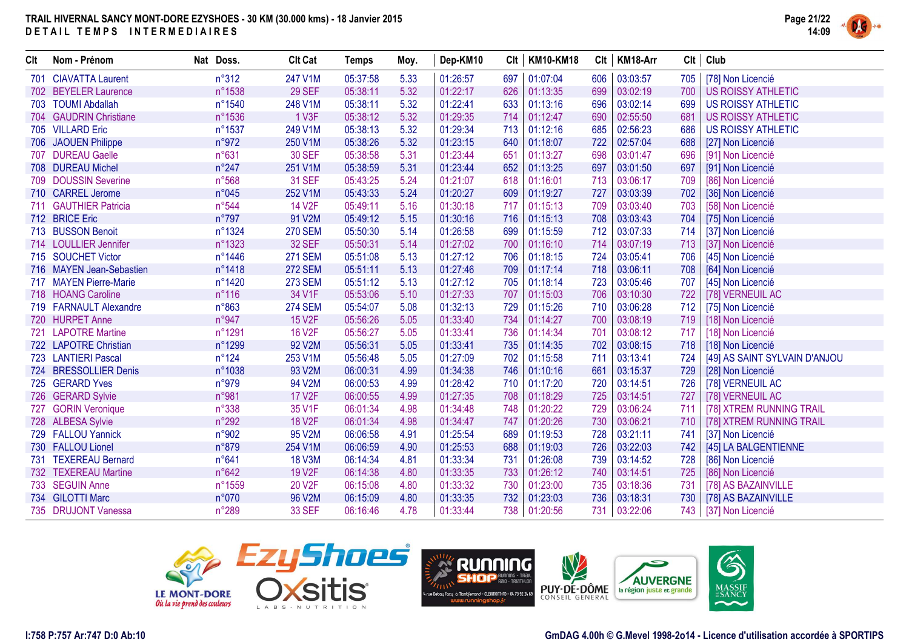**TRAIL HIVERNAL SANCY MONT-DORE EZYSHOES - 30 KM (30.000 kms) - 18 Janvier 2015**

**DETAIL TEMPS INTERMEDIAIRES**

| Clt | Nom - Prénom | Nat | Doss. | Clt Cat | Temps | Moy. | Dep-KM10 | Clt | KM10-KM18 | Clt | KM18-Arr | Clt | Club |
|---|---|---|---|---|---|---|---|---|---|---|---|---|---|
| 701 | CIAVATTA Laurent | | n°312 | 247 V1M | 05:37:58 | 5.33 | 01:26:57 | 697 | 01:07:04 | 606 | 03:03:57 | 705 | [78] Non Licencié |
| 702 | BEYELER Laurence | | n°1538 | 29 SEF | 05:38:11 | 5.32 | 01:22:17 | 626 | 01:13:35 | 699 | 03:02:19 | 700 | US ROISSY ATHLETIC |
| 703 | TOUMI Abdallah | | n°1540 | 248 V1M | 05:38:11 | 5.32 | 01:22:41 | 633 | 01:13:16 | 696 | 03:02:14 | 699 | US ROISSY ATHLETIC |
| 704 | GAUDRIN Christiane | | n°1536 | 1 V3F | 05:38:12 | 5.32 | 01:29:35 | 714 | 01:12:47 | 690 | 02:55:50 | 681 | US ROISSY ATHLETIC |
| 705 | VILLARD Eric | | n°1537 | 249 V1M | 05:38:13 | 5.32 | 01:29:34 | 713 | 01:12:16 | 685 | 02:56:23 | 686 | US ROISSY ATHLETIC |
| 706 | JAOUEN Philippe | | n°972 | 250 V1M | 05:38:26 | 5.32 | 01:23:15 | 640 | 01:18:07 | 722 | 02:57:04 | 688 | [27] Non Licencié |
| 707 | DUREAU Gaelle | | n°631 | 30 SEF | 05:38:58 | 5.31 | 01:23:44 | 651 | 01:13:27 | 698 | 03:01:47 | 696 | [91] Non Licencié |
| 708 | DUREAU Michel | | n°247 | 251 V1M | 05:38:59 | 5.31 | 01:23:44 | 652 | 01:13:25 | 697 | 03:01:50 | 697 | [91] Non Licencié |
| 709 | DOUSSIN Severine | | n°568 | 31 SEF | 05:43:25 | 5.24 | 01:21:07 | 618 | 01:16:01 | 713 | 03:06:17 | 709 | [86] Non Licencié |
| 710 | CARREL Jerome | | n°045 | 252 V1M | 05:43:33 | 5.24 | 01:20:27 | 609 | 01:19:27 | 727 | 03:03:39 | 702 | [36] Non Licencié |
| 711 | GAUTHIER Patricia | | n°544 | 14 V2F | 05:49:11 | 5.16 | 01:30:18 | 717 | 01:15:13 | 709 | 03:03:40 | 703 | [58] Non Licencié |
| 712 | BRICE Eric | | n°797 | 91 V2M | 05:49:12 | 5.15 | 01:30:16 | 716 | 01:15:13 | 708 | 03:03:43 | 704 | [75] Non Licencié |
| 713 | BUSSON Benoit | | n°1324 | 270 SEM | 05:50:30 | 5.14 | 01:26:58 | 699 | 01:15:59 | 712 | 03:07:33 | 714 | [37] Non Licencié |
| 714 | LOULLIER Jennifer | | n°1323 | 32 SEF | 05:50:31 | 5.14 | 01:27:02 | 700 | 01:16:10 | 714 | 03:07:19 | 713 | [37] Non Licencié |
| 715 | SOUCHET Victor | | n°1446 | 271 SEM | 05:51:08 | 5.13 | 01:27:12 | 706 | 01:18:15 | 724 | 03:05:41 | 706 | [45] Non Licencié |
| 716 | MAYEN Jean-Sebastien | | n°1418 | 272 SEM | 05:51:11 | 5.13 | 01:27:46 | 709 | 01:17:14 | 718 | 03:06:11 | 708 | [64] Non Licencié |
| 717 | MAYEN Pierre-Marie | | n°1420 | 273 SEM | 05:51:12 | 5.13 | 01:27:12 | 705 | 01:18:14 | 723 | 03:05:46 | 707 | [45] Non Licencié |
| 718 | HOANG Caroline | | n°116 | 34 V1F | 05:53:06 | 5.10 | 01:27:33 | 707 | 01:15:03 | 706 | 03:10:30 | 722 | [78] VERNEUIL AC |
| 719 | FARNAULT Alexandre | | n°863 | 274 SEM | 05:54:07 | 5.08 | 01:32:13 | 729 | 01:15:26 | 710 | 03:06:28 | 712 | [75] Non Licencié |
| 720 | HURPET Anne | | n°947 | 15 V2F | 05:56:26 | 5.05 | 01:33:40 | 734 | 01:14:27 | 700 | 03:08:19 | 719 | [18] Non Licencié |
| 721 | LAPOTRE Martine | | n°1291 | 16 V2F | 05:56:27 | 5.05 | 01:33:41 | 736 | 01:14:34 | 701 | 03:08:12 | 717 | [18] Non Licencié |
| 722 | LAPOTRE Christian | | n°1299 | 92 V2M | 05:56:31 | 5.05 | 01:33:41 | 735 | 01:14:35 | 702 | 03:08:15 | 718 | [18] Non Licencié |
| 723 | LANTIERI Pascal | | n°124 | 253 V1M | 05:56:48 | 5.05 | 01:27:09 | 702 | 01:15:58 | 711 | 03:13:41 | 724 | [49] AS SAINT SYLVAIN D'ANJOU |
| 724 | BRESSOLLIER Denis | | n°1038 | 93 V2M | 06:00:31 | 4.99 | 01:34:38 | 746 | 01:10:16 | 661 | 03:15:37 | 729 | [28] Non Licencié |
| 725 | GERARD Yves | | n°979 | 94 V2M | 06:00:53 | 4.99 | 01:28:42 | 710 | 01:17:20 | 720 | 03:14:51 | 726 | [78] VERNEUIL AC |
| 726 | GERARD Sylvie | | n°981 | 17 V2F | 06:00:55 | 4.99 | 01:27:35 | 708 | 01:18:29 | 725 | 03:14:51 | 727 | [78] VERNEUIL AC |
| 727 | GORIN Veronique | | n°338 | 35 V1F | 06:01:34 | 4.98 | 01:34:48 | 748 | 01:20:22 | 729 | 03:06:24 | 711 | [78] XTREM RUNNING TRAIL |
| 728 | ALBESA Sylvie | | n°292 | 18 V2F | 06:01:34 | 4.98 | 01:34:47 | 747 | 01:20:26 | 730 | 03:06:21 | 710 | [78] XTREM RUNNING TRAIL |
| 729 | FALLOU Yannick | | n°902 | 95 V2M | 06:06:58 | 4.91 | 01:25:54 | 689 | 01:19:53 | 728 | 03:21:11 | 741 | [37] Non Licencié |
| 730 | FALLOU Lionel | | n°879 | 254 V1M | 06:06:59 | 4.90 | 01:25:53 | 688 | 01:19:03 | 726 | 03:22:03 | 742 | [45] LA BALGENTIENNE |
| 731 | TEXEREAU Bernard | | n°641 | 18 V3M | 06:14:34 | 4.81 | 01:33:34 | 731 | 01:26:08 | 739 | 03:14:52 | 728 | [86] Non Licencié |
| 732 | TEXEREAU Martine | | n°642 | 19 V2F | 06:14:38 | 4.80 | 01:33:35 | 733 | 01:26:12 | 740 | 03:14:51 | 725 | [86] Non Licencié |
| 733 | SEGUIN Anne | | n°1559 | 20 V2F | 06:15:08 | 4.80 | 01:33:32 | 730 | 01:23:00 | 735 | 03:18:36 | 731 | [78] AS BAZAINVILLE |
| 734 | GILOTTI Marc | | n°070 | 96 V2M | 06:15:09 | 4.80 | 01:33:35 | 732 | 01:23:03 | 736 | 03:18:31 | 730 | [78] AS BAZAINVILLE |
| 735 | DRUJONT Vanessa | | n°289 | 33 SEF | 06:16:46 | 4.78 | 01:33:44 | 738 | 01:20:56 | 731 | 03:22:06 | 743 | [37] Non Licencié |

I:758 P:757 Ar:747 D:0 Ab:10

GmDAG 4.00h © G.Mevel 1998-2014 - Licence d'utilisation accordée à SPORTIPS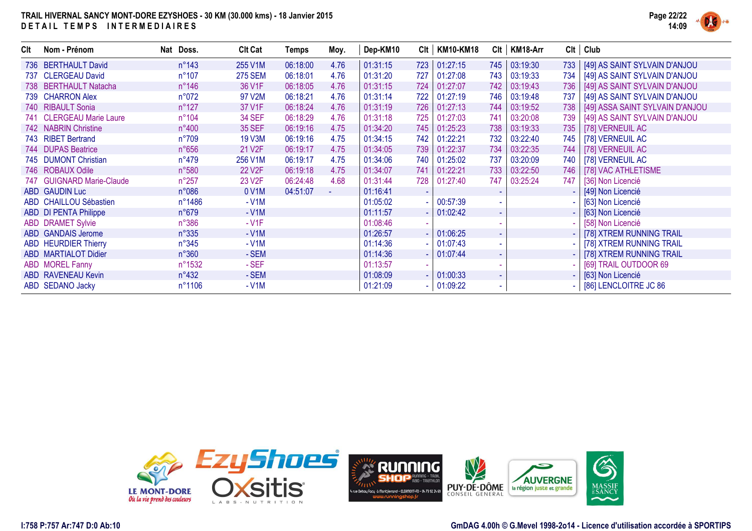**TRAIL HIVERNAL SANCY MONT-DORE EZYSHOES - 30 KM (30.000 kms) - 18 Janvier 2015**
**DETAIL TEMPS INTERMEDIAIRES**

| Clt | Nom - Prénom | Nat | Doss. | Clt Cat | Temps | Moy. | Dep-KM10 | Clt | KM10-KM18 | Clt | KM18-Arr | Clt | Club |
|---|---|---|---|---|---|---|---|---|---|---|---|---|---|
| 736 | BERTHAULT David | | n°143 | 255 V1M | 06:18:00 | 4.76 | 01:31:15 | 723 | 01:27:15 | 745 | 03:19:30 | 733 | [49] AS SAINT SYLVAIN D'ANJOU |
| 737 | CLERGEAU David | | n°107 | 275 SEM | 06:18:01 | 4.76 | 01:31:20 | 727 | 01:27:08 | 743 | 03:19:33 | 734 | [49] AS SAINT SYLVAIN D'ANJOU |
| 738 | BERTHAULT Natacha | | n°146 | 36 V1F | 06:18:05 | 4.76 | 01:31:15 | 724 | 01:27:07 | 742 | 03:19:43 | 736 | [49] AS SAINT SYLVAIN D'ANJOU |
| 739 | CHARRON Alex | | n°072 | 97 V2M | 06:18:21 | 4.76 | 01:31:14 | 722 | 01:27:19 | 746 | 03:19:48 | 737 | [49] AS SAINT SYLVAIN D'ANJOU |
| 740 | RIBAULT Sonia | | n°127 | 37 V1F | 06:18:24 | 4.76 | 01:31:19 | 726 | 01:27:13 | 744 | 03:19:52 | 738 | [49] ASSA SAINT SYLVAIN D'ANJOU |
| 741 | CLERGEAU Marie Laure | | n°104 | 34 SEF | 06:18:29 | 4.76 | 01:31:18 | 725 | 01:27:03 | 741 | 03:20:08 | 739 | [49] AS SAINT SYLVAIN D'ANJOU |
| 742 | NABRIN Christine | | n°400 | 35 SEF | 06:19:16 | 4.75 | 01:34:20 | 745 | 01:25:23 | 738 | 03:19:33 | 735 | [78] VERNEUIL AC |
| 743 | RIBET Bertrand | | n°709 | 19 V3M | 06:19:16 | 4.75 | 01:34:15 | 742 | 01:22:21 | 732 | 03:22:40 | 745 | [78] VERNEUIL AC |
| 744 | DUPAS Beatrice | | n°656 | 21 V2F | 06:19:17 | 4.75 | 01:34:05 | 739 | 01:22:37 | 734 | 03:22:35 | 744 | [78] VERNEUIL AC |
| 745 | DUMONT Christian | | n°479 | 256 V1M | 06:19:17 | 4.75 | 01:34:06 | 740 | 01:25:02 | 737 | 03:20:09 | 740 | [78] VERNEUIL AC |
| 746 | ROBAUX Odile | | n°580 | 22 V2F | 06:19:18 | 4.75 | 01:34:07 | 741 | 01:22:21 | 733 | 03:22:50 | 746 | [78] VAC ATHLETISME |
| 747 | GUIGNARD Marie-Claude | | n°257 | 23 V2F | 06:24:48 | 4.68 | 01:31:44 | 728 | 01:27:40 | 747 | 03:25:24 | 747 | [36] Non Licencié |
| ABD | GAUDIN Luc | | n°086 | 0 V1M | 04:51:07 | - | 01:16:41 | - | | - | | - | [49] Non Licencié |
| ABD | CHAILLOU Sébastien | | n°1486 | - V1M | | | 01:05:02 | - | 00:57:39 | - | | - | [63] Non Licencié |
| ABD | DI PENTA Philippe | | n°679 | - V1M | | | 01:11:57 | - | 01:02:42 | - | | - | [63] Non Licencié |
| ABD | DRAMET Sylvie | | n°386 | - V1F | | | 01:08:46 | - | | - | | - | [58] Non Licencié |
| ABD | GANDAIS Jerome | | n°335 | - V1M | | | 01:26:57 | - | 01:06:25 | - | | - | [78] XTREM RUNNING TRAIL |
| ABD | HEURDIER Thierry | | n°345 | - V1M | | | 01:14:36 | - | 01:07:43 | - | | - | [78] XTREM RUNNING TRAIL |
| ABD | MARTIALOT Didier | | n°360 | - SEM | | | 01:14:36 | - | 01:07:44 | - | | - | [78] XTREM RUNNING TRAIL |
| ABD | MOREL Fanny | | n°1532 | - SEF | | | 01:13:57 | - | | - | | - | [69] TRAIL OUTDOOR 69 |
| ABD | RAVENEAU Kevin | | n°432 | - SEM | | | 01:08:09 | - | 01:00:33 | - | | - | [63] Non Licencié |
| ABD | SEDANO Jacky | | n°1106 | - V1M | | | 01:21:09 | - | 01:09:22 | - | | - | [86] LENCLOITRE JC 86 |

I:758 P:757 Ar:747 D:0 Ab:10

GmDAG 4.00h © G.Mevel 1998-2014 - Licence d'utilisation accordée à SPORTIPS